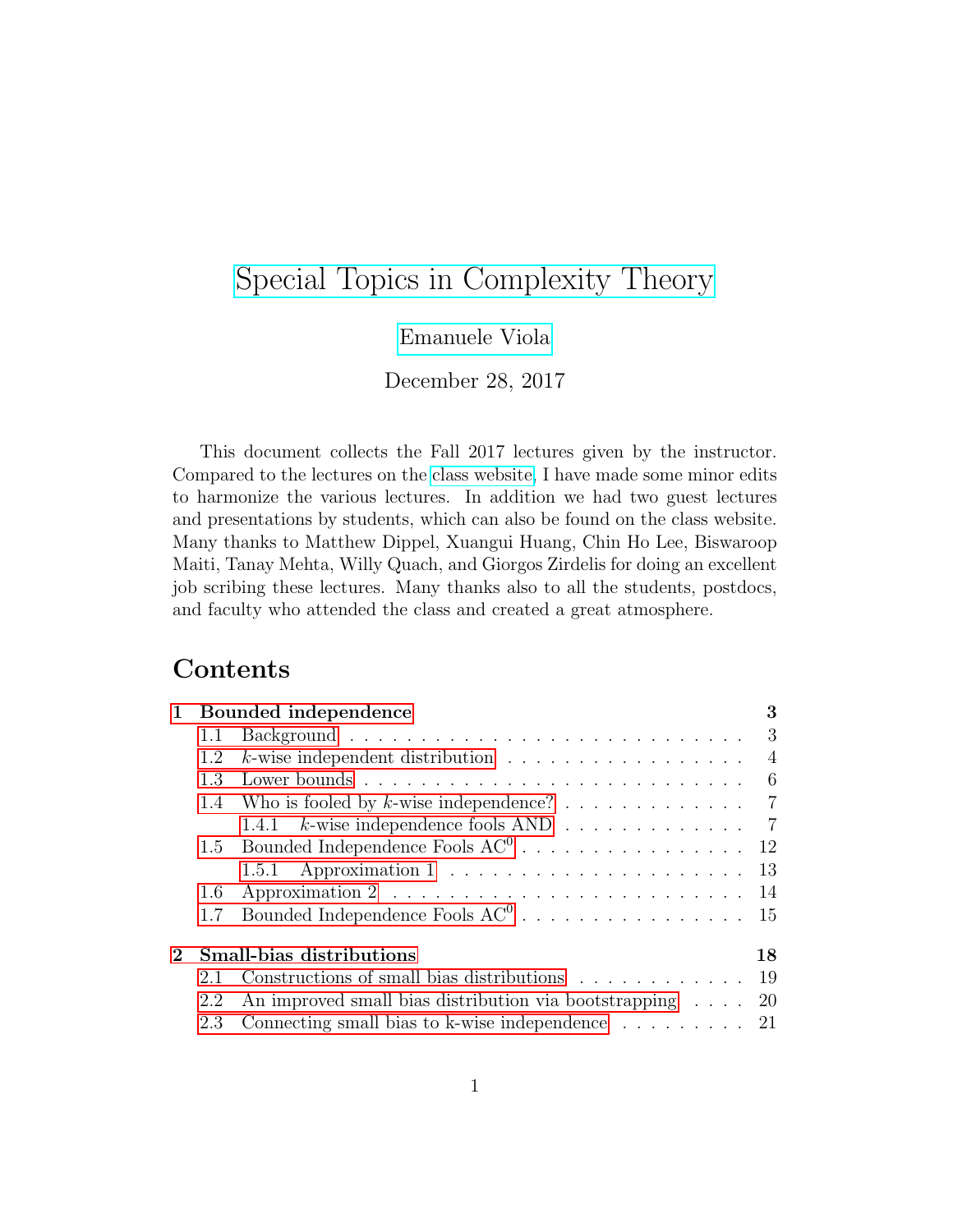# Special Topics in Complexity Theory

Emanuele Viola

December 28, 2017

This document collects the Fall 2017 lectures given by the instructor. Compared to the lectures on the class website, I have made some minor edits to harmonize the various lectures. In addition we had two guest lectures and presentations by students, which can also be found on the class website. Many thanks to Matthew Dippel, Xuangui Huang, Chin Ho Lee, Biswaroop Maiti, Tanay Mehta, Willy Quach, and Giorgos Zirdelis for doing an excellent job scribing these lectures. Many thanks also to all the students, postdocs, and faculty who attended the class and created a great atmosphere.

## Contents

- **1 Bounded independence** — 3
  - 1.1 Background — 3
  - 1.2 $k$-wise independent distribution — 4
  - 1.3 Lower bounds — 6
  - 1.4 Who is fooled by $k$-wise independence? — 7
    - 1.4.1 $k$-wise independence fools AND — 7
  - 1.5 Bounded Independence Fools $AC^0$ — 12
    - 1.5.1 Approximation 1 — 13
  - 1.6 Approximation 2 — 14
  - 1.7 Bounded Independence Fools $AC^0$ — 15
- **2 Small-bias distributions** — 18
  - 2.1 Constructions of small bias distributions — 19
  - 2.2 An improved small bias distribution via bootstrapping — 20
  - 2.3 Connecting small bias to k-wise independence — 21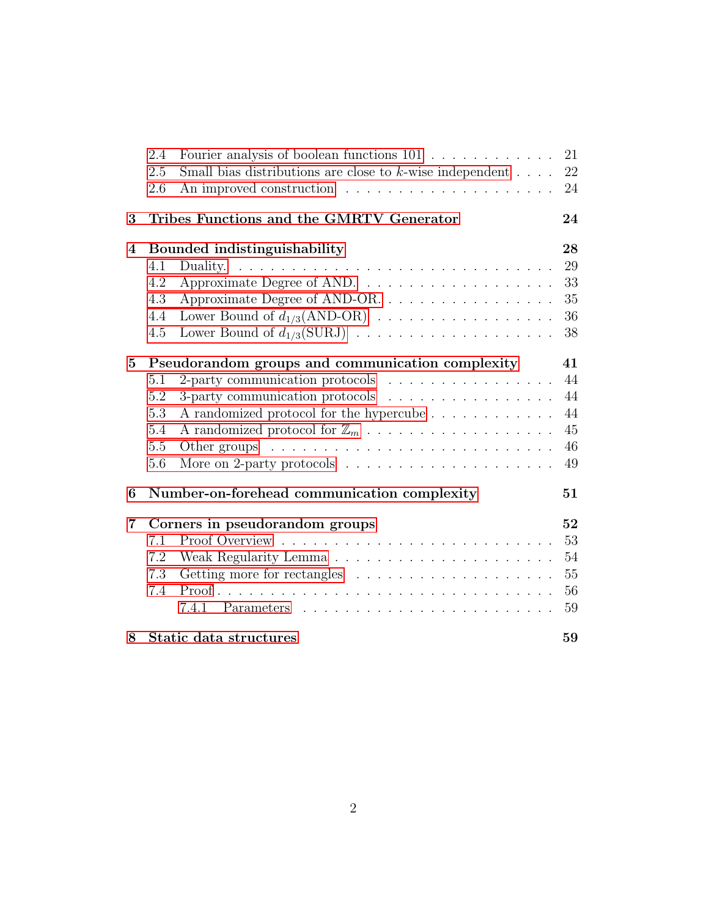2.4 Fourier analysis of boolean functions 101 . . . . . . . . . . . . 21
2.5 Small bias distributions are close to $k$-wise independent . . . . 22
2.6 An improved construction . . . . . . . . . . . . . . . . . . . . 24

**3 Tribes Functions and the GMRTV Generator** **24**

**4 Bounded indistinguishability** **28**
4.1 Duality. . . . . . . . . . . . . . . . . . . . . . . . . . . . . . . 29
4.2 Approximate Degree of AND. . . . . . . . . . . . . . . . . . . 33
4.3 Approximate Degree of AND-OR. . . . . . . . . . . . . . . . . 35
4.4 Lower Bound of $d_{1/3}$(AND-OR) . . . . . . . . . . . . . . . . 36
4.5 Lower Bound of $d_{1/3}$(SURJ) . . . . . . . . . . . . . . . . . . 38

**5 Pseudorandom groups and communication complexity** **41**
5.1 2-party communication protocols . . . . . . . . . . . . . . . . 44
5.2 3-party communication protocols . . . . . . . . . . . . . . . . 44
5.3 A randomized protocol for the hypercube . . . . . . . . . . . . 44
5.4 A randomized protocol for $\mathbb{Z}_m$ . . . . . . . . . . . . . . . . . 45
5.5 Other groups . . . . . . . . . . . . . . . . . . . . . . . . . . . 46
5.6 More on 2-party protocols . . . . . . . . . . . . . . . . . . . . 49

**6 Number-on-forehead communication complexity** **51**

**7 Corners in pseudorandom groups** **52**
7.1 Proof Overview . . . . . . . . . . . . . . . . . . . . . . . . . . 53
7.2 Weak Regularity Lemma . . . . . . . . . . . . . . . . . . . . . 54
7.3 Getting more for rectangles . . . . . . . . . . . . . . . . . . . 55
7.4 Proof . . . . . . . . . . . . . . . . . . . . . . . . . . . . . . . . 56
7.4.1 Parameters . . . . . . . . . . . . . . . . . . . . . . . . . 59

**8 Static data structures** **59**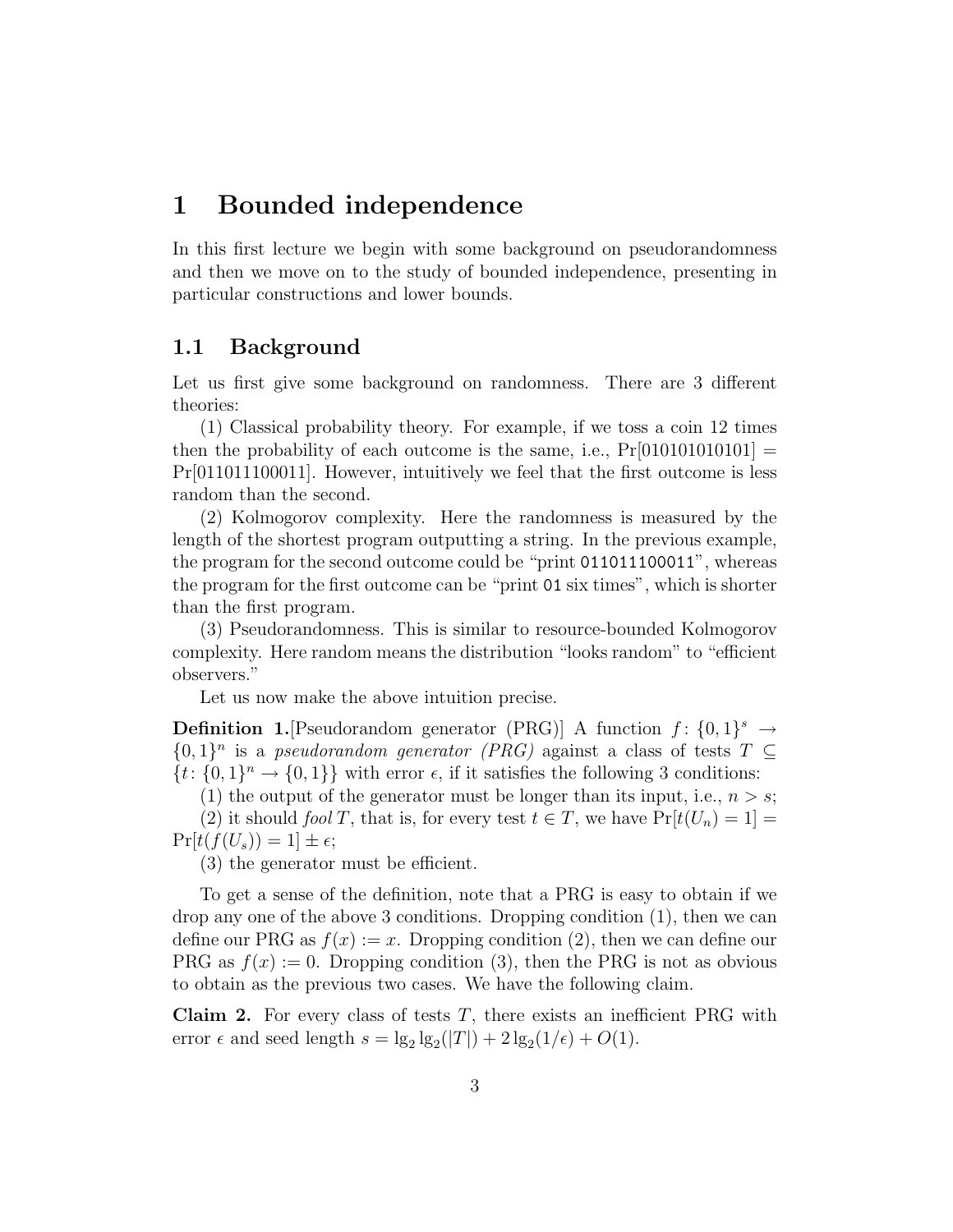# 1 Bounded independence

In this first lecture we begin with some background on pseudorandomness and then we move on to the study of bounded independence, presenting in particular constructions and lower bounds.

## 1.1 Background

Let us first give some background on randomness. There are 3 different theories:

(1) Classical probability theory. For example, if we toss a coin 12 times then the probability of each outcome is the same, i.e., $\Pr[010101010101] = \Pr[011011100011]$. However, intuitively we feel that the first outcome is less random than the second.

(2) Kolmogorov complexity. Here the randomness is measured by the length of the shortest program outputting a string. In the previous example, the program for the second outcome could be "print `011011100011`", whereas the program for the first outcome can be "print `01` six times", which is shorter than the first program.

(3) Pseudorandomness. This is similar to resource-bounded Kolmogorov complexity. Here random means the distribution "looks random" to "efficient observers."

Let us now make the above intuition precise.

**Definition 1.**[Pseudorandom generator (PRG)] A function $f\colon \{0,1\}^s \to \{0,1\}^n$ is a *pseudorandom generator (PRG)* against a class of tests $T \subseteq \{t\colon \{0,1\}^n \to \{0,1\}\}$ with error $\epsilon$, if it satisfies the following 3 conditions:

(1) the output of the generator must be longer than its input, i.e., $n > s$;

(2) it should *fool* $T$, that is, for every test $t \in T$, we have $\Pr[t(U_n) = 1] = \Pr[t(f(U_s)) = 1] \pm \epsilon$;

(3) the generator must be efficient.

To get a sense of the definition, note that a PRG is easy to obtain if we drop any one of the above 3 conditions. Dropping condition (1), then we can define our PRG as $f(x) := x$. Dropping condition (2), then we can define our PRG as $f(x) := 0$. Dropping condition (3), then the PRG is not as obvious to obtain as the previous two cases. We have the following claim.

**Claim 2.** For every class of tests $T$, there exists an inefficient PRG with error $\epsilon$ and seed length $s = \lg_2 \lg_2(|T|) + 2\lg_2(1/\epsilon) + O(1)$.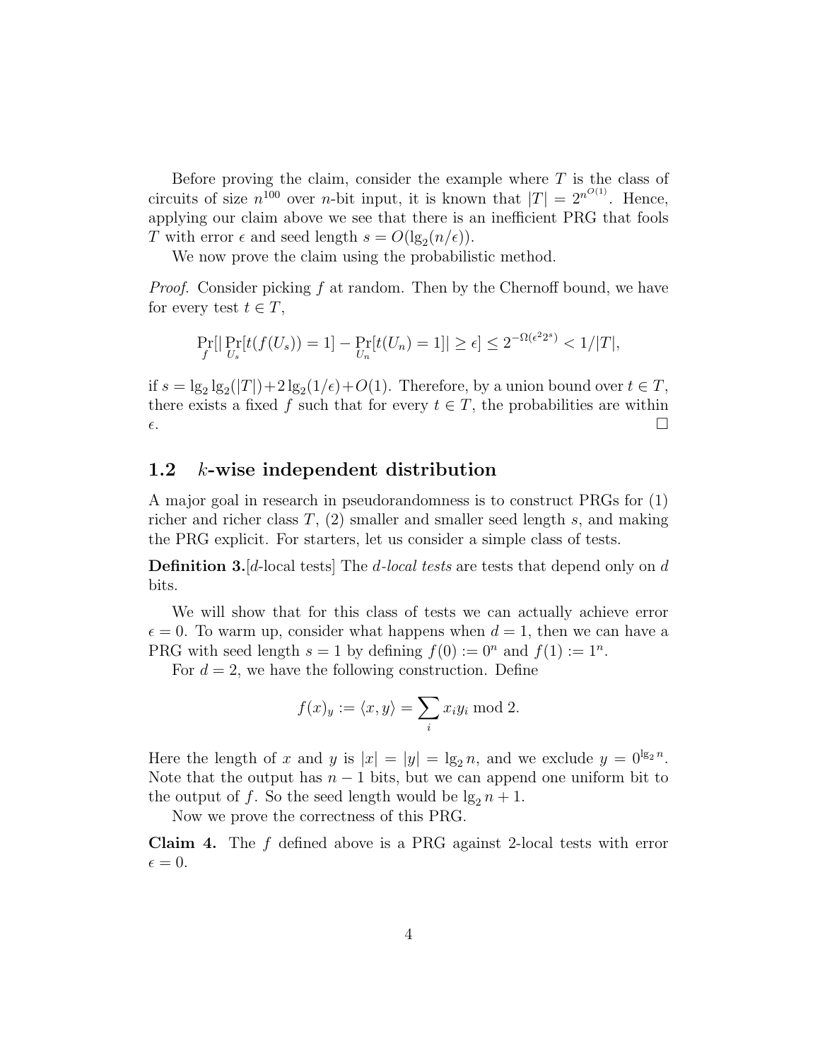Before proving the claim, consider the example where $T$ is the class of circuits of size $n^{100}$ over $n$-bit input, it is known that $|T| = 2^{n^{O(1)}}$. Hence, applying our claim above we see that there is an inefficient PRG that fools $T$ with error $\epsilon$ and seed length $s = O(\lg_2(n/\epsilon))$.

We now prove the claim using the probabilistic method.

*Proof.* Consider picking $f$ at random. Then by the Chernoff bound, we have for every test $t \in T$,

$$\Pr_f[|\Pr_{U_s}[t(f(U_s)) = 1] - \Pr_{U_n}[t(U_n) = 1]| \geq \epsilon] \leq 2^{-\Omega(\epsilon^2 2^s)} < 1/|T|,$$

if $s = \lg_2 \lg_2(|T|) + 2\lg_2(1/\epsilon) + O(1)$. Therefore, by a union bound over $t \in T$, there exists a fixed $f$ such that for every $t \in T$, the probabilities are within $\epsilon$. □

## 1.2 $k$-wise independent distribution

A major goal in research in pseudorandomness is to construct PRGs for (1) richer and richer class $T$, (2) smaller and smaller seed length $s$, and making the PRG explicit. For starters, let us consider a simple class of tests.

**Definition 3.**[$d$-local tests] The *$d$-local tests* are tests that depend only on $d$ bits.

We will show that for this class of tests we can actually achieve error $\epsilon = 0$. To warm up, consider what happens when $d = 1$, then we can have a PRG with seed length $s = 1$ by defining $f(0) := 0^n$ and $f(1) := 1^n$.

For $d = 2$, we have the following construction. Define

$$f(x)_y := \langle x, y \rangle = \sum_i x_i y_i \bmod 2.$$

Here the length of $x$ and $y$ is $|x| = |y| = \lg_2 n$, and we exclude $y = 0^{\lg_2 n}$. Note that the output has $n - 1$ bits, but we can append one uniform bit to the output of $f$. So the seed length would be $\lg_2 n + 1$.

Now we prove the correctness of this PRG.

**Claim 4.** The $f$ defined above is a PRG against 2-local tests with error $\epsilon = 0$.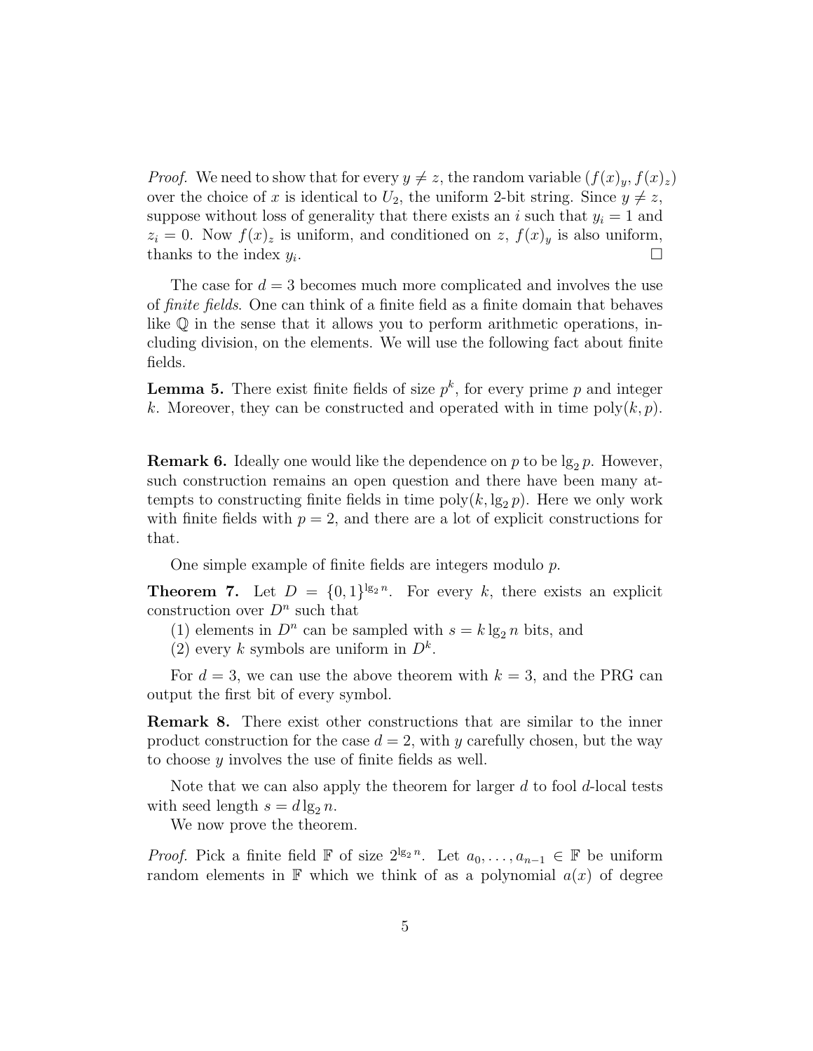*Proof.* We need to show that for every $y \neq z$, the random variable $(f(x)_y, f(x)_z)$ over the choice of $x$ is identical to $U_2$, the uniform 2-bit string. Since $y \neq z$, suppose without loss of generality that there exists an $i$ such that $y_i = 1$ and $z_i = 0$. Now $f(x)_z$ is uniform, and conditioned on $z$, $f(x)_y$ is also uniform, thanks to the index $y_i$. □

The case for $d = 3$ becomes much more complicated and involves the use of *finite fields*. One can think of a finite field as a finite domain that behaves like $\mathbb{Q}$ in the sense that it allows you to perform arithmetic operations, including division, on the elements. We will use the following fact about finite fields.

**Lemma 5.** There exist finite fields of size $p^k$, for every prime $p$ and integer $k$. Moreover, they can be constructed and operated with in time $\text{poly}(k, p)$.

**Remark 6.** Ideally one would like the dependence on $p$ to be $\lg_2 p$. However, such construction remains an open question and there have been many attempts to constructing finite fields in time $\text{poly}(k, \lg_2 p)$. Here we only work with finite fields with $p = 2$, and there are a lot of explicit constructions for that.

One simple example of finite fields are integers modulo $p$.

**Theorem 7.** Let $D = \{0, 1\}^{\lg_2 n}$. For every $k$, there exists an explicit construction over $D^n$ such that

(1) elements in $D^n$ can be sampled with $s = k \lg_2 n$ bits, and

(2) every $k$ symbols are uniform in $D^k$.

For $d = 3$, we can use the above theorem with $k = 3$, and the PRG can output the first bit of every symbol.

**Remark 8.** There exist other constructions that are similar to the inner product construction for the case $d = 2$, with $y$ carefully chosen, but the way to choose $y$ involves the use of finite fields as well.

Note that we can also apply the theorem for larger $d$ to fool $d$-local tests with seed length $s = d \lg_2 n$.

We now prove the theorem.

*Proof.* Pick a finite field $\mathbb{F}$ of size $2^{\lg_2 n}$. Let $a_0, \ldots, a_{n-1} \in \mathbb{F}$ be uniform random elements in $\mathbb{F}$ which we think of as a polynomial $a(x)$ of degree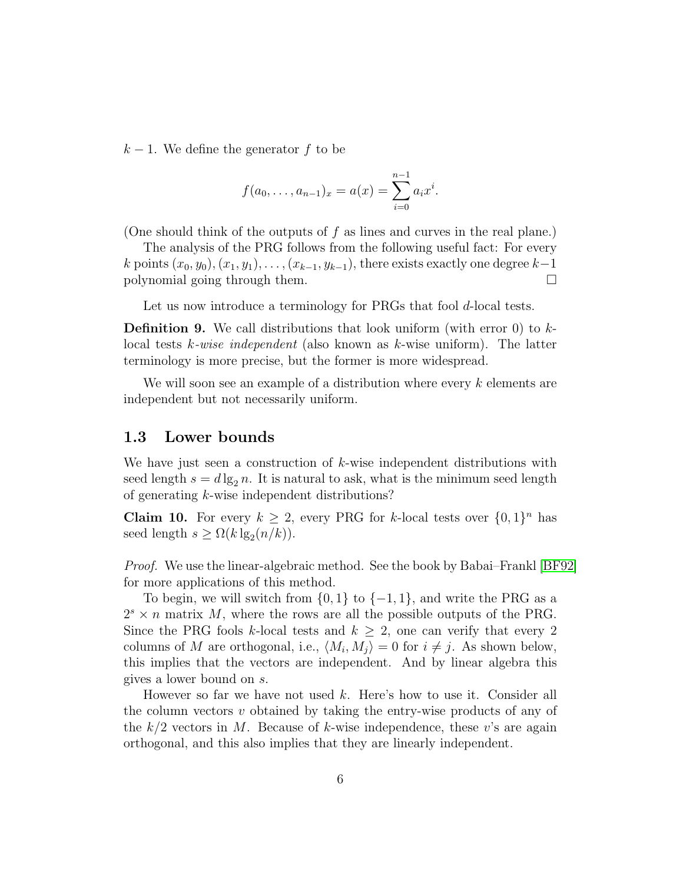$k-1$. We define the generator $f$ to be

$$f(a_0, \ldots, a_{n-1})_x = a(x) = \sum_{i=0}^{n-1} a_i x^i.$$

(One should think of the outputs of $f$ as lines and curves in the real plane.)

The analysis of the PRG follows from the following useful fact: For every $k$ points $(x_0, y_0), (x_1, y_1), \ldots, (x_{k-1}, y_{k-1})$, there exists exactly one degree $k-1$ polynomial going through them. □

Let us now introduce a terminology for PRGs that fool $d$-local tests.

**Definition 9.** We call distributions that look uniform (with error 0) to $k$-local tests *$k$-wise independent* (also known as $k$-wise uniform). The latter terminology is more precise, but the former is more widespread.

We will soon see an example of a distribution where every $k$ elements are independent but not necessarily uniform.

## 1.3 Lower bounds

We have just seen a construction of $k$-wise independent distributions with seed length $s = d \lg_2 n$. It is natural to ask, what is the minimum seed length of generating $k$-wise independent distributions?

**Claim 10.** For every $k \geq 2$, every PRG for $k$-local tests over $\{0,1\}^n$ has seed length $s \geq \Omega(k \lg_2(n/k))$.

*Proof.* We use the linear-algebraic method. See the book by Babai–Frankl [BF92] for more applications of this method.

To begin, we will switch from $\{0,1\}$ to $\{-1,1\}$, and write the PRG as a $2^s \times n$ matrix $M$, where the rows are all the possible outputs of the PRG. Since the PRG fools $k$-local tests and $k \geq 2$, one can verify that every 2 columns of $M$ are orthogonal, i.e., $\langle M_i, M_j \rangle = 0$ for $i \neq j$. As shown below, this implies that the vectors are independent. And by linear algebra this gives a lower bound on $s$.

However so far we have not used $k$. Here's how to use it. Consider all the column vectors $v$ obtained by taking the entry-wise products of any of the $k/2$ vectors in $M$. Because of $k$-wise independence, these $v$'s are again orthogonal, and this also implies that they are linearly independent.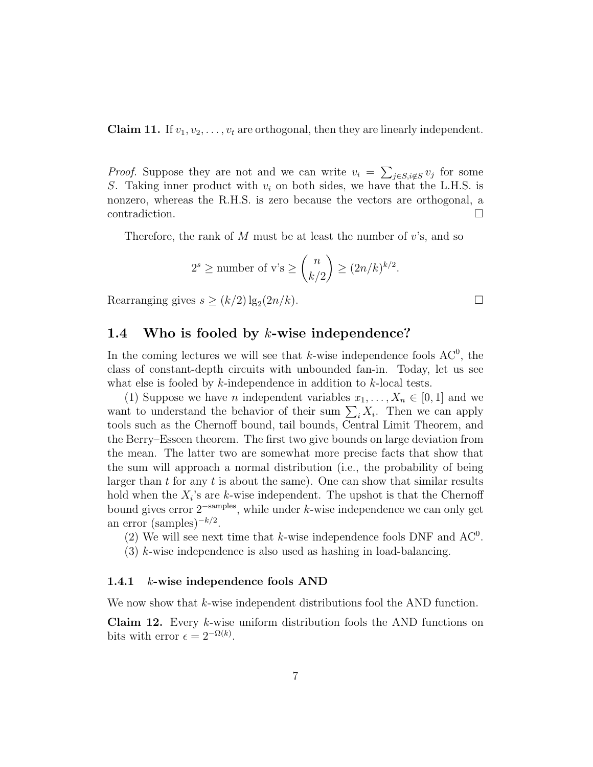**Claim 11.** If $v_1, v_2, \ldots, v_t$ are orthogonal, then they are linearly independent.

*Proof.* Suppose they are not and we can write $v_i = \sum_{j \in S, i \notin S} v_j$ for some $S$. Taking inner product with $v_i$ on both sides, we have that the L.H.S. is nonzero, whereas the R.H.S. is zero because the vectors are orthogonal, a contradiction. □

Therefore, the rank of $M$ must be at least the number of $v$'s, and so

$$2^s \geq \text{number of v's} \geq \binom{n}{k/2} \geq (2n/k)^{k/2}.$$

Rearranging gives $s \geq (k/2) \lg_2(2n/k)$. □

## 1.4 Who is fooled by $k$-wise independence?

In the coming lectures we will see that $k$-wise independence fools $\mathrm{AC}^0$, the class of constant-depth circuits with unbounded fan-in. Today, let us see what else is fooled by $k$-independence in addition to $k$-local tests.

(1) Suppose we have $n$ independent variables $x_1, \ldots, X_n \in [0,1]$ and we want to understand the behavior of their sum $\sum_i X_i$. Then we can apply tools such as the Chernoff bound, tail bounds, Central Limit Theorem, and the Berry–Esseen theorem. The first two give bounds on large deviation from the mean. The latter two are somewhat more precise facts that show that the sum will approach a normal distribution (i.e., the probability of being larger than $t$ for any $t$ is about the same). One can show that similar results hold when the $X_i$'s are $k$-wise independent. The upshot is that the Chernoff bound gives error $2^{-\text{samples}}$, while under $k$-wise independence we can only get an error $(\text{samples})^{-k/2}$.

(2) We will see next time that $k$-wise independence fools DNF and $\mathrm{AC}^0$.

(3) $k$-wise independence is also used as hashing in load-balancing.

### 1.4.1 $k$-wise independence fools AND

We now show that $k$-wise independent distributions fool the AND function.

**Claim 12.** Every $k$-wise uniform distribution fools the AND functions on bits with error $\epsilon = 2^{-\Omega(k)}$.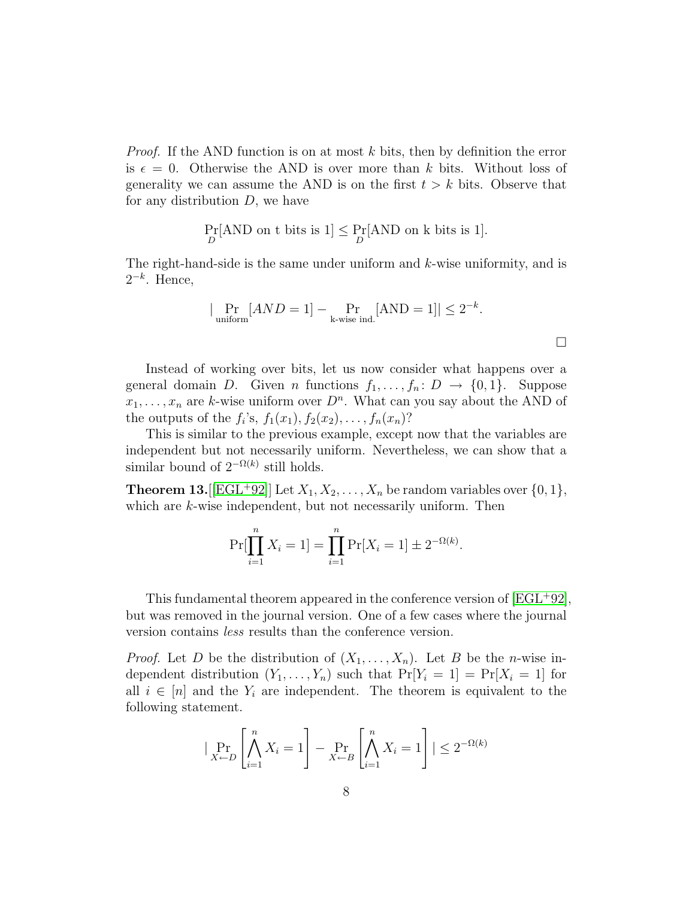*Proof.* If the AND function is on at most $k$ bits, then by definition the error is $\epsilon = 0$. Otherwise the AND is over more than $k$ bits. Without loss of generality we can assume the AND is on the first $t > k$ bits. Observe that for any distribution $D$, we have

$$\Pr_D[\text{AND on t bits is 1}] \leq \Pr_D[\text{AND on k bits is 1}].$$

The right-hand-side is the same under uniform and $k$-wise uniformity, and is $2^{-k}$. Hence,

$$|\Pr_{\text{uniform}}[AND = 1] - \Pr_{\text{k-wise ind.}}[\text{AND} = 1]| \leq 2^{-k}.$$

□

Instead of working over bits, let us now consider what happens over a general domain $D$. Given $n$ functions $f_1, \ldots, f_n \colon D \to \{0, 1\}$. Suppose $x_1, \ldots, x_n$ are $k$-wise uniform over $D^n$. What can you say about the AND of the outputs of the $f_i$'s, $f_1(x_1), f_2(x_2), \ldots, f_n(x_n)$?

This is similar to the previous example, except now that the variables are independent but not necessarily uniform. Nevertheless, we can show that a similar bound of $2^{-\Omega(k)}$ still holds.

**Theorem 13.**[[EGL+92]] Let $X_1, X_2, \ldots, X_n$ be random variables over $\{0, 1\}$, which are $k$-wise independent, but not necessarily uniform. Then

$$\Pr[\prod_{i=1}^{n} X_i = 1] = \prod_{i=1}^{n} \Pr[X_i = 1] \pm 2^{-\Omega(k)}.$$

This fundamental theorem appeared in the conference version of [EGL+92], but was removed in the journal version. One of a few cases where the journal version contains *less* results than the conference version.

*Proof.* Let $D$ be the distribution of $(X_1, \ldots, X_n)$. Let $B$ be the $n$-wise independent distribution $(Y_1, \ldots, Y_n)$ such that $\Pr[Y_i = 1] = \Pr[X_i = 1]$ for all $i \in [n]$ and the $Y_i$ are independent. The theorem is equivalent to the following statement.

$$|\Pr_{X \leftarrow D}\left[\bigwedge_{i=1}^{n} X_i = 1\right] - \Pr_{X \leftarrow B}\left[\bigwedge_{i=1}^{n} X_i = 1\right]| \leq 2^{-\Omega(k)}$$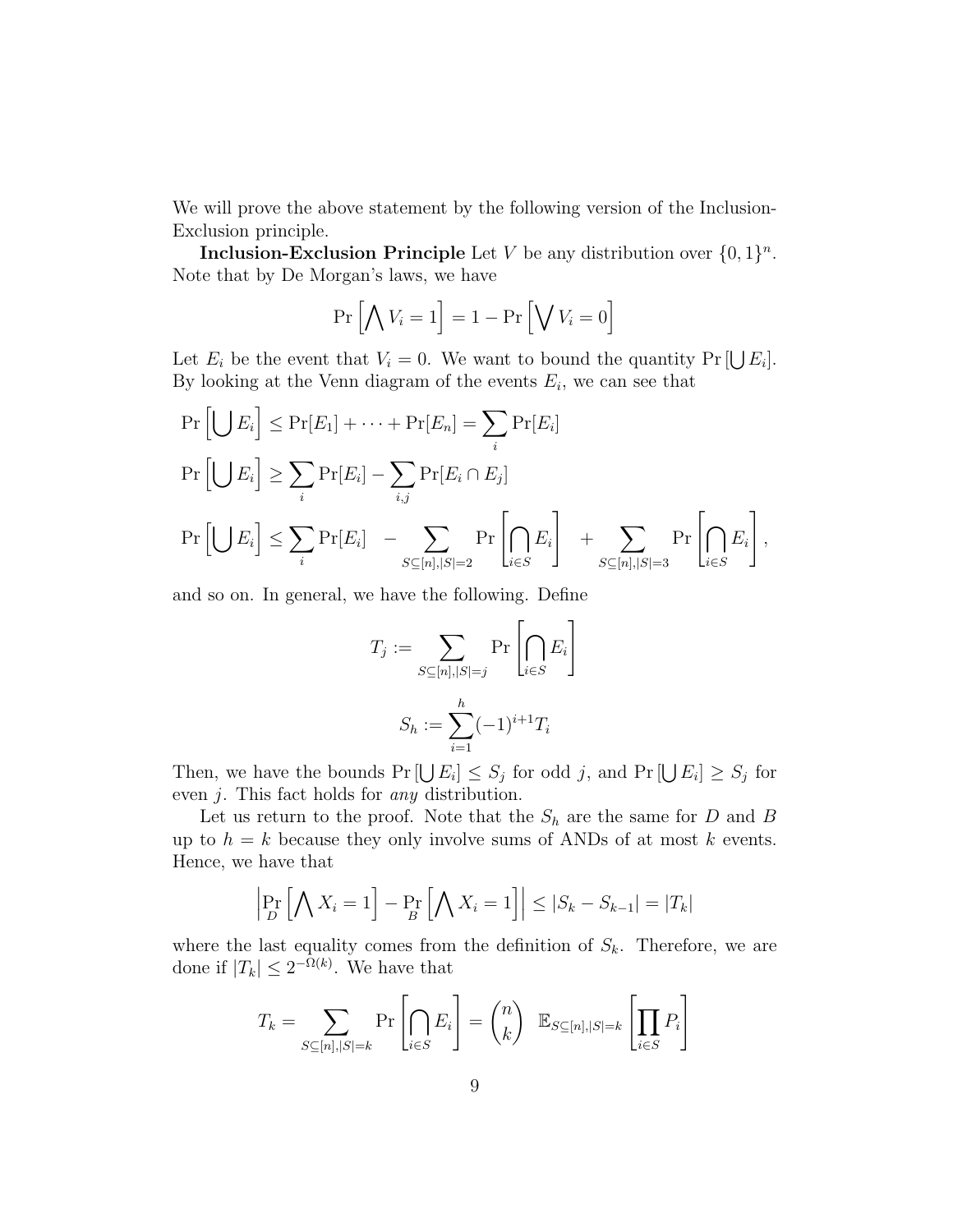We will prove the above statement by the following version of the Inclusion-Exclusion principle.

**Inclusion-Exclusion Principle** Let $V$ be any distribution over $\{0,1\}^n$. Note that by De Morgan's laws, we have

$$\Pr\left[\bigwedge V_i = 1\right] = 1 - \Pr\left[\bigvee V_i = 0\right]$$

Let $E_i$ be the event that $V_i = 0$. We want to bound the quantity $\Pr\left[\bigcup E_i\right]$. By looking at the Venn diagram of the events $E_i$, we can see that

$$\Pr\left[\bigcup E_i\right] \leq \Pr[E_1] + \cdots + \Pr[E_n] = \sum_i \Pr[E_i]$$

$$\Pr\left[\bigcup E_i\right] \geq \sum_i \Pr[E_i] - \sum_{i,j} \Pr[E_i \cap E_j]$$

$$\Pr\left[\bigcup E_i\right] \leq \sum_i \Pr[E_i] \quad - \sum_{S \subseteq [n], |S|=2} \Pr\left[\bigcap_{i \in S} E_i\right] \quad + \sum_{S \subseteq [n], |S|=3} \Pr\left[\bigcap_{i \in S} E_i\right],$$

and so on. In general, we have the following. Define

$$T_j := \sum_{S \subseteq [n], |S|=j} \Pr\left[\bigcap_{i \in S} E_i\right]$$

$$S_h := \sum_{i=1}^{h} (-1)^{i+1} T_i$$

Then, we have the bounds $\Pr\left[\bigcup E_i\right] \leq S_j$ for odd $j$, and $\Pr\left[\bigcup E_i\right] \geq S_j$ for even $j$. This fact holds for *any* distribution.

Let us return to the proof. Note that the $S_h$ are the same for $D$ and $B$ up to $h = k$ because they only involve sums of ANDs of at most $k$ events. Hence, we have that

$$\left|\Pr_D\left[\bigwedge X_i = 1\right] - \Pr_B\left[\bigwedge X_i = 1\right]\right| \leq |S_k - S_{k-1}| = |T_k|$$

where the last equality comes from the definition of $S_k$. Therefore, we are done if $|T_k| \leq 2^{-\Omega(k)}$. We have that

$$T_k = \sum_{S \subseteq [n], |S|=k} \Pr\left[\bigcap_{i \in S} E_i\right] = \binom{n}{k} \;\; \mathbb{E}_{S \subseteq [n], |S|=k}\left[\prod_{i \in S} P_i\right]$$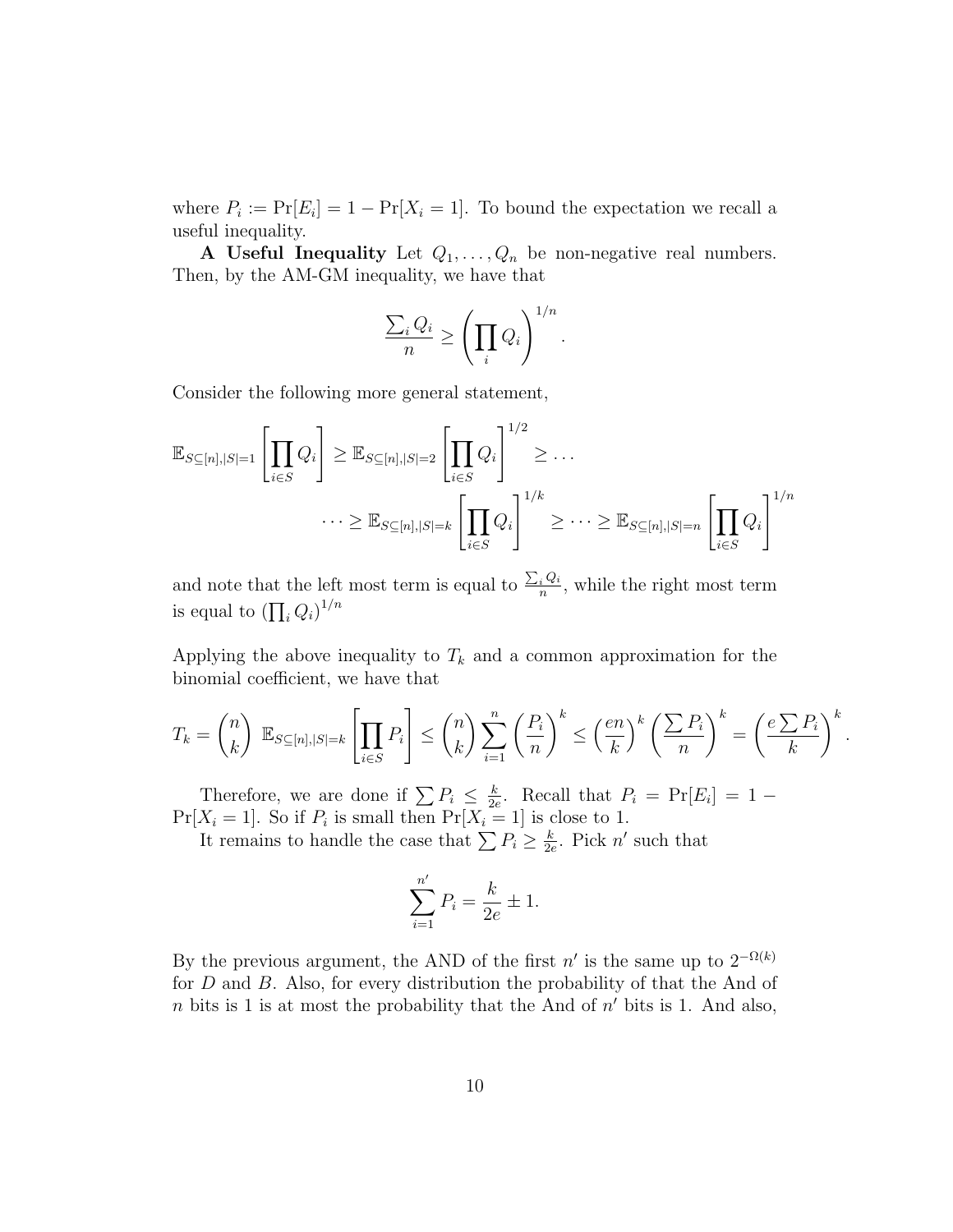where $P_i := \Pr[E_i] = 1 - \Pr[X_i = 1]$. To bound the expectation we recall a useful inequality.

**A Useful Inequality** Let $Q_1, \ldots, Q_n$ be non-negative real numbers. Then, by the AM-GM inequality, we have that

$$\frac{\sum_i Q_i}{n} \geq \left(\prod_i Q_i\right)^{1/n}.$$

Consider the following more general statement,

$$\mathbb{E}_{S \subseteq [n], |S|=1}\left[\prod_{i \in S} Q_i\right] \geq \mathbb{E}_{S \subseteq [n], |S|=2}\left[\prod_{i \in S} Q_i\right]^{1/2} \geq \ldots$$
$$\cdots \geq \mathbb{E}_{S \subseteq [n], |S|=k}\left[\prod_{i \in S} Q_i\right]^{1/k} \geq \cdots \geq \mathbb{E}_{S \subseteq [n], |S|=n}\left[\prod_{i \in S} Q_i\right]^{1/n}$$

and note that the left most term is equal to $\frac{\sum_i Q_i}{n}$, while the right most term is equal to $(\prod_i Q_i)^{1/n}$

Applying the above inequality to $T_k$ and a common approximation for the binomial coefficient, we have that

$$T_k = \binom{n}{k} \mathbb{E}_{S \subseteq [n], |S|=k}\left[\prod_{i \in S} P_i\right] \leq \binom{n}{k} \sum_{i=1}^{n} \left(\frac{P_i}{n}\right)^k \leq \left(\frac{en}{k}\right)^k \left(\frac{\sum P_i}{n}\right)^k = \left(\frac{e \sum P_i}{k}\right)^k.$$

Therefore, we are done if $\sum P_i \leq \frac{k}{2e}$. Recall that $P_i = \Pr[E_i] = 1 - \Pr[X_i = 1]$. So if $P_i$ is small then $\Pr[X_i = 1]$ is close to 1.

It remains to handle the case that $\sum P_i \geq \frac{k}{2e}$. Pick $n'$ such that

$$\sum_{i=1}^{n'} P_i = \frac{k}{2e} \pm 1.$$

By the previous argument, the AND of the first $n'$ is the same up to $2^{-\Omega(k)}$ for $D$ and $B$. Also, for every distribution the probability of that the And of $n$ bits is 1 is at most the probability that the And of $n'$ bits is 1. And also,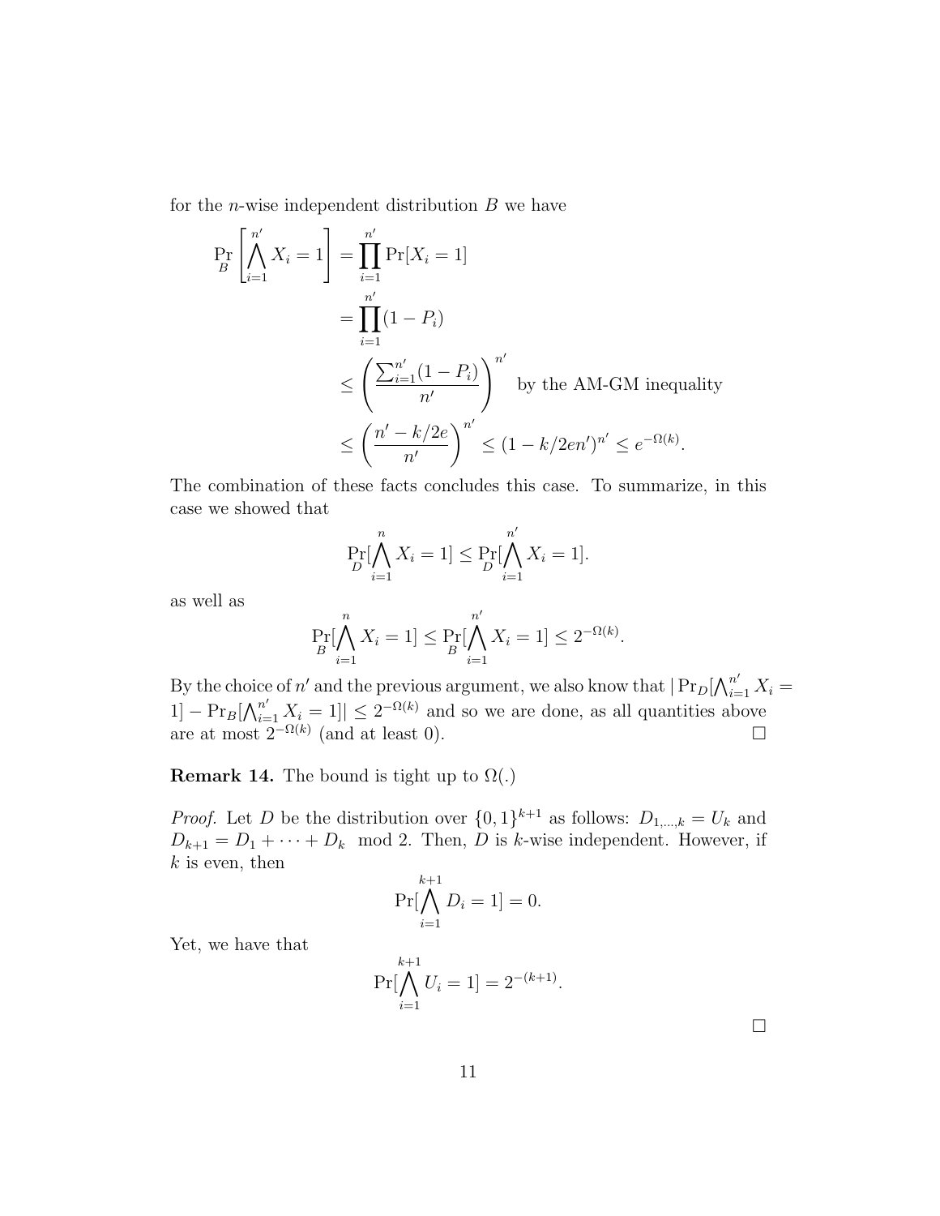for the $n$-wise independent distribution $B$ we have

$$
\begin{aligned}
\Pr_B\left[\bigwedge_{i=1}^{n'} X_i = 1\right] &= \prod_{i=1}^{n'} \Pr[X_i = 1] \\
&= \prod_{i=1}^{n'} (1 - P_i) \\
&\leq \left(\frac{\sum_{i=1}^{n'}(1 - P_i)}{n'}\right)^{n'} \quad \text{by the AM-GM inequality} \\
&\leq \left(\frac{n' - k/2e}{n'}\right)^{n'} \leq (1 - k/2en')^{n'} \leq e^{-\Omega(k)}.
\end{aligned}
$$

The combination of these facts concludes this case. To summarize, in this case we showed that

$$
\Pr_D[\bigwedge_{i=1}^{n} X_i = 1] \leq \Pr_D[\bigwedge_{i=1}^{n'} X_i = 1].
$$

as well as

$$
\Pr_B[\bigwedge_{i=1}^{n} X_i = 1] \leq \Pr_B[\bigwedge_{i=1}^{n'} X_i = 1] \leq 2^{-\Omega(k)}.
$$

By the choice of $n'$ and the previous argument, we also know that $|\Pr_D[\bigwedge_{i=1}^{n'} X_i = 1] - \Pr_B[\bigwedge_{i=1}^{n'} X_i = 1]| \leq 2^{-\Omega(k)}$ and so we are done, as all quantities above are at most $2^{-\Omega(k)}$ (and at least 0). $\square$

**Remark 14.** The bound is tight up to $\Omega(.)$

*Proof.* Let $D$ be the distribution over $\{0,1\}^{k+1}$ as follows: $D_{1,\ldots,k} = U_k$ and $D_{k+1} = D_1 + \cdots + D_k \mod 2$. Then, $D$ is $k$-wise independent. However, if $k$ is even, then

$$
\Pr[\bigwedge_{i=1}^{k+1} D_i = 1] = 0.
$$

Yet, we have that

$$
\Pr[\bigwedge_{i=1}^{k+1} U_i = 1] = 2^{-(k+1)}.
$$

$\square$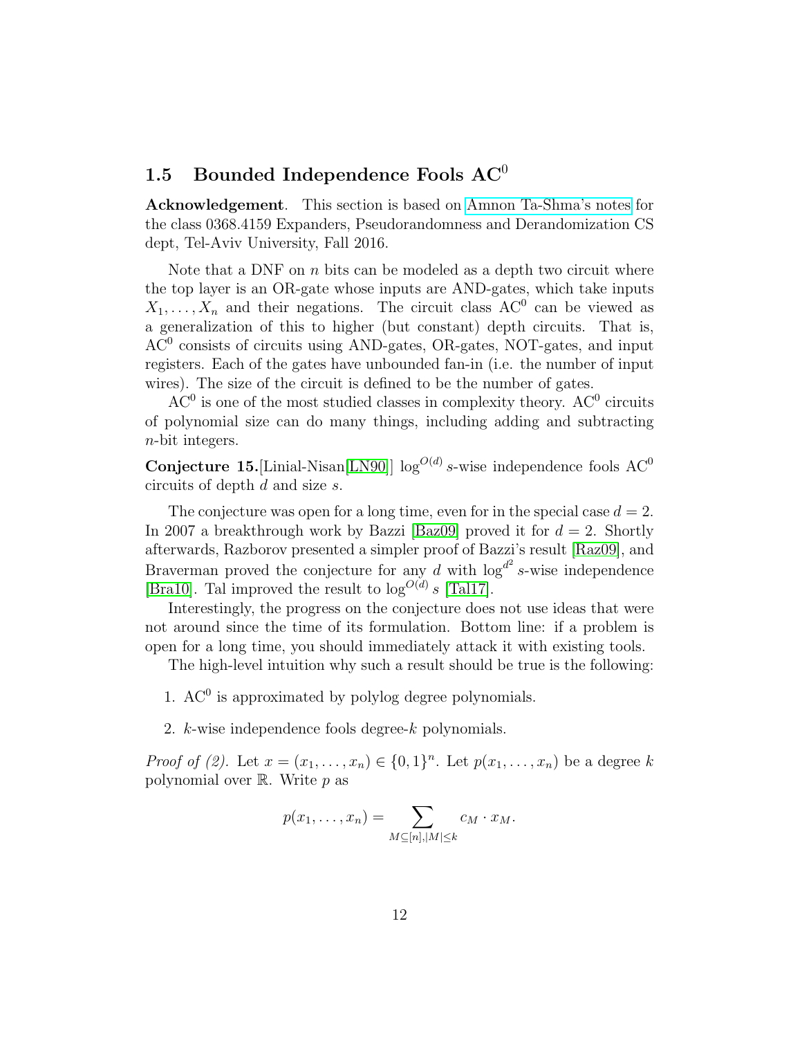### 1.5 Bounded Independence Fools $\mathrm{AC}^0$

**Acknowledgement**. This section is based on Amnon Ta-Shma's notes for the class 0368.4159 Expanders, Pseudorandomness and Derandomization CS dept, Tel-Aviv University, Fall 2016.

Note that a DNF on $n$ bits can be modeled as a depth two circuit where the top layer is an OR-gate whose inputs are AND-gates, which take inputs $X_1, \ldots, X_n$ and their negations. The circuit class $\mathrm{AC}^0$ can be viewed as a generalization of this to higher (but constant) depth circuits. That is, $\mathrm{AC}^0$ consists of circuits using AND-gates, OR-gates, NOT-gates, and input registers. Each of the gates have unbounded fan-in (i.e. the number of input wires). The size of the circuit is defined to be the number of gates.

$\mathrm{AC}^0$ is one of the most studied classes in complexity theory. $\mathrm{AC}^0$ circuits of polynomial size can do many things, including adding and subtracting $n$-bit integers.

**Conjecture 15.**[Linial-Nisan[LN90]] $\log^{O(d)} s$-wise independence fools $\mathrm{AC}^0$ circuits of depth $d$ and size $s$.

The conjecture was open for a long time, even for in the special case $d = 2$. In 2007 a breakthrough work by Bazzi [Baz09] proved it for $d = 2$. Shortly afterwards, Razborov presented a simpler proof of Bazzi's result [Raz09], and Braverman proved the conjecture for any $d$ with $\log^{d^2} s$-wise independence [Bra10]. Tal improved the result to $\log^{O(d)} s$ [Tal17].

Interestingly, the progress on the conjecture does not use ideas that were not around since the time of its formulation. Bottom line: if a problem is open for a long time, you should immediately attack it with existing tools.

The high-level intuition why such a result should be true is the following:

1. $\mathrm{AC}^0$ is approximated by polylog degree polynomials.
2. $k$-wise independence fools degree-$k$ polynomials.

*Proof of (2).* Let $x = (x_1, \ldots, x_n) \in \{0,1\}^n$. Let $p(x_1, \ldots, x_n)$ be a degree $k$ polynomial over $\mathbb{R}$. Write $p$ as

$$p(x_1, \ldots, x_n) = \sum_{M \subseteq [n], |M| \leq k} c_M \cdot x_M.$$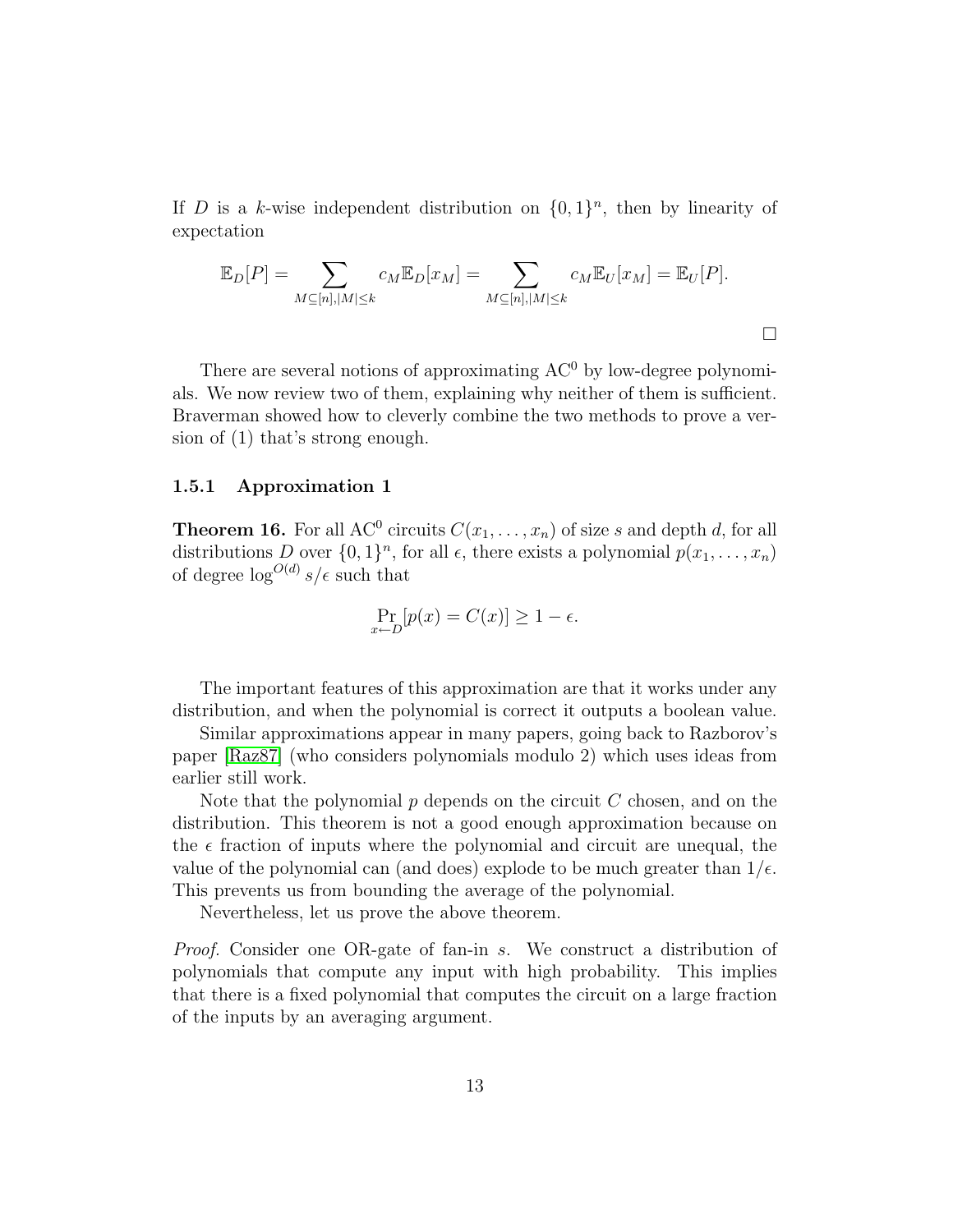If $D$ is a $k$-wise independent distribution on $\{0,1\}^n$, then by linearity of expectation

$$\mathbb{E}_D[P] = \sum_{M \subseteq [n], |M| \leq k} c_M \mathbb{E}_D[x_M] = \sum_{M \subseteq [n], |M| \leq k} c_M \mathbb{E}_U[x_M] = \mathbb{E}_U[P].$$

□

There are several notions of approximating $\mathrm{AC}^0$ by low-degree polynomials. We now review two of them, explaining why neither of them is sufficient. Braverman showed how to cleverly combine the two methods to prove a version of (1) that's strong enough.

### 1.5.1 Approximation 1

**Theorem 16.** For all $\mathrm{AC}^0$ circuits $C(x_1, \ldots, x_n)$ of size $s$ and depth $d$, for all distributions $D$ over $\{0,1\}^n$, for all $\epsilon$, there exists a polynomial $p(x_1, \ldots, x_n)$ of degree $\log^{O(d)} s/\epsilon$ such that

$$\Pr_{x \leftarrow D}[p(x) = C(x)] \geq 1 - \epsilon.$$

The important features of this approximation are that it works under any distribution, and when the polynomial is correct it outputs a boolean value.

Similar approximations appear in many papers, going back to Razborov's paper [Raz87] (who considers polynomials modulo 2) which uses ideas from earlier still work.

Note that the polynomial $p$ depends on the circuit $C$ chosen, and on the distribution. This theorem is not a good enough approximation because on the $\epsilon$ fraction of inputs where the polynomial and circuit are unequal, the value of the polynomial can (and does) explode to be much greater than $1/\epsilon$. This prevents us from bounding the average of the polynomial.

Nevertheless, let us prove the above theorem.

*Proof.* Consider one OR-gate of fan-in $s$. We construct a distribution of polynomials that compute any input with high probability. This implies that there is a fixed polynomial that computes the circuit on a large fraction of the inputs by an averaging argument.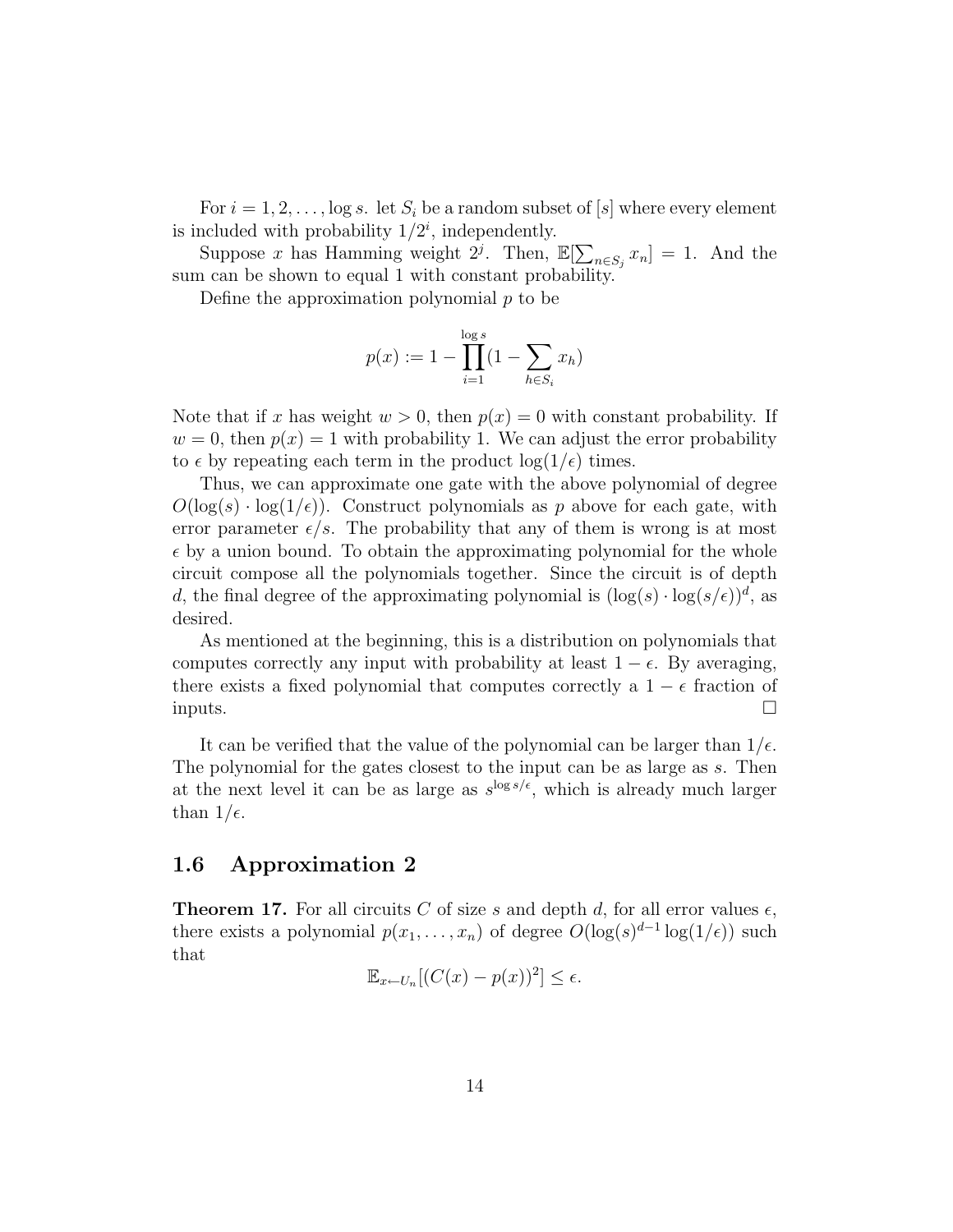For $i = 1, 2, \ldots, \log s$. let $S_i$ be a random subset of $[s]$ where every element is included with probability $1/2^i$, independently.

Suppose $x$ has Hamming weight $2^j$. Then, $\mathbb{E}[\sum_{n \in S_j} x_n] = 1$. And the sum can be shown to equal 1 with constant probability.

Define the approximation polynomial $p$ to be

$$p(x) := 1 - \prod_{i=1}^{\log s} (1 - \sum_{h \in S_i} x_h)$$

Note that if $x$ has weight $w > 0$, then $p(x) = 0$ with constant probability. If $w = 0$, then $p(x) = 1$ with probability 1. We can adjust the error probability to $\epsilon$ by repeating each term in the product $\log(1/\epsilon)$ times.

Thus, we can approximate one gate with the above polynomial of degree $O(\log(s) \cdot \log(1/\epsilon))$. Construct polynomials as $p$ above for each gate, with error parameter $\epsilon/s$. The probability that any of them is wrong is at most $\epsilon$ by a union bound. To obtain the approximating polynomial for the whole circuit compose all the polynomials together. Since the circuit is of depth $d$, the final degree of the approximating polynomial is $(\log(s) \cdot \log(s/\epsilon))^d$, as desired.

As mentioned at the beginning, this is a distribution on polynomials that computes correctly any input with probability at least $1 - \epsilon$. By averaging, there exists a fixed polynomial that computes correctly a $1 - \epsilon$ fraction of inputs. □

It can be verified that the value of the polynomial can be larger than $1/\epsilon$. The polynomial for the gates closest to the input can be as large as $s$. Then at the next level it can be as large as $s^{\log s/\epsilon}$, which is already much larger than $1/\epsilon$.

## 1.6 Approximation 2

**Theorem 17.** For all circuits $C$ of size $s$ and depth $d$, for all error values $\epsilon$, there exists a polynomial $p(x_1, \ldots, x_n)$ of degree $O(\log(s)^{d-1} \log(1/\epsilon))$ such that

$$\mathbb{E}_{x \leftarrow U_n}[(C(x) - p(x))^2] \leq \epsilon.$$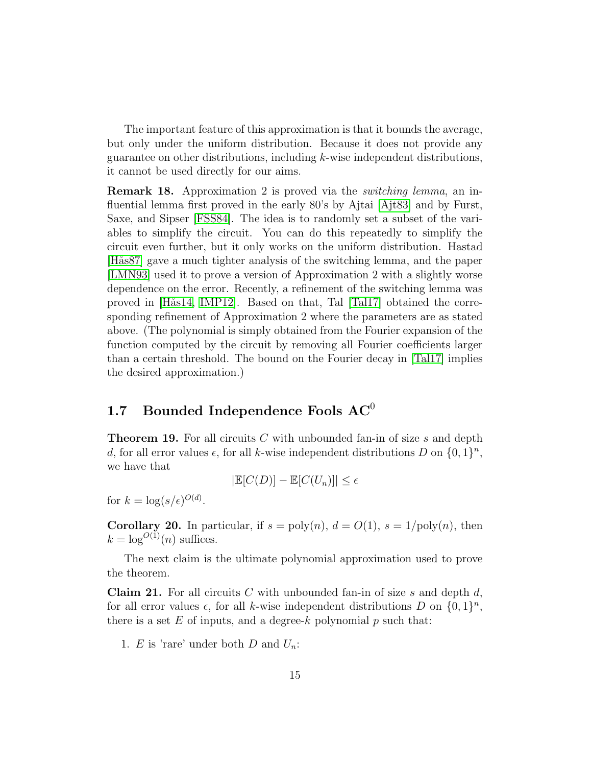The important feature of this approximation is that it bounds the average, but only under the uniform distribution. Because it does not provide any guarantee on other distributions, including $k$-wise independent distributions, it cannot be used directly for our aims.

**Remark 18.** Approximation 2 is proved via the *switching lemma*, an influential lemma first proved in the early 80's by Ajtai [Ajt83] and by Furst, Saxe, and Sipser [FSS84]. The idea is to randomly set a subset of the variables to simplify the circuit. You can do this repeatedly to simplify the circuit even further, but it only works on the uniform distribution. Hastad [Hås87] gave a much tighter analysis of the switching lemma, and the paper [LMN93] used it to prove a version of Approximation 2 with a slightly worse dependence on the error. Recently, a refinement of the switching lemma was proved in [Hås14, IMP12]. Based on that, Tal [Tal17] obtained the corresponding refinement of Approximation 2 where the parameters are as stated above. (The polynomial is simply obtained from the Fourier expansion of the function computed by the circuit by removing all Fourier coefficients larger than a certain threshold. The bound on the Fourier decay in [Tal17] implies the desired approximation.)

## 1.7 Bounded Independence Fools $\mathbf{AC}^0$

**Theorem 19.** For all circuits $C$ with unbounded fan-in of size $s$ and depth $d$, for all error values $\epsilon$, for all $k$-wise independent distributions $D$ on $\{0,1\}^n$, we have that

$$|\mathbb{E}[C(D)] - \mathbb{E}[C(U_n)]| \leq \epsilon$$

for $k = \log(s/\epsilon)^{O(d)}$.

**Corollary 20.** In particular, if $s = \text{poly}(n)$, $d = O(1)$, $s = 1/\text{poly}(n)$, then $k = \log^{O(1)}(n)$ suffices.

The next claim is the ultimate polynomial approximation used to prove the theorem.

**Claim 21.** For all circuits $C$ with unbounded fan-in of size $s$ and depth $d$, for all error values $\epsilon$, for all $k$-wise independent distributions $D$ on $\{0,1\}^n$, there is a set $E$ of inputs, and a degree-$k$ polynomial $p$ such that:

1. $E$ is 'rare' under both $D$ and $U_n$: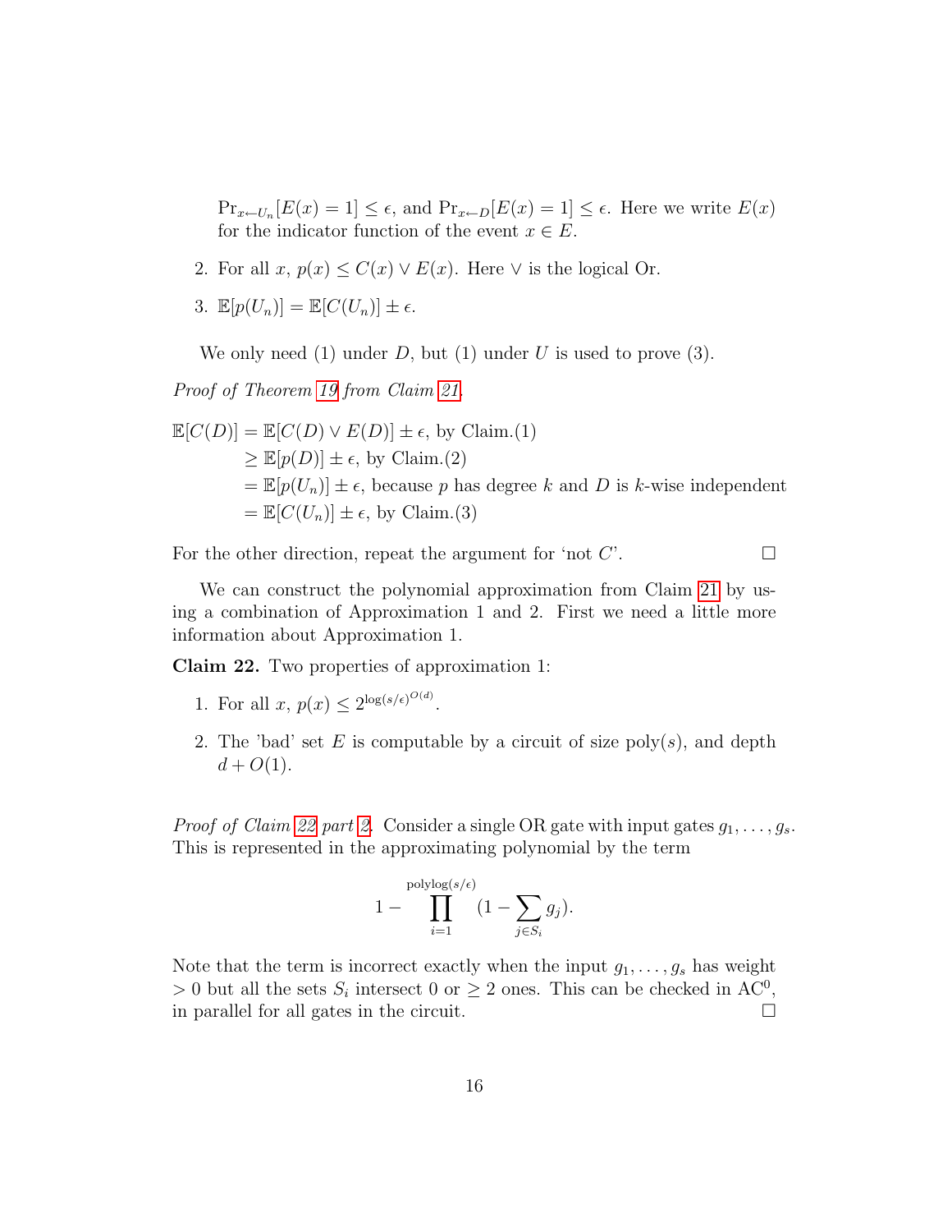$\Pr_{x \leftarrow U_n}[E(x) = 1] \leq \epsilon$, and $\Pr_{x \leftarrow D}[E(x) = 1] \leq \epsilon$. Here we write $E(x)$ for the indicator function of the event $x \in E$.

2. For all $x$, $p(x) \leq C(x) \vee E(x)$. Here $\vee$ is the logical Or.

3. $\mathbb{E}[p(U_n)] = \mathbb{E}[C(U_n)] \pm \epsilon$.

We only need (1) under $D$, but (1) under $U$ is used to prove (3).

*Proof of Theorem 19 from Claim 21.*

$$
\begin{aligned}
\mathbb{E}[C(D)] &= \mathbb{E}[C(D) \vee E(D)] \pm \epsilon, \text{ by Claim.(1)} \\
&\geq \mathbb{E}[p(D)] \pm \epsilon, \text{ by Claim.(2)} \\
&= \mathbb{E}[p(U_n)] \pm \epsilon, \text{ because } p \text{ has degree } k \text{ and } D \text{ is } k\text{-wise independent} \\
&= \mathbb{E}[C(U_n)] \pm \epsilon, \text{ by Claim.(3)}
\end{aligned}
$$

For the other direction, repeat the argument for 'not $C$'. □

We can construct the polynomial approximation from Claim 21 by using a combination of Approximation 1 and 2. First we need a little more information about Approximation 1.

**Claim 22.** Two properties of approximation 1:

1. For all $x$, $p(x) \leq 2^{\log(s/\epsilon)^{O(d)}}$.

2. The 'bad' set $E$ is computable by a circuit of size $\text{poly}(s)$, and depth $d + O(1)$.

*Proof of Claim 22 part 2.* Consider a single OR gate with input gates $g_1, \ldots, g_s$. This is represented in the approximating polynomial by the term

$$
1 - \prod_{i=1}^{\text{polylog}(s/\epsilon)} (1 - \sum_{j \in S_i} g_j).
$$

Note that the term is incorrect exactly when the input $g_1, \ldots, g_s$ has weight $> 0$ but all the sets $S_i$ intersect 0 or $\geq 2$ ones. This can be checked in $\text{AC}^0$, in parallel for all gates in the circuit. □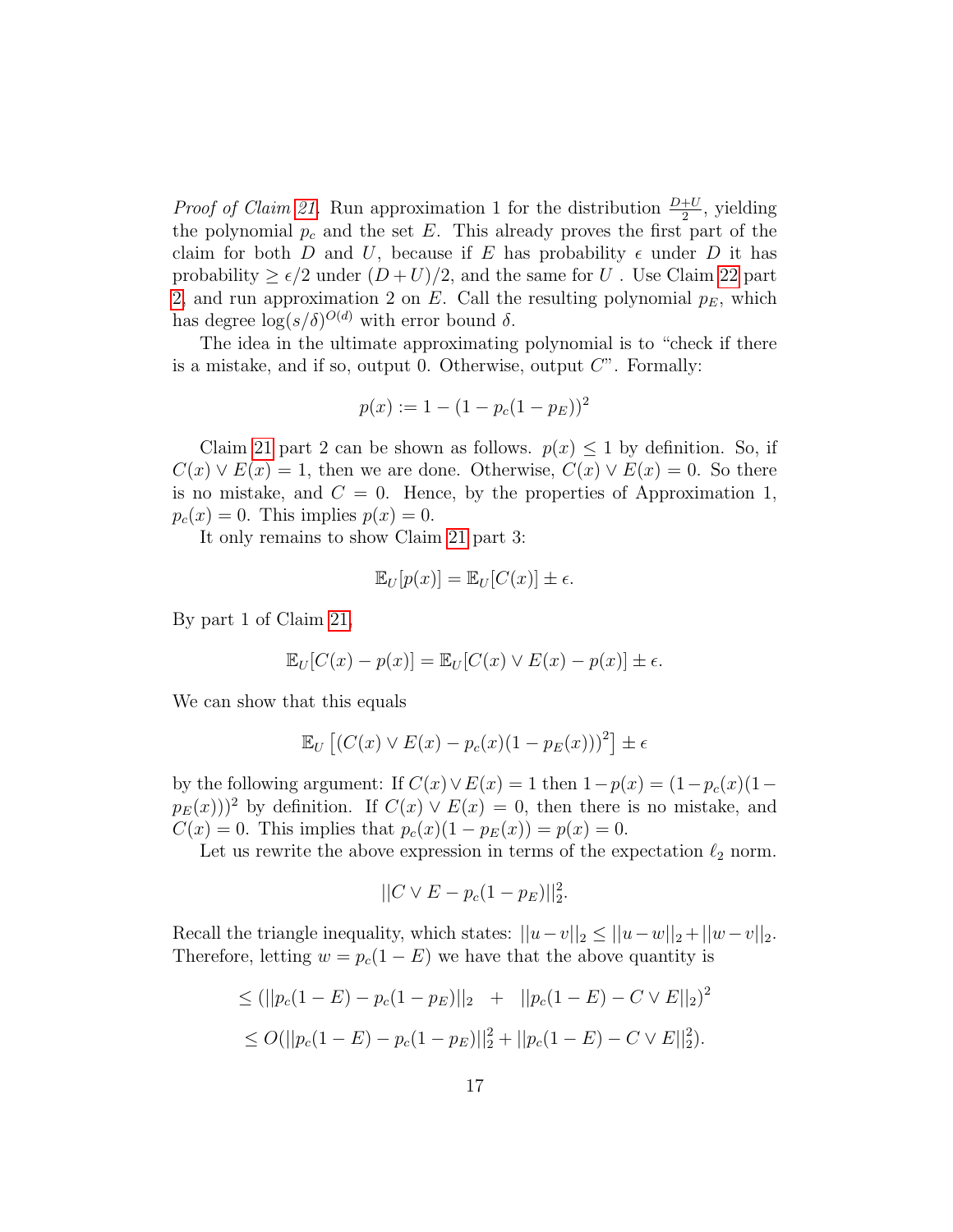*Proof of Claim 21.* Run approximation 1 for the distribution $\frac{D+U}{2}$, yielding the polynomial $p_c$ and the set $E$. This already proves the first part of the claim for both $D$ and $U$, because if $E$ has probability $\epsilon$ under $D$ it has probability $\geq \epsilon/2$ under $(D+U)/2$, and the same for $U$ . Use Claim 22 part 2, and run approximation 2 on $E$. Call the resulting polynomial $p_E$, which has degree $\log(s/\delta)^{O(d)}$ with error bound $\delta$.

The idea in the ultimate approximating polynomial is to "check if there is a mistake, and if so, output 0. Otherwise, output $C$". Formally:

$$p(x) := 1 - (1 - p_c(1 - p_E))^2$$

Claim 21 part 2 can be shown as follows. $p(x) \leq 1$ by definition. So, if $C(x) \vee E(x) = 1$, then we are done. Otherwise, $C(x) \vee E(x) = 0$. So there is no mistake, and $C = 0$. Hence, by the properties of Approximation 1, $p_c(x) = 0$. This implies $p(x) = 0$.

It only remains to show Claim 21 part 3:

$$\mathbb{E}_U[p(x)] = \mathbb{E}_U[C(x)] \pm \epsilon.$$

By part 1 of Claim 21,

$$\mathbb{E}_U[C(x) - p(x)] = \mathbb{E}_U[C(x) \vee E(x) - p(x)] \pm \epsilon.$$

We can show that this equals

$$\mathbb{E}_U\left[(C(x) \vee E(x) - p_c(x)(1 - p_E(x)))^2\right] \pm \epsilon$$

by the following argument: If $C(x) \vee E(x) = 1$ then $1 - p(x) = (1 - p_c(x)(1 - p_E(x)))^2$ by definition. If $C(x) \vee E(x) = 0$, then there is no mistake, and $C(x) = 0$. This implies that $p_c(x)(1 - p_E(x)) = p(x) = 0$.

Let us rewrite the above expression in terms of the expectation $\ell_2$ norm.

$$||C \vee E - p_c(1 - p_E)||_2^2.$$

Recall the triangle inequality, which states: $||u - v||_2 \leq ||u - w||_2 + ||w - v||_2$. Therefore, letting $w = p_c(1 - E)$ we have that the above quantity is

$$\leq (||p_c(1 - E) - p_c(1 - p_E)||_2 \quad + \quad ||p_c(1 - E) - C \vee E||_2)^2$$

$$\leq O(||p_c(1 - E) - p_c(1 - p_E)||_2^2 + ||p_c(1 - E) - C \vee E||_2^2).$$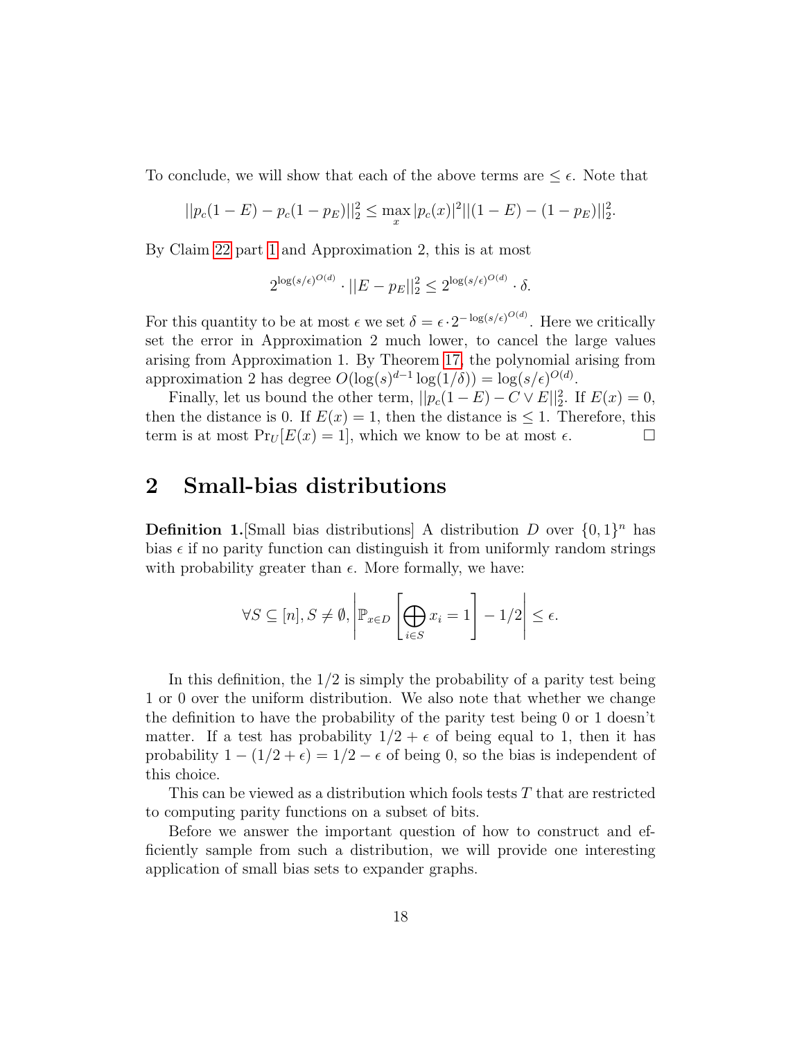To conclude, we will show that each of the above terms are $\leq \epsilon$. Note that

$$||p_c(1-E) - p_c(1-p_E)||_2^2 \leq \max_x |p_c(x)|^2 ||(1-E) - (1-p_E)||_2^2.$$

By Claim 22 part 1 and Approximation 2, this is at most

$$2^{\log(s/\epsilon)^{O(d)}} \cdot ||E - p_E||_2^2 \leq 2^{\log(s/\epsilon)^{O(d)}} \cdot \delta.$$

For this quantity to be at most $\epsilon$ we set $\delta = \epsilon \cdot 2^{-\log(s/\epsilon)^{O(d)}}$. Here we critically set the error in Approximation 2 much lower, to cancel the large values arising from Approximation 1. By Theorem 17, the polynomial arising from approximation 2 has degree $O(\log(s)^{d-1}\log(1/\delta)) = \log(s/\epsilon)^{O(d)}$.

Finally, let us bound the other term, $||p_c(1-E) - C \vee E||_2^2$. If $E(x) = 0$, then the distance is 0. If $E(x) = 1$, then the distance is $\leq 1$. Therefore, this term is at most $\Pr_U[E(x) = 1]$, which we know to be at most $\epsilon$. □

## 2 Small-bias distributions

**Definition 1.**[Small bias distributions] A distribution $D$ over $\{0,1\}^n$ has bias $\epsilon$ if no parity function can distinguish it from uniformly random strings with probability greater than $\epsilon$. More formally, we have:

$$\forall S \subseteq [n], S \neq \emptyset, \left| \mathbb{P}_{x \in D}\left[\bigoplus_{i \in S} x_i = 1\right] - 1/2 \right| \leq \epsilon.$$

In this definition, the $1/2$ is simply the probability of a parity test being 1 or 0 over the uniform distribution. We also note that whether we change the definition to have the probability of the parity test being 0 or 1 doesn't matter. If a test has probability $1/2 + \epsilon$ of being equal to 1, then it has probability $1 - (1/2 + \epsilon) = 1/2 - \epsilon$ of being 0, so the bias is independent of this choice.

This can be viewed as a distribution which fools tests $T$ that are restricted to computing parity functions on a subset of bits.

Before we answer the important question of how to construct and efficiently sample from such a distribution, we will provide one interesting application of small bias sets to expander graphs.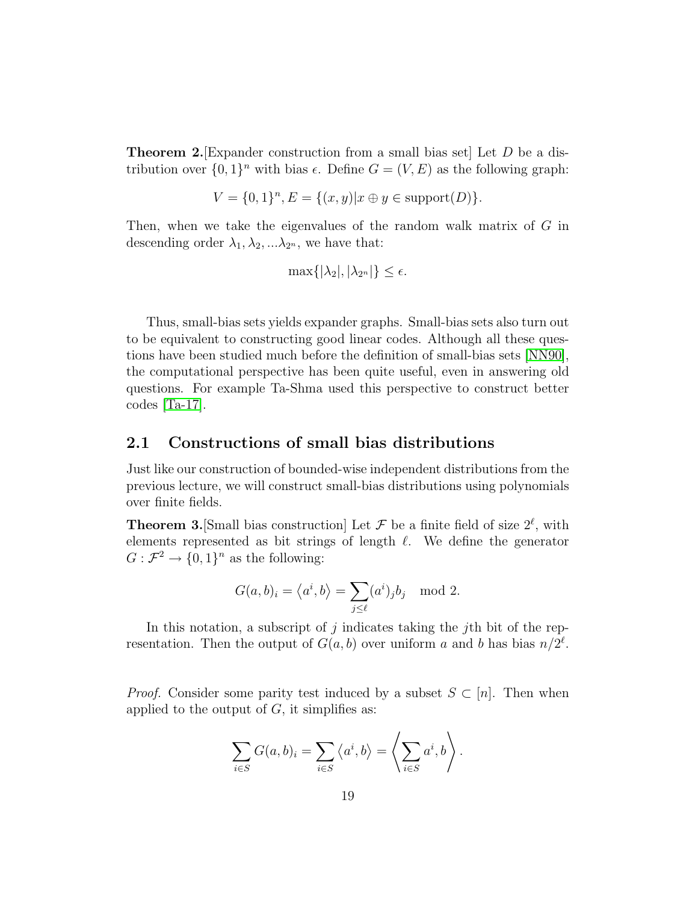**Theorem 2.**[Expander construction from a small bias set] Let $D$ be a distribution over $\{0,1\}^n$ with bias $\epsilon$. Define $G = (V, E)$ as the following graph:

$$V = \{0,1\}^n, E = \{(x,y) | x \oplus y \in \text{support}(D)\}.$$

Then, when we take the eigenvalues of the random walk matrix of $G$ in descending order $\lambda_1, \lambda_2, ... \lambda_{2^n}$, we have that:

$$\max\{|\lambda_2|, |\lambda_{2^n}|\} \leq \epsilon.$$

Thus, small-bias sets yields expander graphs. Small-bias sets also turn out to be equivalent to constructing good linear codes. Although all these questions have been studied much before the definition of small-bias sets [NN90], the computational perspective has been quite useful, even in answering old questions. For example Ta-Shma used this perspective to construct better codes [Ta-17].

## 2.1 Constructions of small bias distributions

Just like our construction of bounded-wise independent distributions from the previous lecture, we will construct small-bias distributions using polynomials over finite fields.

**Theorem 3.**[Small bias construction] Let $\mathcal{F}$ be a finite field of size $2^\ell$, with elements represented as bit strings of length $\ell$. We define the generator $G : \mathcal{F}^2 \to \{0,1\}^n$ as the following:

$$G(a,b)_i = \langle a^i, b \rangle = \sum_{j \leq \ell} (a^i)_j b_j \mod 2.$$

In this notation, a subscript of $j$ indicates taking the $j$th bit of the representation. Then the output of $G(a,b)$ over uniform $a$ and $b$ has bias $n/2^\ell$.

*Proof.* Consider some parity test induced by a subset $S \subset [n]$. Then when applied to the output of $G$, it simplifies as:

$$\sum_{i \in S} G(a,b)_i = \sum_{i \in S} \langle a^i, b \rangle = \left\langle \sum_{i \in S} a^i, b \right\rangle.$$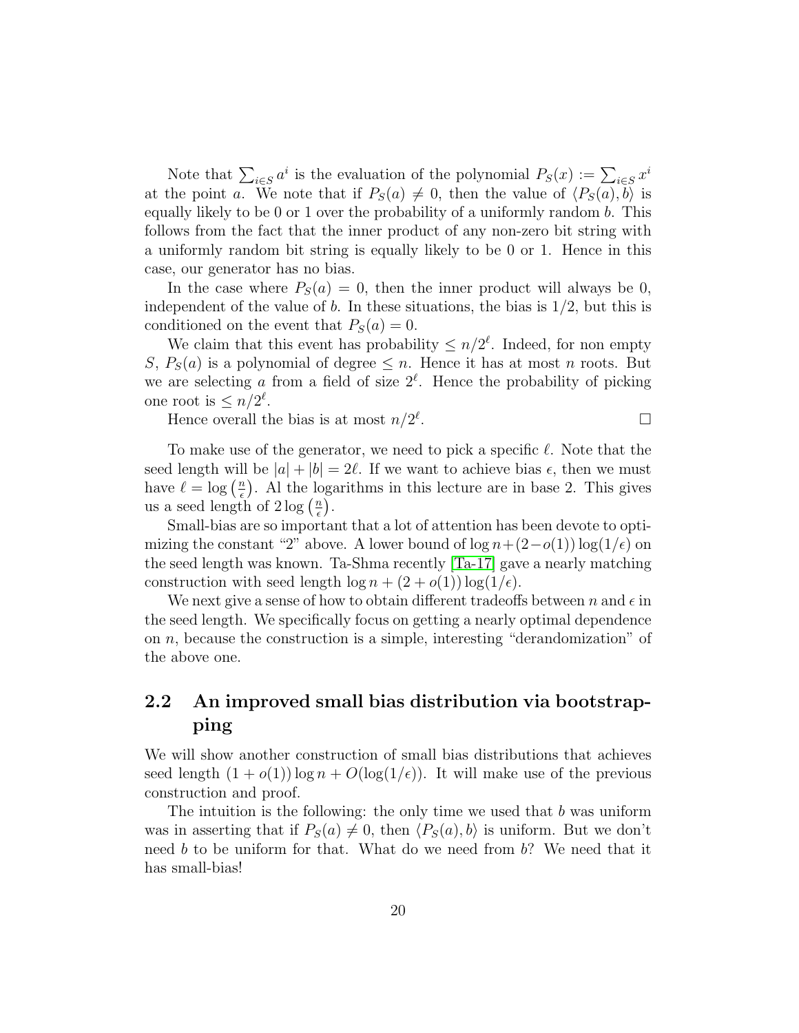Note that $\sum_{i \in S} a^i$ is the evaluation of the polynomial $P_S(x) := \sum_{i \in S} x^i$ at the point $a$. We note that if $P_S(a) \neq 0$, then the value of $\langle P_S(a), b \rangle$ is equally likely to be 0 or 1 over the probability of a uniformly random $b$. This follows from the fact that the inner product of any non-zero bit string with a uniformly random bit string is equally likely to be 0 or 1. Hence in this case, our generator has no bias.

In the case where $P_S(a) = 0$, then the inner product will always be 0, independent of the value of $b$. In these situations, the bias is $1/2$, but this is conditioned on the event that $P_S(a) = 0$.

We claim that this event has probability $\leq n/2^\ell$. Indeed, for non empty $S$, $P_S(a)$ is a polynomial of degree $\leq n$. Hence it has at most $n$ roots. But we are selecting $a$ from a field of size $2^\ell$. Hence the probability of picking one root is $\leq n/2^\ell$.

Hence overall the bias is at most $n/2^\ell$. □

To make use of the generator, we need to pick a specific $\ell$. Note that the seed length will be $|a| + |b| = 2\ell$. If we want to achieve bias $\epsilon$, then we must have $\ell = \log\left(\frac{n}{\epsilon}\right)$. Al the logarithms in this lecture are in base 2. This gives us a seed length of $2\log\left(\frac{n}{\epsilon}\right)$.

Small-bias are so important that a lot of attention has been devote to optimizing the constant "2" above. A lower bound of $\log n + (2 - o(1))\log(1/\epsilon)$ on the seed length was known. Ta-Shma recently [Ta-17] gave a nearly matching construction with seed length $\log n + (2 + o(1))\log(1/\epsilon)$.

We next give a sense of how to obtain different tradeoffs between $n$ and $\epsilon$ in the seed length. We specifically focus on getting a nearly optimal dependence on $n$, because the construction is a simple, interesting "derandomization" of the above one.

## 2.2 An improved small bias distribution via bootstrapping

We will show another construction of small bias distributions that achieves seed length $(1 + o(1))\log n + O(\log(1/\epsilon))$. It will make use of the previous construction and proof.

The intuition is the following: the only time we used that $b$ was uniform was in asserting that if $P_S(a) \neq 0$, then $\langle P_S(a), b \rangle$ is uniform. But we don't need $b$ to be uniform for that. What do we need from $b$? We need that it has small-bias!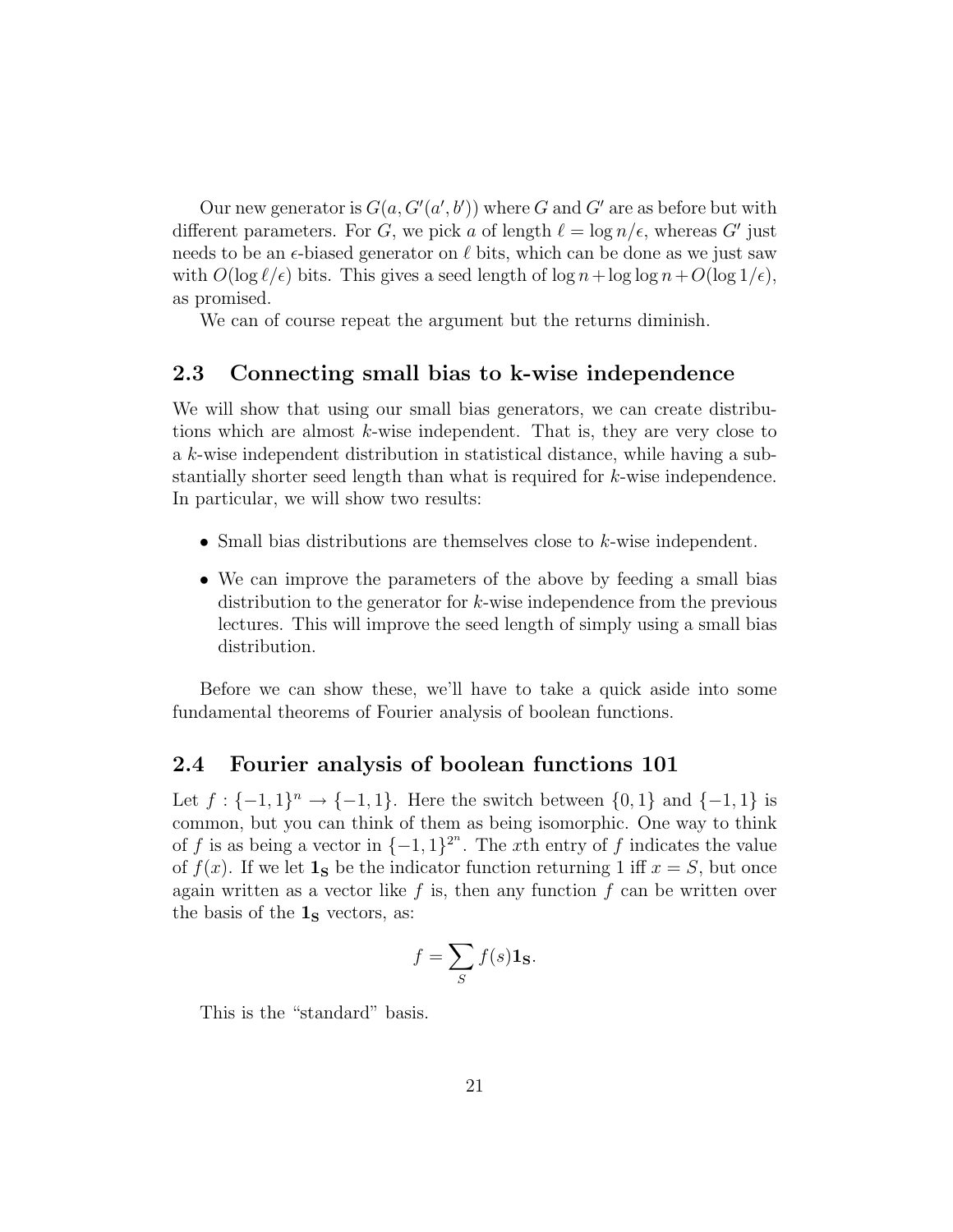Our new generator is $G(a, G'(a', b'))$ where $G$ and $G'$ are as before but with different parameters. For $G$, we pick $a$ of length $\ell = \log n/\epsilon$, whereas $G'$ just needs to be an $\epsilon$-biased generator on $\ell$ bits, which can be done as we just saw with $O(\log \ell/\epsilon)$ bits. This gives a seed length of $\log n + \log\log n + O(\log 1/\epsilon)$, as promised.

We can of course repeat the argument but the returns diminish.

## 2.3 Connecting small bias to k-wise independence

We will show that using our small bias generators, we can create distributions which are almost $k$-wise independent. That is, they are very close to a $k$-wise independent distribution in statistical distance, while having a substantially shorter seed length than what is required for $k$-wise independence. In particular, we will show two results:

- Small bias distributions are themselves close to $k$-wise independent.
- We can improve the parameters of the above by feeding a small bias distribution to the generator for $k$-wise independence from the previous lectures. This will improve the seed length of simply using a small bias distribution.

Before we can show these, we'll have to take a quick aside into some fundamental theorems of Fourier analysis of boolean functions.

## 2.4 Fourier analysis of boolean functions 101

Let $f : \{-1, 1\}^n \to \{-1, 1\}$. Here the switch between $\{0, 1\}$ and $\{-1, 1\}$ is common, but you can think of them as being isomorphic. One way to think of $f$ is as being a vector in $\{-1, 1\}^{2^n}$. The $x$th entry of $f$ indicates the value of $f(x)$. If we let $\mathbf{1_S}$ be the indicator function returning 1 iff $x = S$, but once again written as a vector like $f$ is, then any function $f$ can be written over the basis of the $\mathbf{1_S}$ vectors, as:

$$f = \sum_S f(s)\mathbf{1_S}.$$

This is the "standard" basis.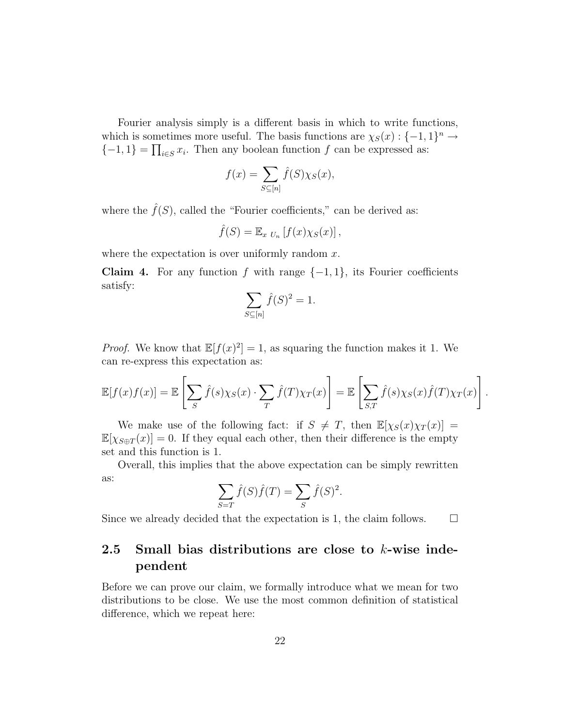Fourier analysis simply is a different basis in which to write functions, which is sometimes more useful. The basis functions are $\chi_S(x) : \{-1,1\}^n \to \{-1,1\} = \prod_{i \in S} x_i$. Then any boolean function $f$ can be expressed as:

$$f(x) = \sum_{S \subseteq [n]} \hat{f}(S) \chi_S(x),$$

where the $\hat{f}(S)$, called the "Fourier coefficients," can be derived as:

$$\hat{f}(S) = \mathbb{E}_{x \ U_n} \left[ f(x) \chi_S(x) \right],$$

where the expectation is over uniformly random $x$.

**Claim 4.** For any function $f$ with range $\{-1,1\}$, its Fourier coefficients satisfy:

$$\sum_{S \subseteq [n]} \hat{f}(S)^2 = 1.$$

*Proof.* We know that $\mathbb{E}[f(x)^2] = 1$, as squaring the function makes it 1. We can re-express this expectation as:

$$\mathbb{E}[f(x)f(x)] = \mathbb{E}\left[ \sum_S \hat{f}(s)\chi_S(x) \cdot \sum_T \hat{f}(T)\chi_T(x) \right] = \mathbb{E}\left[ \sum_{S,T} \hat{f}(s)\chi_S(x)\hat{f}(T)\chi_T(x) \right].$$

We make use of the following fact: if $S \neq T$, then $\mathbb{E}[\chi_S(x)\chi_T(x)] = \mathbb{E}[\chi_{S \oplus T}(x)] = 0$. If they equal each other, then their difference is the empty set and this function is 1.

Overall, this implies that the above expectation can be simply rewritten as:

$$\sum_{S=T} \hat{f}(S)\hat{f}(T) = \sum_S \hat{f}(S)^2.$$

Since we already decided that the expectation is 1, the claim follows. $\square$

## 2.5 Small bias distributions are close to $k$-wise independent

Before we can prove our claim, we formally introduce what we mean for two distributions to be close. We use the most common definition of statistical difference, which we repeat here: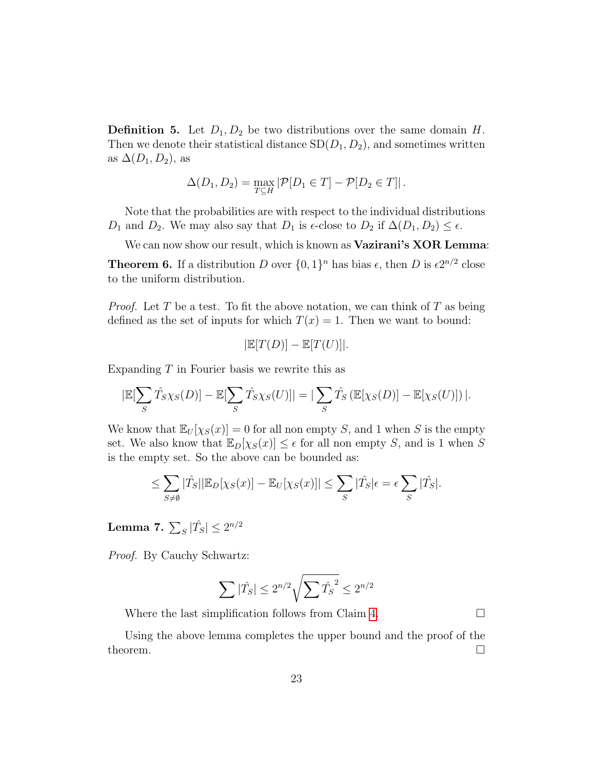**Definition 5.** Let $D_1, D_2$ be two distributions over the same domain $H$. Then we denote their statistical distance $\mathrm{SD}(D_1, D_2)$, and sometimes written as $\Delta(D_1, D_2)$, as

$$\Delta(D_1, D_2) = \max_{T \subseteq H} |\mathcal{P}[D_1 \in T] - \mathcal{P}[D_2 \in T]| .$$

Note that the probabilities are with respect to the individual distributions $D_1$ and $D_2$. We may also say that $D_1$ is $\epsilon$-close to $D_2$ if $\Delta(D_1, D_2) \leq \epsilon$.

We can now show our result, which is known as **Vazirani's XOR Lemma**:

**Theorem 6.** If a distribution $D$ over $\{0,1\}^n$ has bias $\epsilon$, then $D$ is $\epsilon 2^{n/2}$ close to the uniform distribution.

*Proof.* Let $T$ be a test. To fit the above notation, we can think of $T$ as being defined as the set of inputs for which $T(x) = 1$. Then we want to bound:

$$|\mathbb{E}[T(D)] - \mathbb{E}[T(U)]|.$$

Expanding $T$ in Fourier basis we rewrite this as

$$|\mathbb{E}[\sum_S \hat{T}_S \chi_S(D)] - \mathbb{E}[\sum_S \hat{T}_S \chi_S(U)]| = |\sum_S \hat{T}_S \left(\mathbb{E}[\chi_S(D)] - \mathbb{E}[\chi_S(U)]\right)|.$$

We know that $\mathbb{E}_U[\chi_S(x)] = 0$ for all non empty $S$, and 1 when $S$ is the empty set. We also know that $\mathbb{E}_D[\chi_S(x)] \leq \epsilon$ for all non empty $S$, and is 1 when $S$ is the empty set. So the above can be bounded as:

$$\leq \sum_{S \neq \emptyset} |\hat{T}_S| |\mathbb{E}_D[\chi_S(x)] - \mathbb{E}_U[\chi_S(x)]| \leq \sum_S |\hat{T}_S| \epsilon = \epsilon \sum_S |\hat{T}_S|.$$

**Lemma 7.** $\sum_S |\hat{T}_S| \leq 2^{n/2}$

*Proof.* By Cauchy Schwartz:

$$\sum |\hat{T}_S| \leq 2^{n/2} \sqrt{\sum \hat{T}_S{}^2} \leq 2^{n/2}$$

Where the last simplification follows from Claim 4. □

Using the above lemma completes the upper bound and the proof of the theorem. □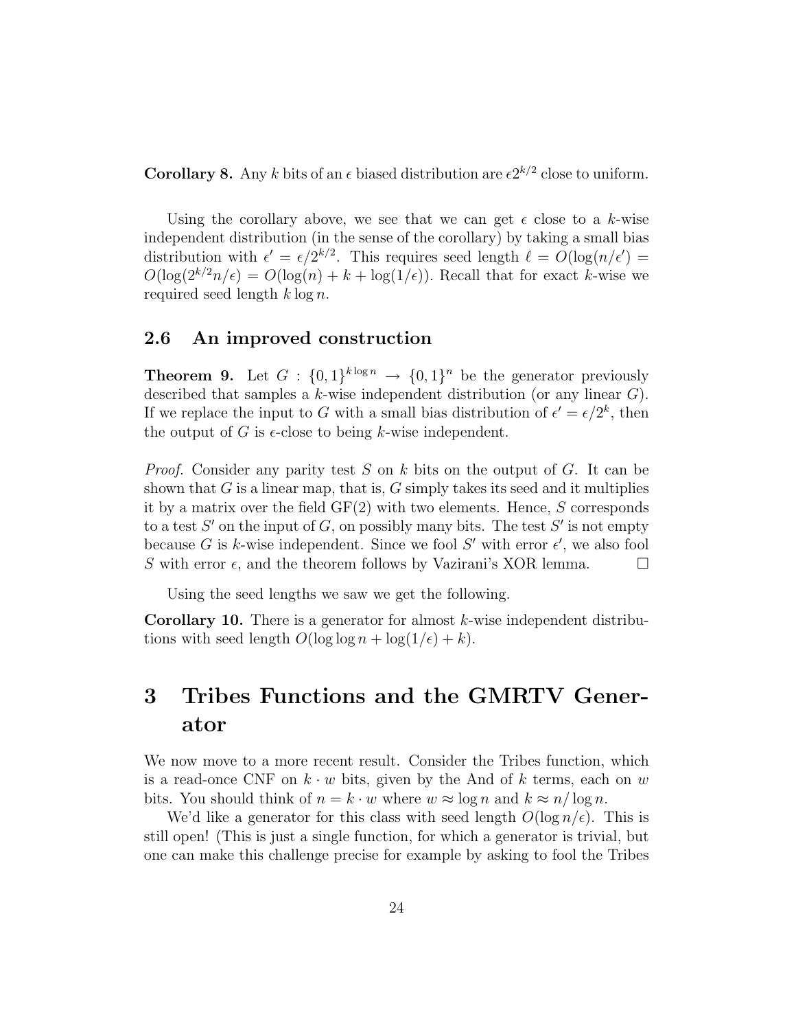**Corollary 8.** Any $k$ bits of an $\epsilon$ biased distribution are $\epsilon 2^{k/2}$ close to uniform.

Using the corollary above, we see that we can get $\epsilon$ close to a $k$-wise independent distribution (in the sense of the corollary) by taking a small bias distribution with $\epsilon' = \epsilon/2^{k/2}$. This requires seed length $\ell = O(\log(n/\epsilon') = O(\log(2^{k/2}n/\epsilon) = O(\log(n) + k + \log(1/\epsilon))$. Recall that for exact $k$-wise we required seed length $k \log n$.

## 2.6 An improved construction

**Theorem 9.** Let $G : \{0,1\}^{k \log n} \rightarrow \{0,1\}^n$ be the generator previously described that samples a $k$-wise independent distribution (or any linear $G$). If we replace the input to $G$ with a small bias distribution of $\epsilon' = \epsilon/2^k$, then the output of $G$ is $\epsilon$-close to being $k$-wise independent.

*Proof.* Consider any parity test $S$ on $k$ bits on the output of $G$. It can be shown that $G$ is a linear map, that is, $G$ simply takes its seed and it multiplies it by a matrix over the field GF(2) with two elements. Hence, $S$ corresponds to a test $S'$ on the input of $G$, on possibly many bits. The test $S'$ is not empty because $G$ is $k$-wise independent. Since we fool $S'$ with error $\epsilon'$, we also fool $S$ with error $\epsilon$, and the theorem follows by Vazirani's XOR lemma. □

Using the seed lengths we saw we get the following.

**Corollary 10.** There is a generator for almost $k$-wise independent distributions with seed length $O(\log \log n + \log(1/\epsilon) + k)$.

# 3 Tribes Functions and the GMRTV Generator

We now move to a more recent result. Consider the Tribes function, which is a read-once CNF on $k \cdot w$ bits, given by the And of $k$ terms, each on $w$ bits. You should think of $n = k \cdot w$ where $w \approx \log n$ and $k \approx n/\log n$.

We'd like a generator for this class with seed length $O(\log n/\epsilon)$. This is still open! (This is just a single function, for which a generator is trivial, but one can make this challenge precise for example by asking to fool the Tribes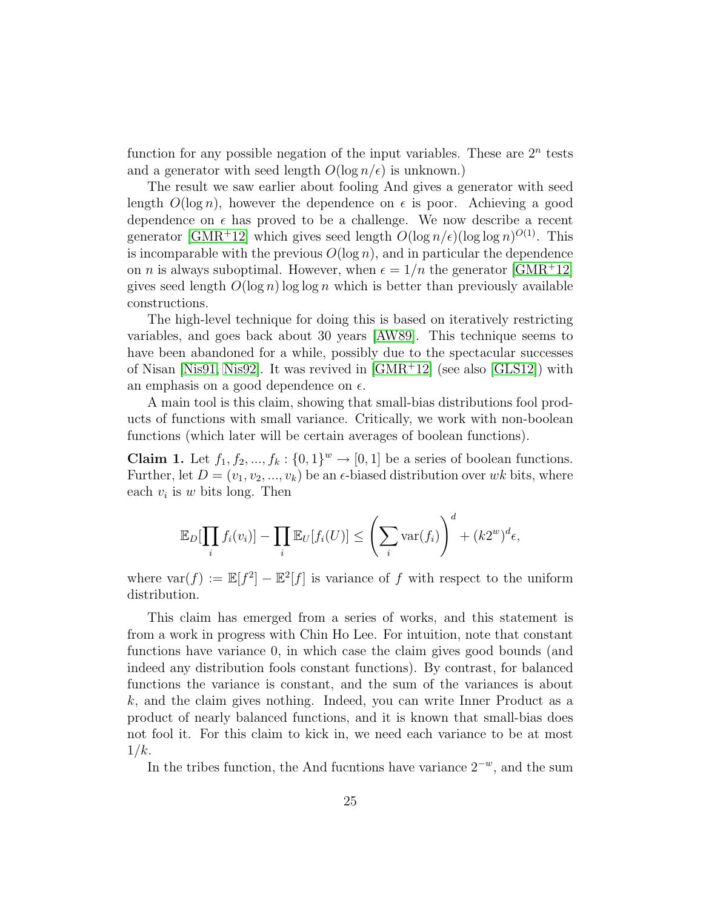function for any possible negation of the input variables. These are $2^n$ tests and a generator with seed length $O(\log n/\epsilon)$ is unknown.)

The result we saw earlier about fooling And gives a generator with seed length $O(\log n)$, however the dependence on $\epsilon$ is poor. Achieving a good dependence on $\epsilon$ has proved to be a challenge. We now describe a recent generator [GMR+12] which gives seed length $O(\log n/\epsilon)(\log\log n)^{O(1)}$. This is incomparable with the previous $O(\log n)$, and in particular the dependence on $n$ is always suboptimal. However, when $\epsilon = 1/n$ the generator [GMR+12] gives seed length $O(\log n)\log\log n$ which is better than previously available constructions.

The high-level technique for doing this is based on iteratively restricting variables, and goes back about 30 years [AW89]. This technique seems to have been abandoned for a while, possibly due to the spectacular successes of Nisan [Nis91, Nis92]. It was revived in [GMR+12] (see also [GLS12]) with an emphasis on a good dependence on $\epsilon$.

A main tool is this claim, showing that small-bias distributions fool products of functions with small variance. Critically, we work with non-boolean functions (which later will be certain averages of boolean functions).

**Claim 1.** Let $f_1, f_2, ..., f_k : \{0,1\}^w \to [0,1]$ be a series of boolean functions. Further, let $D = (v_1, v_2, ..., v_k)$ be an $\epsilon$-biased distribution over $wk$ bits, where each $v_i$ is $w$ bits long. Then

$$\mathbb{E}_D[\prod_i f_i(v_i)] - \prod_i \mathbb{E}_U[f_i(U)] \le \left(\sum_i \mathrm{var}(f_i)\right)^d + (k2^w)^d\epsilon,$$

where $\mathrm{var}(f) := \mathbb{E}[f^2] - \mathbb{E}^2[f]$ is variance of $f$ with respect to the uniform distribution.

This claim has emerged from a series of works, and this statement is from a work in progress with Chin Ho Lee. For intuition, note that constant functions have variance 0, in which case the claim gives good bounds (and indeed any distribution fools constant functions). By contrast, for balanced functions the variance is constant, and the sum of the variances is about $k$, and the claim gives nothing. Indeed, you can write Inner Product as a product of nearly balanced functions, and it is known that small-bias does not fool it. For this claim to kick in, we need each variance to be at most $1/k$.

In the tribes function, the And fucntions have variance $2^{-w}$, and the sum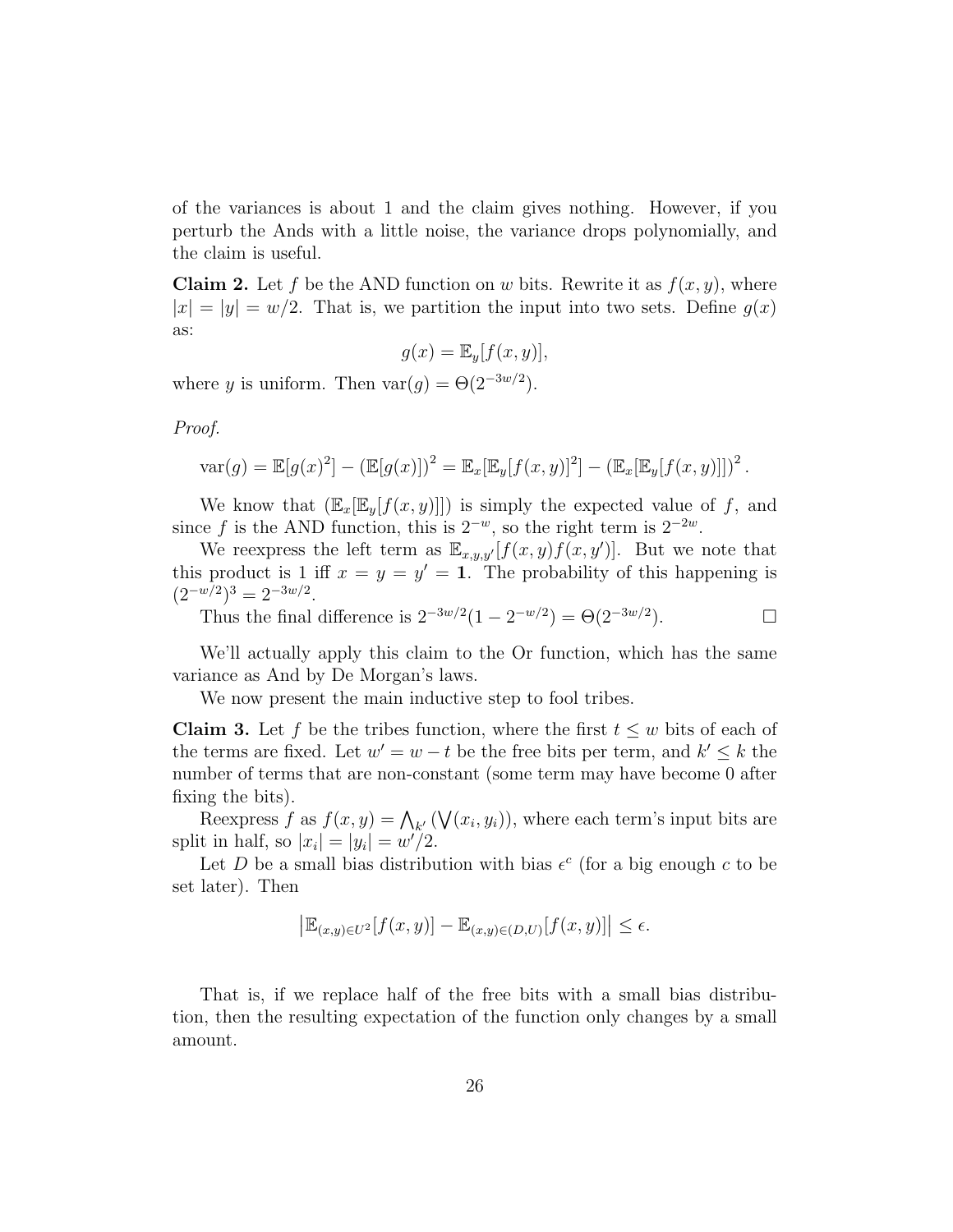of the variances is about 1 and the claim gives nothing. However, if you perturb the Ands with a little noise, the variance drops polynomially, and the claim is useful.

**Claim 2.** Let $f$ be the AND function on $w$ bits. Rewrite it as $f(x,y)$, where $|x| = |y| = w/2$. That is, we partition the input into two sets. Define $g(x)$ as:

$$g(x) = \mathbb{E}_y[f(x,y)],$$

where $y$ is uniform. Then $\text{var}(g) = \Theta(2^{-3w/2})$.

*Proof.*

$$\text{var}(g) = \mathbb{E}[g(x)^2] - (\mathbb{E}[g(x)])^2 = \mathbb{E}_x[\mathbb{E}_y[f(x,y)]^2] - (\mathbb{E}_x[\mathbb{E}_y[f(x,y)]])^2.$$

We know that $(\mathbb{E}_x[\mathbb{E}_y[f(x,y)]])$ is simply the expected value of $f$, and since $f$ is the AND function, this is $2^{-w}$, so the right term is $2^{-2w}$.

We reexpress the left term as $\mathbb{E}_{x,y,y'}[f(x,y)f(x,y')]$. But we note that this product is 1 iff $x = y = y' = \mathbf{1}$. The probability of this happening is $(2^{-w/2})^3 = 2^{-3w/2}$.

Thus the final difference is $2^{-3w/2}(1 - 2^{-w/2}) = \Theta(2^{-3w/2})$. $\square$

We'll actually apply this claim to the Or function, which has the same variance as And by De Morgan's laws.

We now present the main inductive step to fool tribes.

**Claim 3.** Let $f$ be the tribes function, where the first $t \leq w$ bits of each of the terms are fixed. Let $w' = w - t$ be the free bits per term, and $k' \leq k$ the number of terms that are non-constant (some term may have become 0 after fixing the bits).

Reexpress $f$ as $f(x,y) = \bigwedge_{k'} \left(\bigvee(x_i, y_i)\right)$, where each term's input bits are split in half, so $|x_i| = |y_i| = w'/2$.

Let $D$ be a small bias distribution with bias $\epsilon^c$ (for a big enough $c$ to be set later). Then

$$\left|\mathbb{E}_{(x,y)\in U^2}[f(x,y)] - \mathbb{E}_{(x,y)\in(D,U)}[f(x,y)]\right| \leq \epsilon.$$

That is, if we replace half of the free bits with a small bias distribution, then the resulting expectation of the function only changes by a small amount.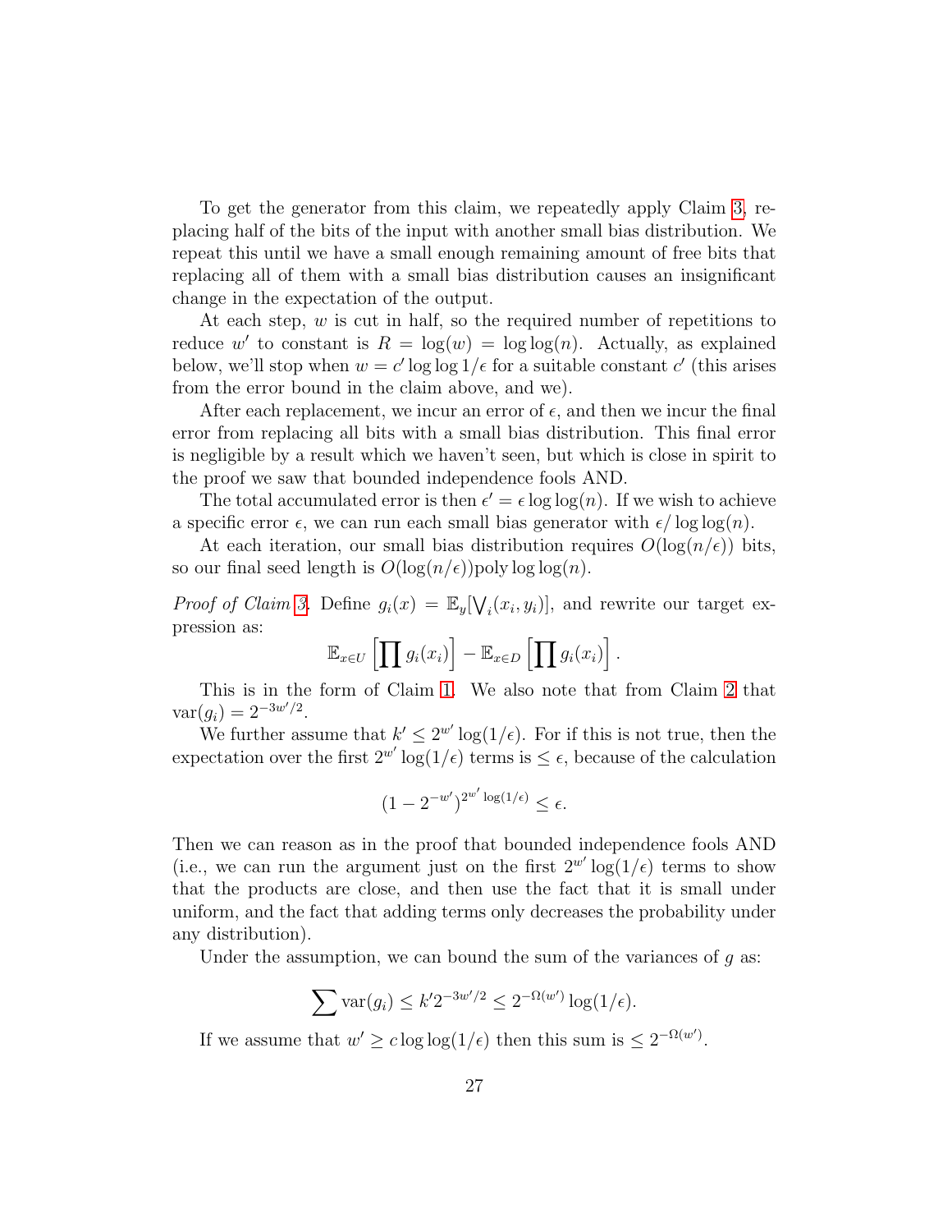To get the generator from this claim, we repeatedly apply Claim 3, replacing half of the bits of the input with another small bias distribution. We repeat this until we have a small enough remaining amount of free bits that replacing all of them with a small bias distribution causes an insignificant change in the expectation of the output.

At each step, $w$ is cut in half, so the required number of repetitions to reduce $w'$ to constant is $R = \log(w) = \log\log(n)$. Actually, as explained below, we'll stop when $w = c' \log\log 1/\epsilon$ for a suitable constant $c'$ (this arises from the error bound in the claim above, and we).

After each replacement, we incur an error of $\epsilon$, and then we incur the final error from replacing all bits with a small bias distribution. This final error is negligible by a result which we haven't seen, but which is close in spirit to the proof we saw that bounded independence fools AND.

The total accumulated error is then $\epsilon' = \epsilon \log\log(n)$. If we wish to achieve a specific error $\epsilon$, we can run each small bias generator with $\epsilon/\log\log(n)$.

At each iteration, our small bias distribution requires $O(\log(n/\epsilon))$ bits, so our final seed length is $O(\log(n/\epsilon))\text{poly}\log\log(n)$.

*Proof of Claim 3.* Define $g_i(x) = \mathbb{E}_y[\bigvee_i(x_i, y_i)]$, and rewrite our target expression as:

$$\mathbb{E}_{x \in U}\left[\prod g_i(x_i)\right] - \mathbb{E}_{x \in D}\left[\prod g_i(x_i)\right].$$

This is in the form of Claim 1. We also note that from Claim 2 that $\text{var}(g_i) = 2^{-3w'/2}$.

We further assume that $k' \leq 2^{w'} \log(1/\epsilon)$. For if this is not true, then the expectation over the first $2^{w'} \log(1/\epsilon)$ terms is $\leq \epsilon$, because of the calculation

$$(1 - 2^{-w'})^{2^{w'} \log(1/\epsilon)} \leq \epsilon.$$

Then we can reason as in the proof that bounded independence fools AND (i.e., we can run the argument just on the first $2^{w'} \log(1/\epsilon)$ terms to show that the products are close, and then use the fact that it is small under uniform, and the fact that adding terms only decreases the probability under any distribution).

Under the assumption, we can bound the sum of the variances of $g$ as:

$$\sum \text{var}(g_i) \leq k' 2^{-3w'/2} \leq 2^{-\Omega(w')} \log(1/\epsilon).$$

If we assume that $w' \geq c \log\log(1/\epsilon)$ then this sum is $\leq 2^{-\Omega(w')}$.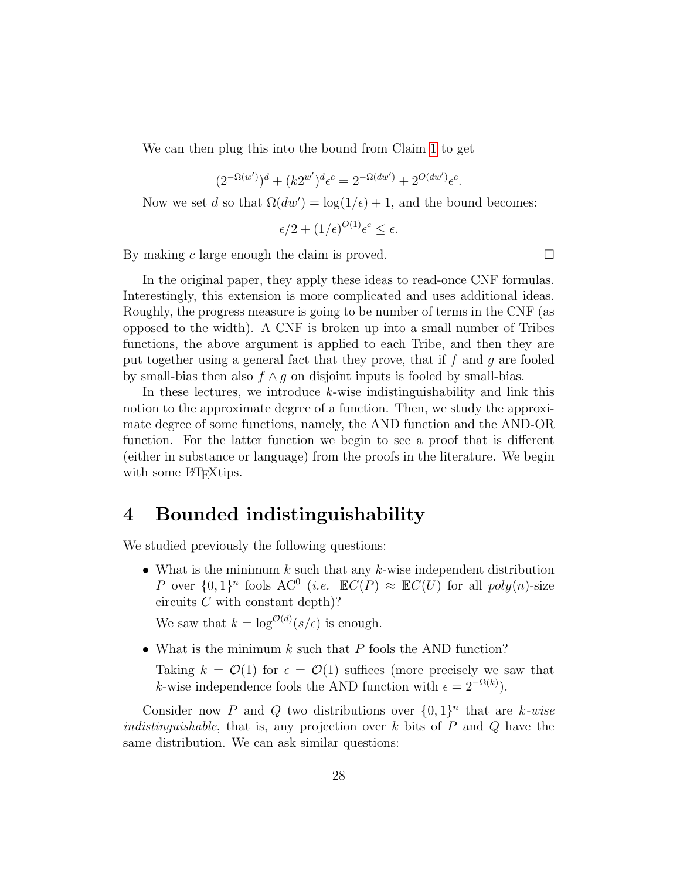We can then plug this into the bound from Claim 1 to get

$$(2^{-\Omega(w')})^d + (k2^{w'})^d \epsilon^c = 2^{-\Omega(dw')} + 2^{O(dw')}\epsilon^c.$$

Now we set $d$ so that $\Omega(dw') = \log(1/\epsilon) + 1$, and the bound becomes:

$$\epsilon/2 + (1/\epsilon)^{O(1)}\epsilon^c \le \epsilon.$$

By making $c$ large enough the claim is proved. □

In the original paper, they apply these ideas to read-once CNF formulas. Interestingly, this extension is more complicated and uses additional ideas. Roughly, the progress measure is going to be number of terms in the CNF (as opposed to the width). A CNF is broken up into a small number of Tribes functions, the above argument is applied to each Tribe, and then they are put together using a general fact that they prove, that if $f$ and $g$ are fooled by small-bias then also $f \wedge g$ on disjoint inputs is fooled by small-bias.

In these lectures, we introduce $k$-wise indistinguishability and link this notion to the approximate degree of a function. Then, we study the approximate degree of some functions, namely, the AND function and the AND-OR function. For the latter function we begin to see a proof that is different (either in substance or language) from the proofs in the literature. We begin with some LaTeXtips.

# 4 Bounded indistinguishability

We studied previously the following questions:

- What is the minimum $k$ such that any $k$-wise independent distribution $P$ over $\{0,1\}^n$ fools AC$^0$ (*i.e.* $\mathbb{E}C(P) \approx \mathbb{E}C(U)$ for all $poly(n)$-size circuits $C$ with constant depth)?

  We saw that $k = \log^{\mathcal{O}(d)}(s/\epsilon)$ is enough.

- What is the minimum $k$ such that $P$ fools the AND function?

  Taking $k = \mathcal{O}(1)$ for $\epsilon = \mathcal{O}(1)$ suffices (more precisely we saw that $k$-wise independence fools the AND function with $\epsilon = 2^{-\Omega(k)}$).

Consider now $P$ and $Q$ two distributions over $\{0,1\}^n$ that are *k-wise indistinguishable*, that is, any projection over $k$ bits of $P$ and $Q$ have the same distribution. We can ask similar questions: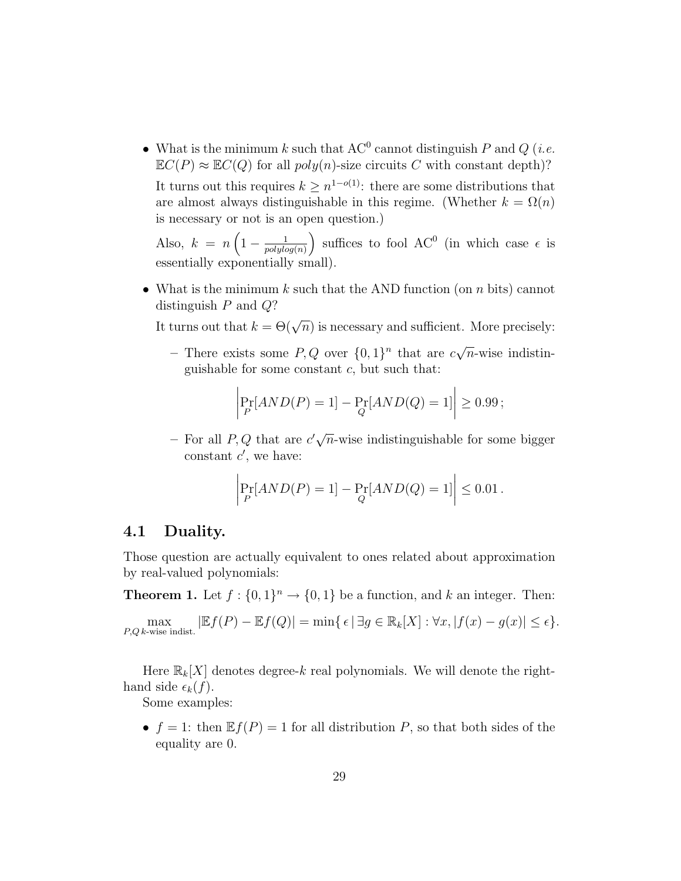- What is the minimum $k$ such that $\mathrm{AC}^0$ cannot distinguish $P$ and $Q$ (*i.e.* $\mathbb{E}C(P) \approx \mathbb{E}C(Q)$ for all $poly(n)$-size circuits $C$ with constant depth)?

  It turns out this requires $k \geq n^{1-o(1)}$: there are some distributions that are almost always distinguishable in this regime. (Whether $k = \Omega(n)$ is necessary or not is an open question.)

  Also, $k = n\left(1 - \frac{1}{polylog(n)}\right)$ suffices to fool $\mathrm{AC}^0$ (in which case $\epsilon$ is essentially exponentially small).

- What is the minimum $k$ such that the AND function (on $n$ bits) cannot distinguish $P$ and $Q$?

  It turns out that $k = \Theta(\sqrt{n})$ is necessary and sufficient. More precisely:

  - There exists some $P, Q$ over $\{0,1\}^n$ that are $c\sqrt{n}$-wise indistinguishable for some constant $c$, but such that:

    $$\left|\Pr_P[AND(P) = 1] - \Pr_Q[AND(Q) = 1]\right| \geq 0.99\,;$$

  - For all $P, Q$ that are $c'\sqrt{n}$-wise indistinguishable for some bigger constant $c'$, we have:

    $$\left|\Pr_P[AND(P) = 1] - \Pr_Q[AND(Q) = 1]\right| \leq 0.01\,.$$

## 4.1 Duality.

Those question are actually equivalent to ones related about approximation by real-valued polynomials:

**Theorem 1.** Let $f : \{0,1\}^n \to \{0,1\}$ be a function, and $k$ an integer. Then:

$$\max_{P,Q\ k\text{-wise indist.}} |\mathbb{E}f(P) - \mathbb{E}f(Q)| = \min\{\,\epsilon \mid \exists g \in \mathbb{R}_k[X] : \forall x, |f(x) - g(x)| \leq \epsilon\}.$$

Here $\mathbb{R}_k[X]$ denotes degree-$k$ real polynomials. We will denote the right-hand side $\epsilon_k(f)$.

Some examples:

- $f = 1$: then $\mathbb{E}f(P) = 1$ for all distribution $P$, so that both sides of the equality are 0.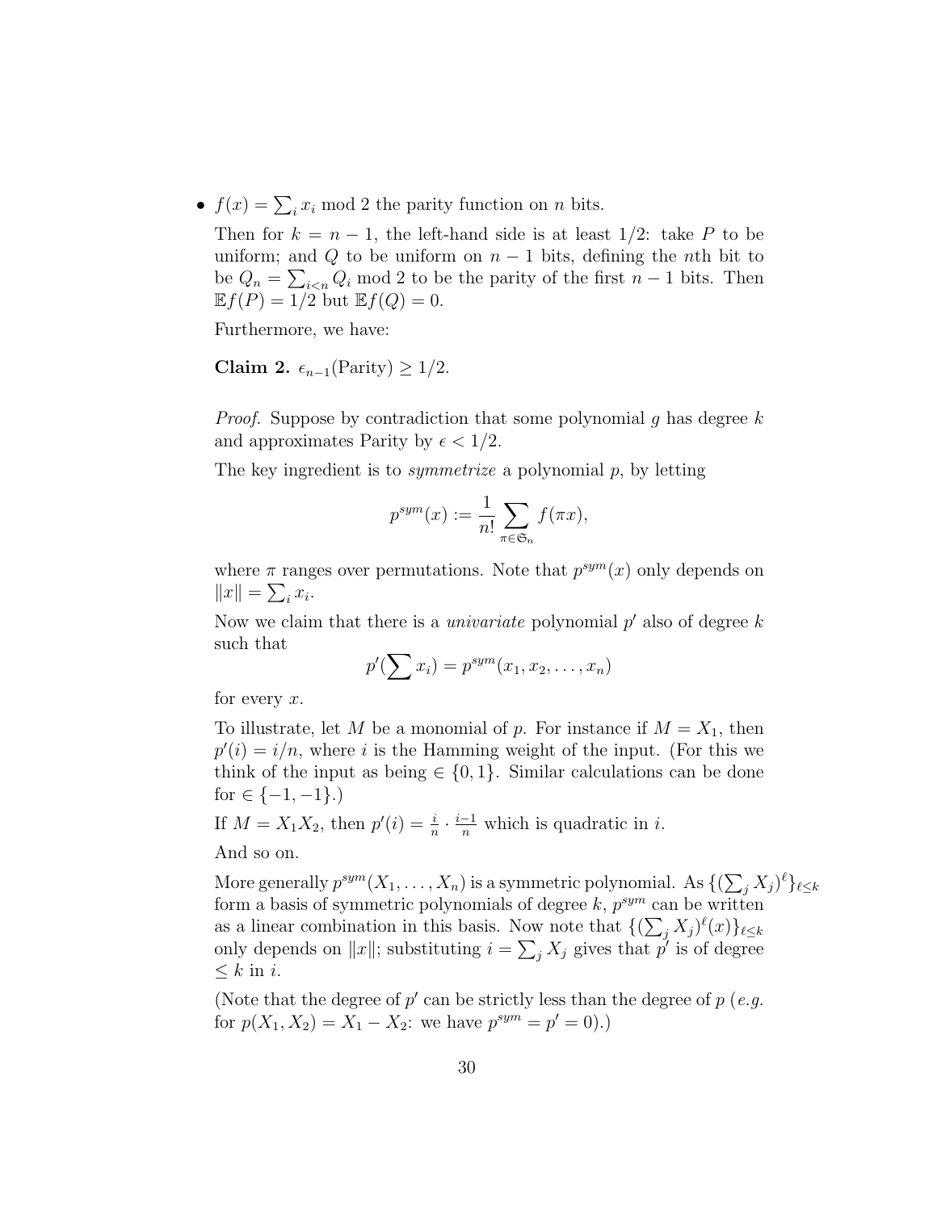- $f(x) = \sum_i x_i \bmod 2$ the parity function on $n$ bits.

  Then for $k = n-1$, the left-hand side is at least $1/2$: take $P$ to be uniform; and $Q$ to be uniform on $n-1$ bits, defining the $n$th bit to be $Q_n = \sum_{i<n} Q_i \bmod 2$ to be the parity of the first $n-1$ bits. Then $\mathbb{E}f(P) = 1/2$ but $\mathbb{E}f(Q) = 0$.

  Furthermore, we have:

  **Claim 2.** $\epsilon_{n-1}(\text{Parity}) \geq 1/2$.

  *Proof.* Suppose by contradiction that some polynomial $g$ has degree $k$ and approximates Parity by $\epsilon < 1/2$.

  The key ingredient is to *symmetrize* a polynomial $p$, by letting

  $$p^{sym}(x) := \frac{1}{n!} \sum_{\pi \in \mathfrak{S}_n} f(\pi x),$$

  where $\pi$ ranges over permutations. Note that $p^{sym}(x)$ only depends on $\|x\| = \sum_i x_i$.

  Now we claim that there is a *univariate* polynomial $p'$ also of degree $k$ such that

  $$p'(\sum x_i) = p^{sym}(x_1, x_2, \ldots, x_n)$$

  for every $x$.

  To illustrate, let $M$ be a monomial of $p$. For instance if $M = X_1$, then $p'(i) = i/n$, where $i$ is the Hamming weight of the input. (For this we think of the input as being $\in \{0,1\}$. Similar calculations can be done for $\in \{-1,-1\}$.)

  If $M = X_1 X_2$, then $p'(i) = \frac{i}{n} \cdot \frac{i-1}{n}$ which is quadratic in $i$.

  And so on.

  More generally $p^{sym}(X_1, \ldots, X_n)$ is a symmetric polynomial. As $\{(\sum_j X_j)^\ell\}_{\ell \leq k}$ form a basis of symmetric polynomials of degree $k$, $p^{sym}$ can be written as a linear combination in this basis. Now note that $\{(\sum_j X_j)^\ell(x)\}_{\ell \leq k}$ only depends on $\|x\|$; substituting $i = \sum_j X_j$ gives that $p'$ is of degree $\leq k$ in $i$.

  (Note that the degree of $p'$ can be strictly less than the degree of $p$ (*e.g.* for $p(X_1, X_2) = X_1 - X_2$: we have $p^{sym} = p' = 0$).)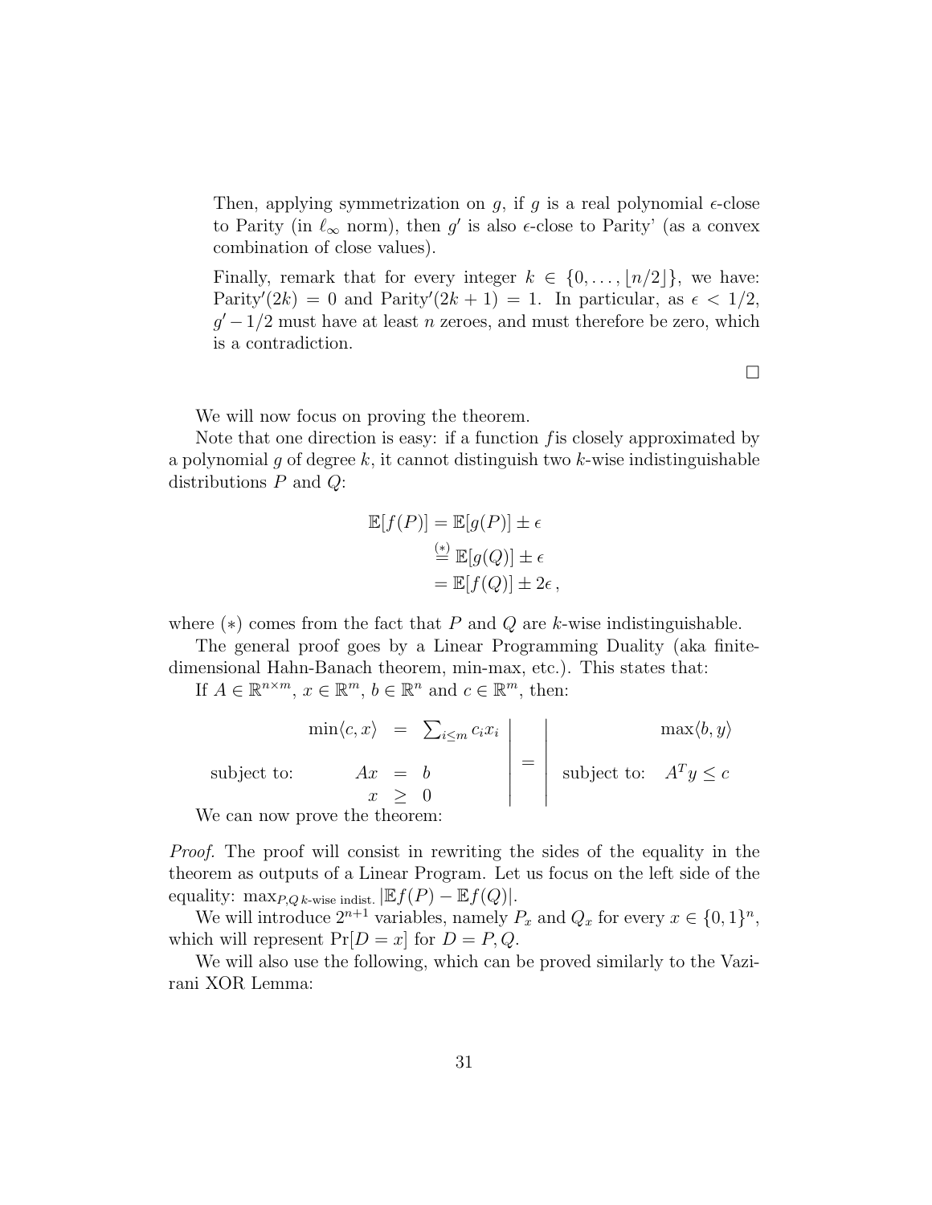Then, applying symmetrization on $g$, if $g$ is a real polynomial $\epsilon$-close to Parity (in $\ell_\infty$ norm), then $g'$ is also $\epsilon$-close to Parity' (as a convex combination of close values).

Finally, remark that for every integer $k \in \{0, \ldots, \lfloor n/2 \rfloor\}$, we have: Parity$'(2k) = 0$ and Parity$'(2k+1) = 1$. In particular, as $\epsilon < 1/2$, $g' - 1/2$ must have at least $n$ zeroes, and must therefore be zero, which is a contradiction.

□

We will now focus on proving the theorem.

Note that one direction is easy: if a function $f$is closely approximated by a polynomial $g$ of degree $k$, it cannot distinguish two $k$-wise indistinguishable distributions $P$ and $Q$:

$$
\begin{aligned}
\mathbb{E}[f(P)] &= \mathbb{E}[g(P)] \pm \epsilon \\
&\overset{(*)}{=} \mathbb{E}[g(Q)] \pm \epsilon \\
&= \mathbb{E}[f(Q)] \pm 2\epsilon \,,
\end{aligned}
$$

where $(*)$ comes from the fact that $P$ and $Q$ are $k$-wise indistinguishable.

The general proof goes by a Linear Programming Duality (aka finite-dimensional Hahn-Banach theorem, min-max, etc.). This states that:

If $A \in \mathbb{R}^{n \times m}$, $x \in \mathbb{R}^m$, $b \in \mathbb{R}^n$ and $c \in \mathbb{R}^m$, then:

$$
\left.
\begin{array}{rrcl}
 & \min\langle c, x\rangle & = & \sum_{i \le m} c_i x_i \\
\text{subject to:} & Ax & = & b \\
 & x & \ge & 0
\end{array}
\right|
=
\left|
\begin{array}{rr}
 & \max\langle b, y\rangle \\
\text{subject to:} & A^T y \le c \\
 &
\end{array}
\right.
$$

We can now prove the theorem:

*Proof.* The proof will consist in rewriting the sides of the equality in the theorem as outputs of a Linear Program. Let us focus on the left side of the equality: $\max_{P,Q \text{ } k\text{-wise indist.}} |\mathbb{E}f(P) - \mathbb{E}f(Q)|$.

We will introduce $2^{n+1}$ variables, namely $P_x$ and $Q_x$ for every $x \in \{0,1\}^n$, which will represent $\Pr[D = x]$ for $D = P, Q$.

We will also use the following, which can be proved similarly to the Vazirani XOR Lemma: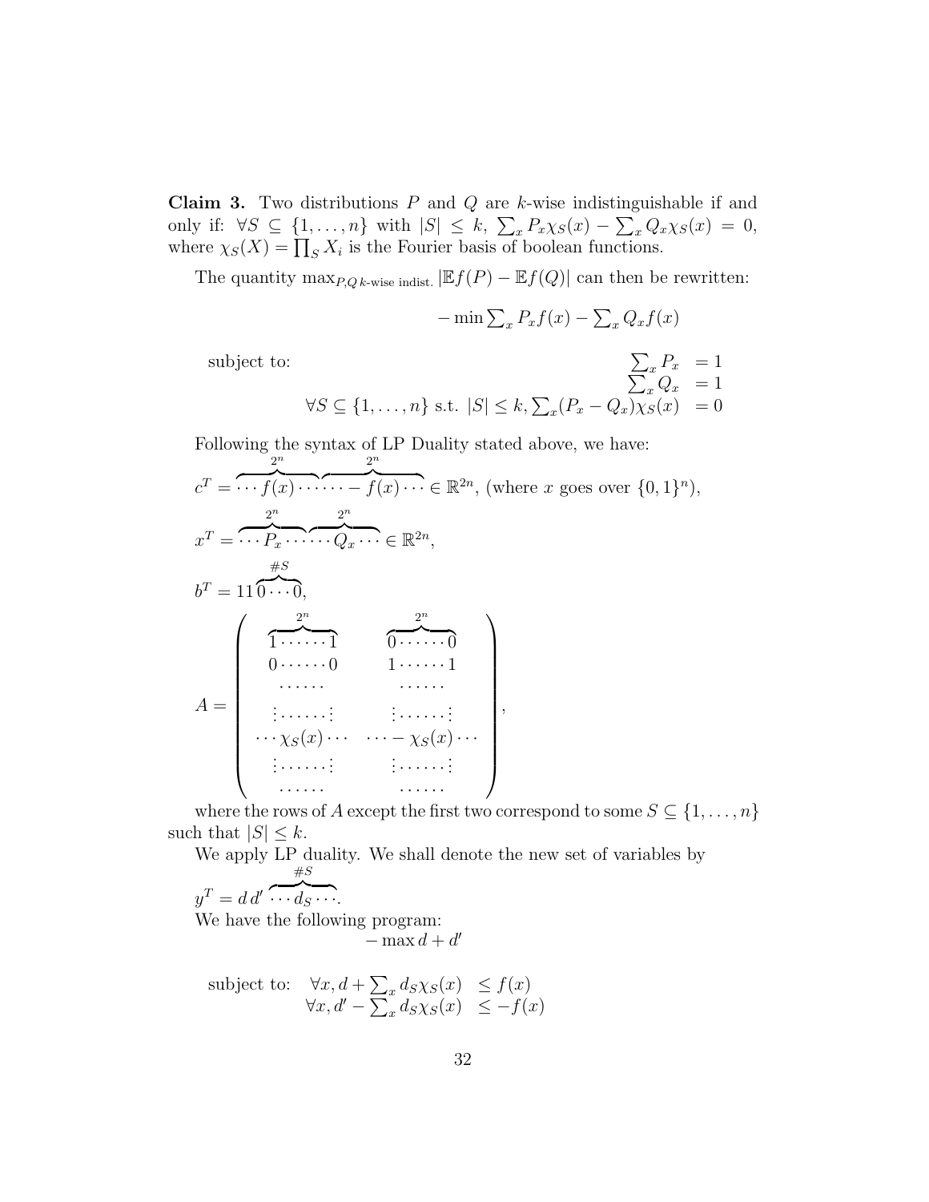**Claim 3.** Two distributions $P$ and $Q$ are $k$-wise indistinguishable if and only if: $\forall S \subseteq \{1, \ldots, n\}$ with $|S| \leq k$, $\sum_x P_x \chi_S(x) - \sum_x Q_x \chi_S(x) = 0$, where $\chi_S(X) = \prod_S X_i$ is the Fourier basis of boolean functions.

The quantity $\max_{P,Q\, k\text{-wise indist.}} |\mathbb{E}f(P) - \mathbb{E}f(Q)|$ can then be rewritten:

$$-\min \textstyle\sum_x P_x f(x) - \sum_x Q_x f(x)$$

subject to:

$$\begin{aligned} \textstyle\sum_x P_x &= 1 \\ \textstyle\sum_x Q_x &= 1 \\ \forall S \subseteq \{1, \ldots, n\} \text{ s.t. } |S| \leq k, \textstyle\sum_x (P_x - Q_x)\chi_S(x) &= 0 \end{aligned}$$

Following the syntax of LP Duality stated above, we have:

$c^T = \overbrace{\cdots f(x) \cdots}^{2^n}\overbrace{\cdots - f(x) \cdots}^{2^n} \in \mathbb{R}^{2n}$, (where $x$ goes over $\{0,1\}^n$),

$x^T = \overbrace{\cdots P_x \cdots}^{2^n}\overbrace{\cdots Q_x \cdots}^{2^n} \in \mathbb{R}^{2n}$,

$b^T = 1\,1\,\overbrace{0 \cdots 0}^{\#S}$,

$$A = \begin{pmatrix} \overbrace{1 \cdots\cdots 1}^{2^n} & \overbrace{0 \cdots\cdots 0}^{2^n} \\ 0 \cdots\cdots 0 & 1 \cdots\cdots 1 \\ \cdots\cdots & \cdots\cdots \\ \vdots \cdots\cdots \vdots & \vdots \cdots\cdots \vdots \\ \cdots \chi_S(x) \cdots & \cdots - \chi_S(x) \cdots \\ \vdots \cdots\cdots \vdots & \vdots \cdots\cdots \vdots \\ \cdots\cdots & \cdots\cdots \end{pmatrix},$$

where the rows of $A$ except the first two correspond to some $S \subseteq \{1, \ldots, n\}$ such that $|S| \leq k$.

We apply LP duality. We shall denote the new set of variables by

$y^T = d\, d' \,\overbrace{\cdots d_S \cdots}^{\#S}$.

We have the following program:

$$-\max d + d'$$

subject to:

$$\begin{aligned} \forall x, d + \textstyle\sum_x d_S \chi_S(x) &\leq f(x) \\ \forall x, d' - \textstyle\sum_x d_S \chi_S(x) &\leq -f(x) \end{aligned}$$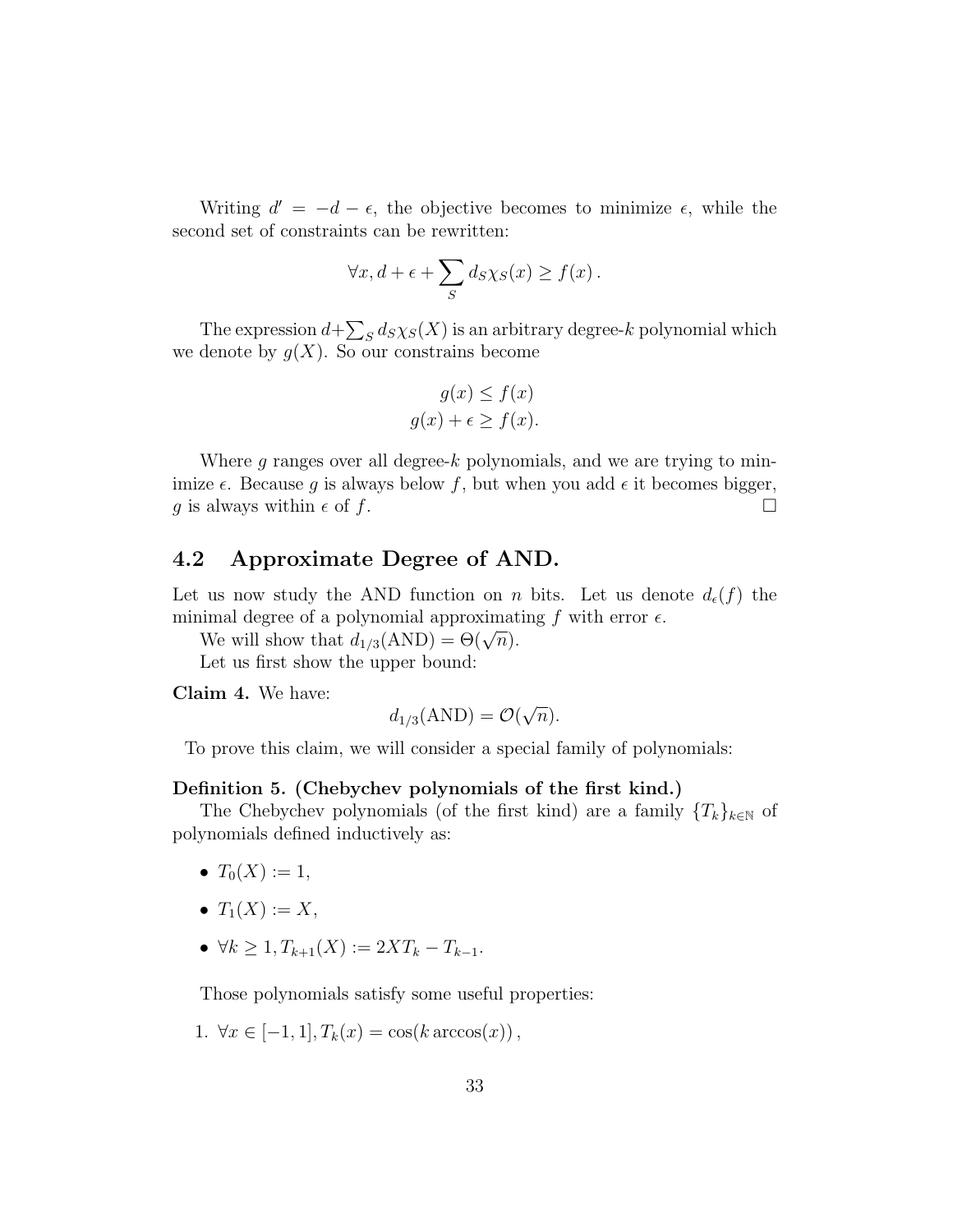Writing $d' = -d - \epsilon$, the objective becomes to minimize $\epsilon$, while the second set of constraints can be rewritten:

$$\forall x, d + \epsilon + \sum_S d_S \chi_S(x) \geq f(x)\,.$$

The expression $d + \sum_S d_S \chi_S(X)$ is an arbitrary degree-$k$ polynomial which we denote by $g(X)$. So our constrains become

$$g(x) \leq f(x)$$
$$g(x) + \epsilon \geq f(x).$$

Where $g$ ranges over all degree-$k$ polynomials, and we are trying to minimize $\epsilon$. Because $g$ is always below $f$, but when you add $\epsilon$ it becomes bigger, $g$ is always within $\epsilon$ of $f$. □

## 4.2 Approximate Degree of AND.

Let us now study the AND function on $n$ bits. Let us denote $d_\epsilon(f)$ the minimal degree of a polynomial approximating $f$ with error $\epsilon$.

We will show that $d_{1/3}(\text{AND}) = \Theta(\sqrt{n})$.

Let us first show the upper bound:

**Claim 4.** We have:

$$d_{1/3}(\text{AND}) = \mathcal{O}(\sqrt{n}).$$

To prove this claim, we will consider a special family of polynomials:

**Definition 5. (Chebychev polynomials of the first kind.)**

The Chebychev polynomials (of the first kind) are a family $\{T_k\}_{k \in \mathbb{N}}$ of polynomials defined inductively as:

- $T_0(X) := 1$,
- $T_1(X) := X$,
- $\forall k \geq 1, T_{k+1}(X) := 2XT_k - T_{k-1}$.

Those polynomials satisfy some useful properties:

1. $\forall x \in [-1, 1], T_k(x) = \cos(k \arccos(x))\,,$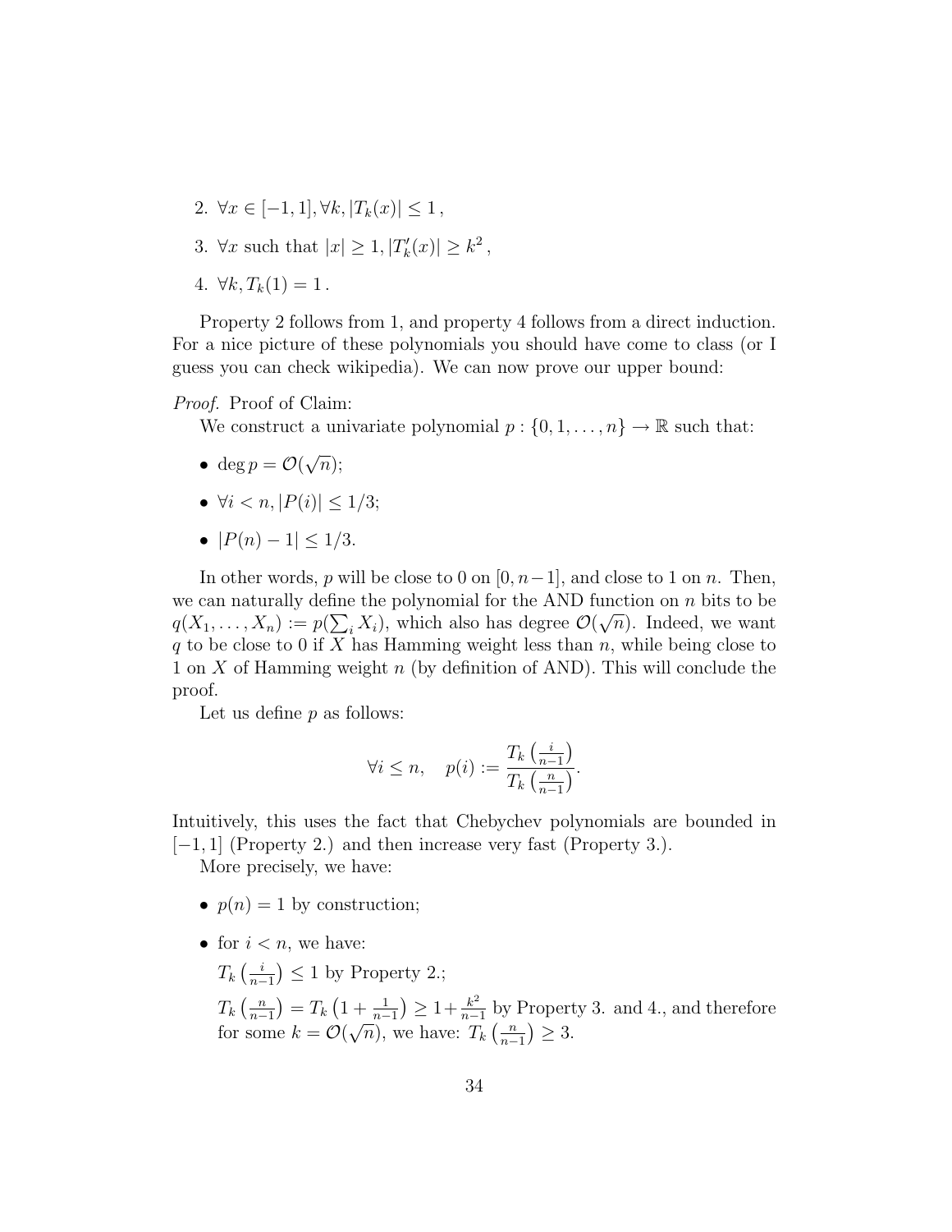2. $\forall x \in [-1, 1], \forall k, |T_k(x)| \leq 1$,
3. $\forall x$ such that $|x| \geq 1, |T_k'(x)| \geq k^2$,
4. $\forall k, T_k(1) = 1$.

Property 2 follows from 1, and property 4 follows from a direct induction. For a nice picture of these polynomials you should have come to class (or I guess you can check wikipedia). We can now prove our upper bound:

*Proof.* Proof of Claim:

We construct a univariate polynomial $p : \{0, 1, \ldots, n\} \to \mathbb{R}$ such that:

- $\deg p = \mathcal{O}(\sqrt{n})$;
- $\forall i < n, |P(i)| \leq 1/3$;
- $|P(n) - 1| \leq 1/3$.

In other words, $p$ will be close to 0 on $[0, n-1]$, and close to 1 on $n$. Then, we can naturally define the polynomial for the AND function on $n$ bits to be $q(X_1, \ldots, X_n) := p(\sum_i X_i)$, which also has degree $\mathcal{O}(\sqrt{n})$. Indeed, we want $q$ to be close to 0 if $X$ has Hamming weight less than $n$, while being close to 1 on $X$ of Hamming weight $n$ (by definition of AND). This will conclude the proof.

Let us define $p$ as follows:

$$\forall i \leq n, \quad p(i) := \frac{T_k\left(\frac{i}{n-1}\right)}{T_k\left(\frac{n}{n-1}\right)}.$$

Intuitively, this uses the fact that Chebychev polynomials are bounded in $[-1, 1]$ (Property 2.) and then increase very fast (Property 3.).

More precisely, we have:

- $p(n) = 1$ by construction;
- for $i < n$, we have:
  $T_k\left(\frac{i}{n-1}\right) \leq 1$ by Property 2.;
  $T_k\left(\frac{n}{n-1}\right) = T_k\left(1 + \frac{1}{n-1}\right) \geq 1 + \frac{k^2}{n-1}$ by Property 3. and 4., and therefore for some $k = \mathcal{O}(\sqrt{n})$, we have: $T_k\left(\frac{n}{n-1}\right) \geq 3$.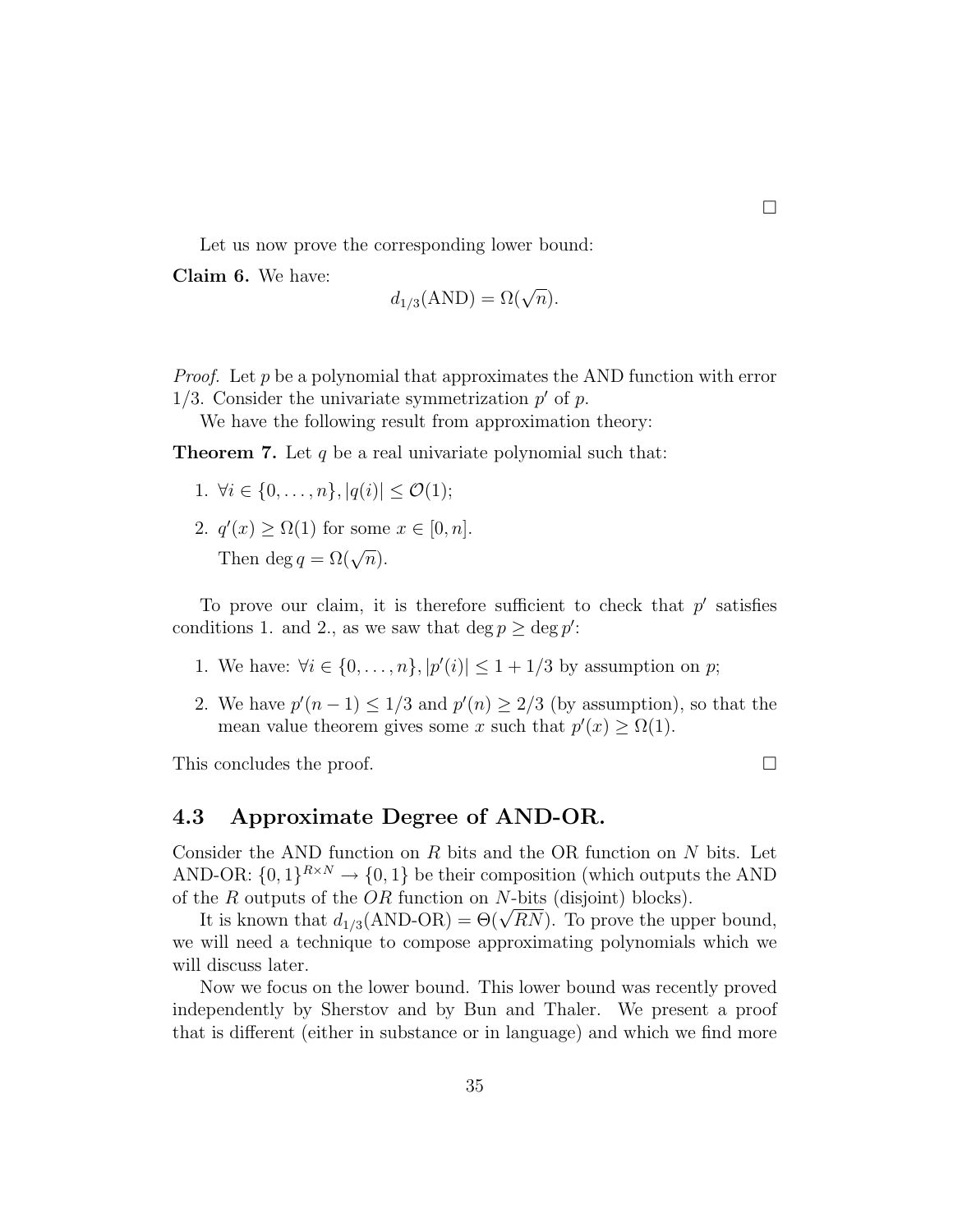□

Let us now prove the corresponding lower bound:

**Claim 6.** We have:

$$d_{1/3}(\text{AND}) = \Omega(\sqrt{n}).$$

*Proof.* Let $p$ be a polynomial that approximates the AND function with error $1/3$. Consider the univariate symmetrization $p'$ of $p$.

We have the following result from approximation theory:

**Theorem 7.** Let $q$ be a real univariate polynomial such that:

1. $\forall i \in \{0, \ldots, n\}, |q(i)| \leq \mathcal{O}(1)$;
2. $q'(x) \geq \Omega(1)$ for some $x \in [0, n]$.

   Then $\deg q = \Omega(\sqrt{n})$.

To prove our claim, it is therefore sufficient to check that $p'$ satisfies conditions 1. and 2., as we saw that $\deg p \geq \deg p'$:

1. We have: $\forall i \in \{0, \ldots, n\}, |p'(i)| \leq 1 + 1/3$ by assumption on $p$;
2. We have $p'(n-1) \leq 1/3$ and $p'(n) \geq 2/3$ (by assumption), so that the mean value theorem gives some $x$ such that $p'(x) \geq \Omega(1)$.

This concludes the proof. □

## 4.3 Approximate Degree of AND-OR.

Consider the AND function on $R$ bits and the OR function on $N$ bits. Let AND-OR: $\{0,1\}^{R \times N} \to \{0,1\}$ be their composition (which outputs the AND of the $R$ outputs of the $OR$ function on $N$-bits (disjoint) blocks).

It is known that $d_{1/3}(\text{AND-OR}) = \Theta(\sqrt{RN})$. To prove the upper bound, we will need a technique to compose approximating polynomials which we will discuss later.

Now we focus on the lower bound. This lower bound was recently proved independently by Sherstov and by Bun and Thaler. We present a proof that is different (either in substance or in language) and which we find more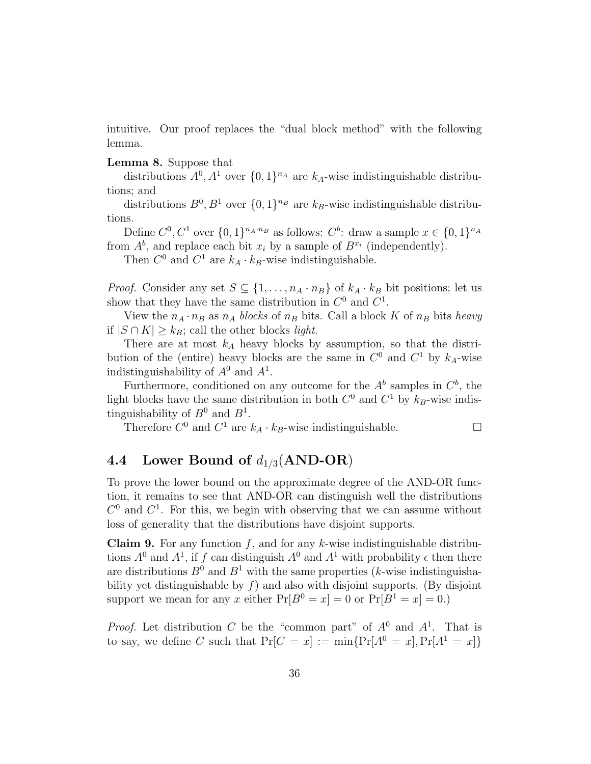intuitive. Our proof replaces the "dual block method" with the following lemma.

**Lemma 8.** Suppose that

distributions $A^0, A^1$ over $\{0,1\}^{n_A}$ are $k_A$-wise indistinguishable distributions; and

distributions $B^0, B^1$ over $\{0,1\}^{n_B}$ are $k_B$-wise indistinguishable distributions.

Define $C^0, C^1$ over $\{0,1\}^{n_A \cdot n_B}$ as follows: $C^b$: draw a sample $x \in \{0,1\}^{n_A}$ from $A^b$, and replace each bit $x_i$ by a sample of $B^{x_i}$ (independently).

Then $C^0$ and $C^1$ are $k_A \cdot k_B$-wise indistinguishable.

*Proof.* Consider any set $S \subseteq \{1, \ldots, n_A \cdot n_B\}$ of $k_A \cdot k_B$ bit positions; let us show that they have the same distribution in $C^0$ and $C^1$.

View the $n_A \cdot n_B$ as $n_A$ *blocks* of $n_B$ bits. Call a block $K$ of $n_B$ bits *heavy* if $|S \cap K| \geq k_B$; call the other blocks *light*.

There are at most $k_A$ heavy blocks by assumption, so that the distribution of the (entire) heavy blocks are the same in $C^0$ and $C^1$ by $k_A$-wise indistinguishability of $A^0$ and $A^1$.

Furthermore, conditioned on any outcome for the $A^b$ samples in $C^b$, the light blocks have the same distribution in both $C^0$ and $C^1$ by $k_B$-wise indistinguishability of $B^0$ and $B^1$.

Therefore $C^0$ and $C^1$ are $k_A \cdot k_B$-wise indistinguishable. □

## 4.4 Lower Bound of $d_{1/3}$(AND-OR)

To prove the lower bound on the approximate degree of the AND-OR function, it remains to see that AND-OR can distinguish well the distributions $C^0$ and $C^1$. For this, we begin with observing that we can assume without loss of generality that the distributions have disjoint supports.

**Claim 9.** For any function $f$, and for any $k$-wise indistinguishable distributions $A^0$ and $A^1$, if $f$ can distinguish $A^0$ and $A^1$ with probability $\epsilon$ then there are distributions $B^0$ and $B^1$ with the same properties ($k$-wise indistinguishability yet distinguishable by $f$) and also with disjoint supports. (By disjoint support we mean for any $x$ either $\Pr[B^0 = x] = 0$ or $\Pr[B^1 = x] = 0$.)

*Proof.* Let distribution $C$ be the "common part" of $A^0$ and $A^1$. That is to say, we define $C$ such that $\Pr[C = x] := \min\{\Pr[A^0 = x], \Pr[A^1 = x]\}$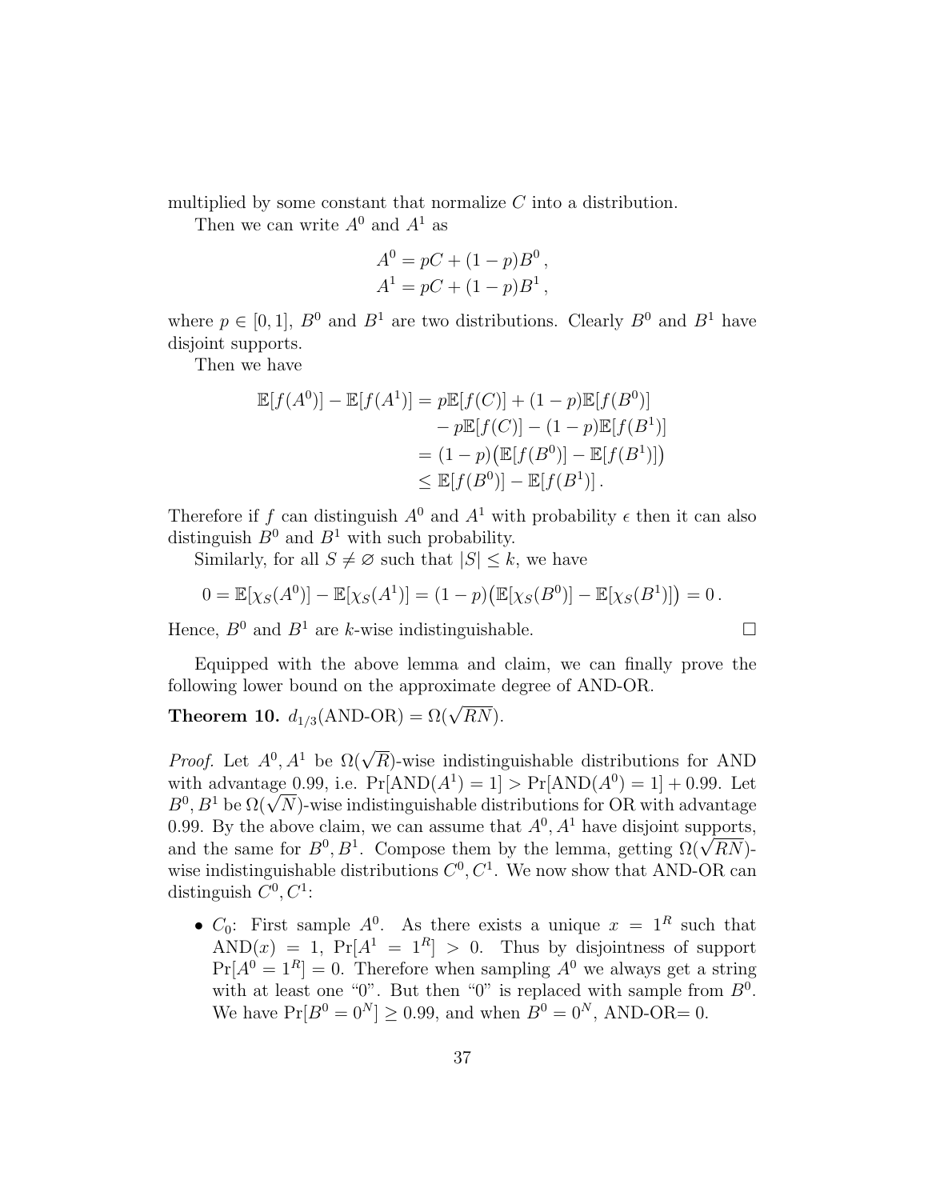multiplied by some constant that normalize $C$ into a distribution.

Then we can write $A^0$ and $A^1$ as

$$
\begin{aligned}
A^0 &= pC + (1-p)B^0\,, \\
A^1 &= pC + (1-p)B^1\,,
\end{aligned}
$$

where $p \in [0,1]$, $B^0$ and $B^1$ are two distributions. Clearly $B^0$ and $B^1$ have disjoint supports.

Then we have

$$
\begin{aligned}
\mathbb{E}[f(A^0)] - \mathbb{E}[f(A^1)] &= p\mathbb{E}[f(C)] + (1-p)\mathbb{E}[f(B^0)] \\
&\quad - p\mathbb{E}[f(C)] - (1-p)\mathbb{E}[f(B^1)] \\
&= (1-p)\big(\mathbb{E}[f(B^0)] - \mathbb{E}[f(B^1)]\big) \\
&\leq \mathbb{E}[f(B^0)] - \mathbb{E}[f(B^1)]\,.
\end{aligned}
$$

Therefore if $f$ can distinguish $A^0$ and $A^1$ with probability $\epsilon$ then it can also distinguish $B^0$ and $B^1$ with such probability.

Similarly, for all $S \neq \varnothing$ such that $|S| \leq k$, we have

$$
0 = \mathbb{E}[\chi_S(A^0)] - \mathbb{E}[\chi_S(A^1)] = (1-p)\big(\mathbb{E}[\chi_S(B^0)] - \mathbb{E}[\chi_S(B^1)]\big) = 0\,.
$$

Hence, $B^0$ and $B^1$ are $k$-wise indistinguishable. $\square$

Equipped with the above lemma and claim, we can finally prove the following lower bound on the approximate degree of AND-OR.

**Theorem 10.** $d_{1/3}(\text{AND-OR}) = \Omega(\sqrt{RN})$.

*Proof.* Let $A^0, A^1$ be $\Omega(\sqrt{R})$-wise indistinguishable distributions for AND with advantage 0.99, i.e. $\Pr[\text{AND}(A^1) = 1] > \Pr[\text{AND}(A^0) = 1] + 0.99$. Let $B^0, B^1$ be $\Omega(\sqrt{N})$-wise indistinguishable distributions for OR with advantage 0.99. By the above claim, we can assume that $A^0, A^1$ have disjoint supports, and the same for $B^0, B^1$. Compose them by the lemma, getting $\Omega(\sqrt{RN})$-wise indistinguishable distributions $C^0, C^1$. We now show that AND-OR can distinguish $C^0, C^1$:

- $C_0$: First sample $A^0$. As there exists a unique $x = 1^R$ such that $\text{AND}(x) = 1$, $\Pr[A^1 = 1^R] > 0$. Thus by disjointness of support $\Pr[A^0 = 1^R] = 0$. Therefore when sampling $A^0$ we always get a string with at least one "0". But then "0" is replaced with sample from $B^0$. We have $\Pr[B^0 = 0^N] \geq 0.99$, and when $B^0 = 0^N$, AND-OR$= 0$.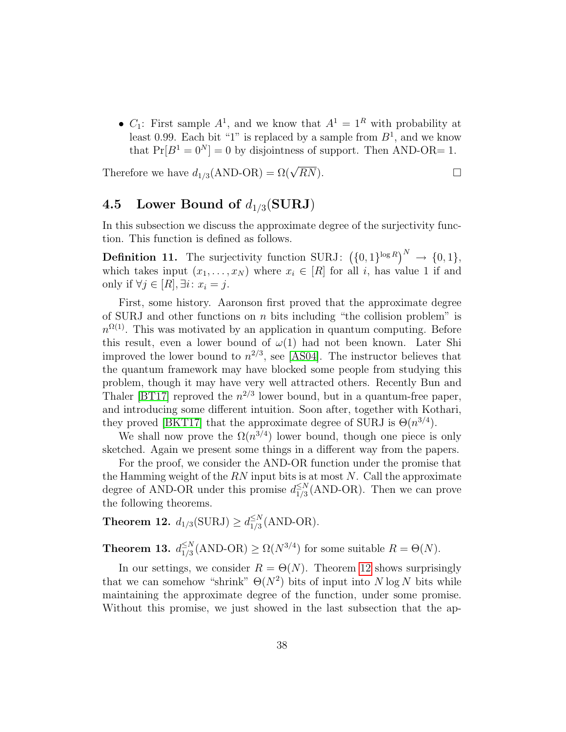- $C_1$: First sample $A^1$, and we know that $A^1 = 1^R$ with probability at least 0.99. Each bit "1" is replaced by a sample from $B^1$, and we know that $\Pr[B^1 = 0^N] = 0$ by disjointness of support. Then AND-OR= 1.

Therefore we have $d_{1/3}(\text{AND-OR}) = \Omega(\sqrt{RN})$. □

### 4.5 Lower Bound of $d_{1/3}(\textbf{SURJ})$

In this subsection we discuss the approximate degree of the surjectivity function. This function is defined as follows.

**Definition 11.** The surjectivity function SURJ: $\left(\{0,1\}^{\log R}\right)^N \to \{0,1\}$, which takes input $(x_1, \ldots, x_N)$ where $x_i \in [R]$ for all $i$, has value 1 if and only if $\forall j \in [R], \exists i \colon x_i = j$.

First, some history. Aaronson first proved that the approximate degree of SURJ and other functions on $n$ bits including "the collision problem" is $n^{\Omega(1)}$. This was motivated by an application in quantum computing. Before this result, even a lower bound of $\omega(1)$ had not been known. Later Shi improved the lower bound to $n^{2/3}$, see [AS04]. The instructor believes that the quantum framework may have blocked some people from studying this problem, though it may have very well attracted others. Recently Bun and Thaler [BT17] reproved the $n^{2/3}$ lower bound, but in a quantum-free paper, and introducing some different intuition. Soon after, together with Kothari, they proved [BKT17] that the approximate degree of SURJ is $\Theta(n^{3/4})$.

We shall now prove the $\Omega(n^{3/4})$ lower bound, though one piece is only sketched. Again we present some things in a different way from the papers.

For the proof, we consider the AND-OR function under the promise that the Hamming weight of the $RN$ input bits is at most $N$. Call the approximate degree of AND-OR under this promise $d_{1/3}^{\leq N}(\text{AND-OR})$. Then we can prove the following theorems.

**Theorem 12.** $d_{1/3}(\text{SURJ}) \geq d_{1/3}^{\leq N}(\text{AND-OR})$.

**Theorem 13.** $d_{1/3}^{\leq N}(\text{AND-OR}) \geq \Omega(N^{3/4})$ for some suitable $R = \Theta(N)$.

In our settings, we consider $R = \Theta(N)$. Theorem 12 shows surprisingly that we can somehow "shrink" $\Theta(N^2)$ bits of input into $N \log N$ bits while maintaining the approximate degree of the function, under some promise. Without this promise, we just showed in the last subsection that the ap-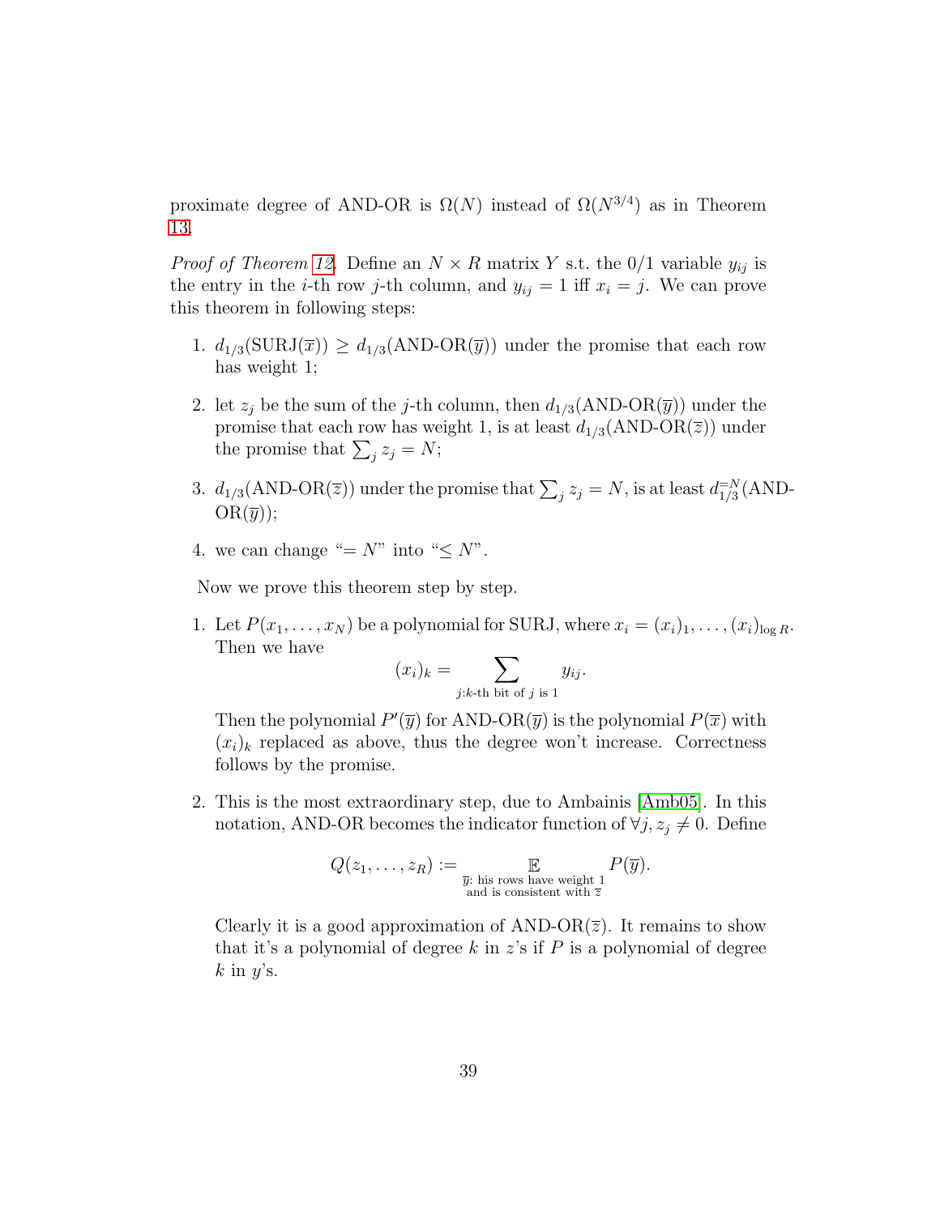proximate degree of AND-OR is $\Omega(N)$ instead of $\Omega(N^{3/4})$ as in Theorem 13.

*Proof of Theorem 12.* Define an $N \times R$ matrix $Y$ s.t. the 0/1 variable $y_{ij}$ is the entry in the $i$-th row $j$-th column, and $y_{ij} = 1$ iff $x_i = j$. We can prove this theorem in following steps:

1. $d_{1/3}(\text{SURJ}(\overline{x})) \geq d_{1/3}(\text{AND-OR}(\overline{y}))$ under the promise that each row has weight 1;

2. let $z_j$ be the sum of the $j$-th column, then $d_{1/3}(\text{AND-OR}(\overline{y}))$ under the promise that each row has weight 1, is at least $d_{1/3}(\text{AND-OR}(\overline{z}))$ under the promise that $\sum_j z_j = N$;

3. $d_{1/3}(\text{AND-OR}(\overline{z}))$ under the promise that $\sum_j z_j = N$, is at least $d_{1/3}^{=N}(\text{AND-OR}(\overline{y}))$;

4. we can change "$= N$" into "$\leq N$".

Now we prove this theorem step by step.

1. Let $P(x_1, \ldots, x_N)$ be a polynomial for SURJ, where $x_i = (x_i)_1, \ldots, (x_i)_{\log R}$. Then we have
$$(x_i)_k = \sum_{j:k\text{-th bit of } j \text{ is } 1} y_{ij}.$$
Then the polynomial $P'(\overline{y})$ for AND-OR$(\overline{y})$ is the polynomial $P(\overline{x})$ with $(x_i)_k$ replaced as above, thus the degree won't increase. Correctness follows by the promise.

2. This is the most extraordinary step, due to Ambainis [Amb05]. In this notation, AND-OR becomes the indicator function of $\forall j, z_j \neq 0$. Define
$$Q(z_1, \ldots, z_R) := \mathop{\mathbb{E}}_{\substack{\overline{y}\text{: his rows have weight 1} \\ \text{and is consistent with } \overline{z}}} P(\overline{y}).$$
Clearly it is a good approximation of AND-OR$(\overline{z})$. It remains to show that it's a polynomial of degree $k$ in $z$'s if $P$ is a polynomial of degree $k$ in $y$'s.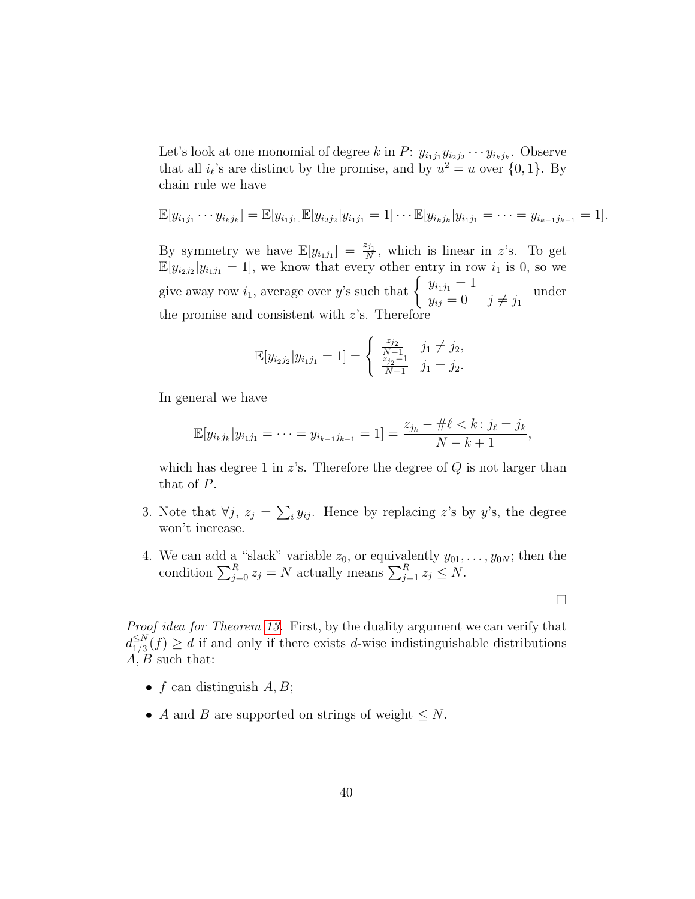Let's look at one monomial of degree $k$ in $P$: $y_{i_1j_1}y_{i_2j_2}\cdots y_{i_kj_k}$. Observe that all $i_\ell$'s are distinct by the promise, and by $u^2 = u$ over $\{0,1\}$. By chain rule we have

$$\mathbb{E}[y_{i_1j_1}\cdots y_{i_kj_k}] = \mathbb{E}[y_{i_1j_1}]\mathbb{E}[y_{i_2j_2}|y_{i_1j_1}=1]\cdots\mathbb{E}[y_{i_kj_k}|y_{i_1j_1}=\cdots=y_{i_{k-1}j_{k-1}}=1].$$

By symmetry we have $\mathbb{E}[y_{i_1j_1}] = \frac{z_{j_1}}{N}$, which is linear in $z$'s. To get $\mathbb{E}[y_{i_2j_2}|y_{i_1j_1}=1]$, we know that every other entry in row $i_1$ is 0, so we give away row $i_1$, average over $y$'s such that $\begin{cases} y_{i_1j_1}=1 \\ y_{ij}=0 & j\neq j_1 \end{cases}$ under the promise and consistent with $z$'s. Therefore

$$\mathbb{E}[y_{i_2j_2}|y_{i_1j_1}=1] = \begin{cases} \frac{z_{j_2}}{N-1} & j_1 \neq j_2, \\ \frac{z_{j_2}-1}{N-1} & j_1 = j_2. \end{cases}$$

In general we have

$$\mathbb{E}[y_{i_kj_k}|y_{i_1j_1}=\cdots=y_{i_{k-1}j_{k-1}}=1] = \frac{z_{j_k} - \#\ell<k\colon j_\ell=j_k}{N-k+1},$$

which has degree 1 in $z$'s. Therefore the degree of $Q$ is not larger than that of $P$.

3. Note that $\forall j,\ z_j = \sum_i y_{ij}$. Hence by replacing $z$'s by $y$'s, the degree won't increase.

4. We can add a "slack" variable $z_0$, or equivalently $y_{01},\ldots,y_{0N}$; then the condition $\sum_{j=0}^R z_j = N$ actually means $\sum_{j=1}^R z_j \leq N$.

□

*Proof idea for Theorem 13.* First, by the duality argument we can verify that $d_{1/3}^{\leq N}(f) \geq d$ if and only if there exists $d$-wise indistinguishable distributions $A, B$ such that:

- $f$ can distinguish $A, B$;
- $A$ and $B$ are supported on strings of weight $\leq N$.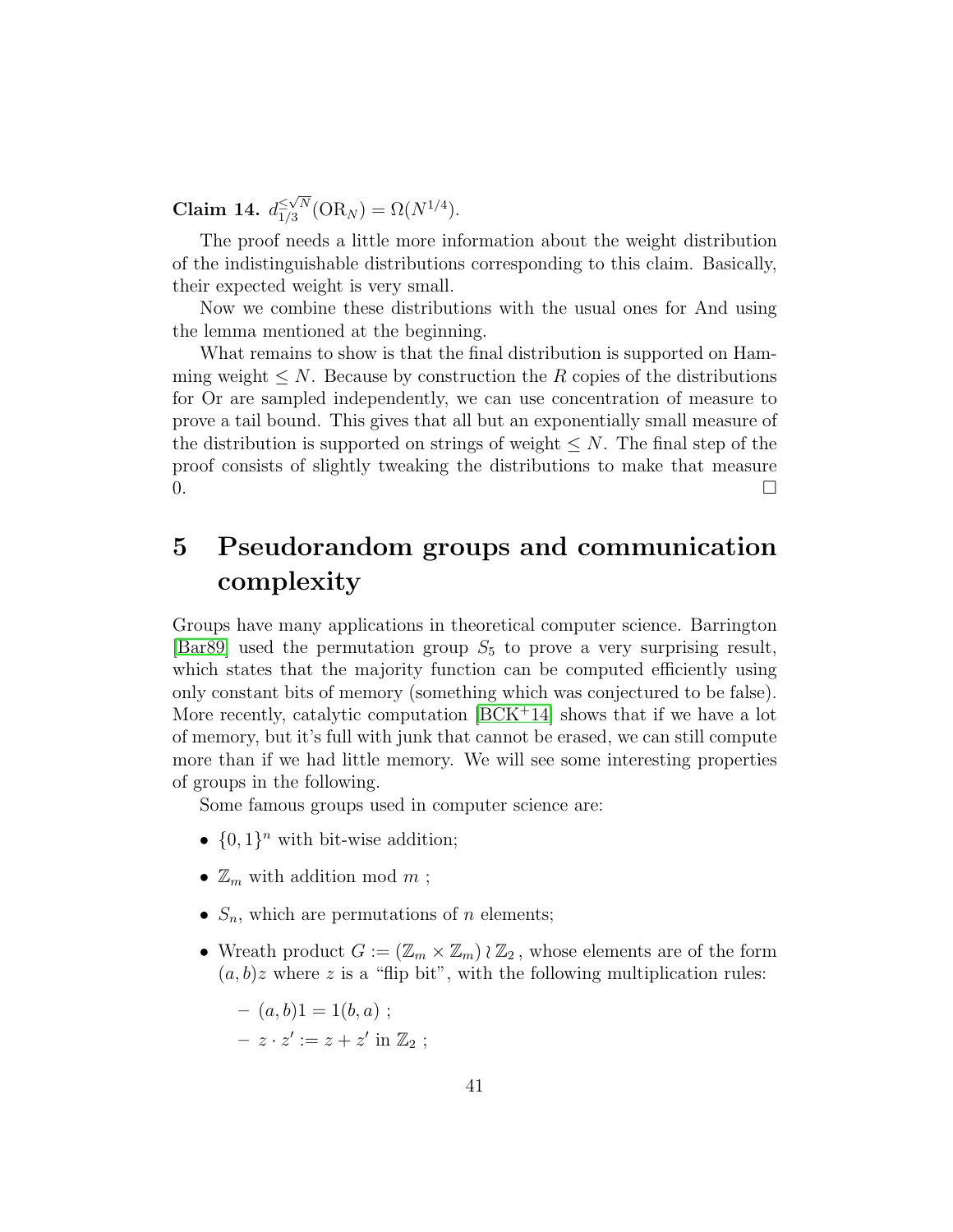**Claim 14.** $d_{1/3}^{\leq\sqrt{N}}(\text{OR}_N) = \Omega(N^{1/4})$.

The proof needs a little more information about the weight distribution of the indistinguishable distributions corresponding to this claim. Basically, their expected weight is very small.

Now we combine these distributions with the usual ones for And using the lemma mentioned at the beginning.

What remains to show is that the final distribution is supported on Hamming weight $\leq N$. Because by construction the $R$ copies of the distributions for Or are sampled independently, we can use concentration of measure to prove a tail bound. This gives that all but an exponentially small measure of the distribution is supported on strings of weight $\leq N$. The final step of the proof consists of slightly tweaking the distributions to make that measure 0. $\square$

# 5 Pseudorandom groups and communication complexity

Groups have many applications in theoretical computer science. Barrington [Bar89] used the permutation group $S_5$ to prove a very surprising result, which states that the majority function can be computed efficiently using only constant bits of memory (something which was conjectured to be false). More recently, catalytic computation [BCK+14] shows that if we have a lot of memory, but it's full with junk that cannot be erased, we can still compute more than if we had little memory. We will see some interesting properties of groups in the following.

Some famous groups used in computer science are:

- $\{0,1\}^n$ with bit-wise addition;
- $\mathbb{Z}_m$ with addition mod $m$ ;
- $S_n$, which are permutations of $n$ elements;
- Wreath product $G := (\mathbb{Z}_m \times \mathbb{Z}_m) \wr \mathbb{Z}_2$ , whose elements are of the form $(a,b)z$ where $z$ is a "flip bit", with the following multiplication rules:
  - $(a,b)1 = 1(b,a)$ ;
  - $z \cdot z' := z + z'$ in $\mathbb{Z}_2$ ;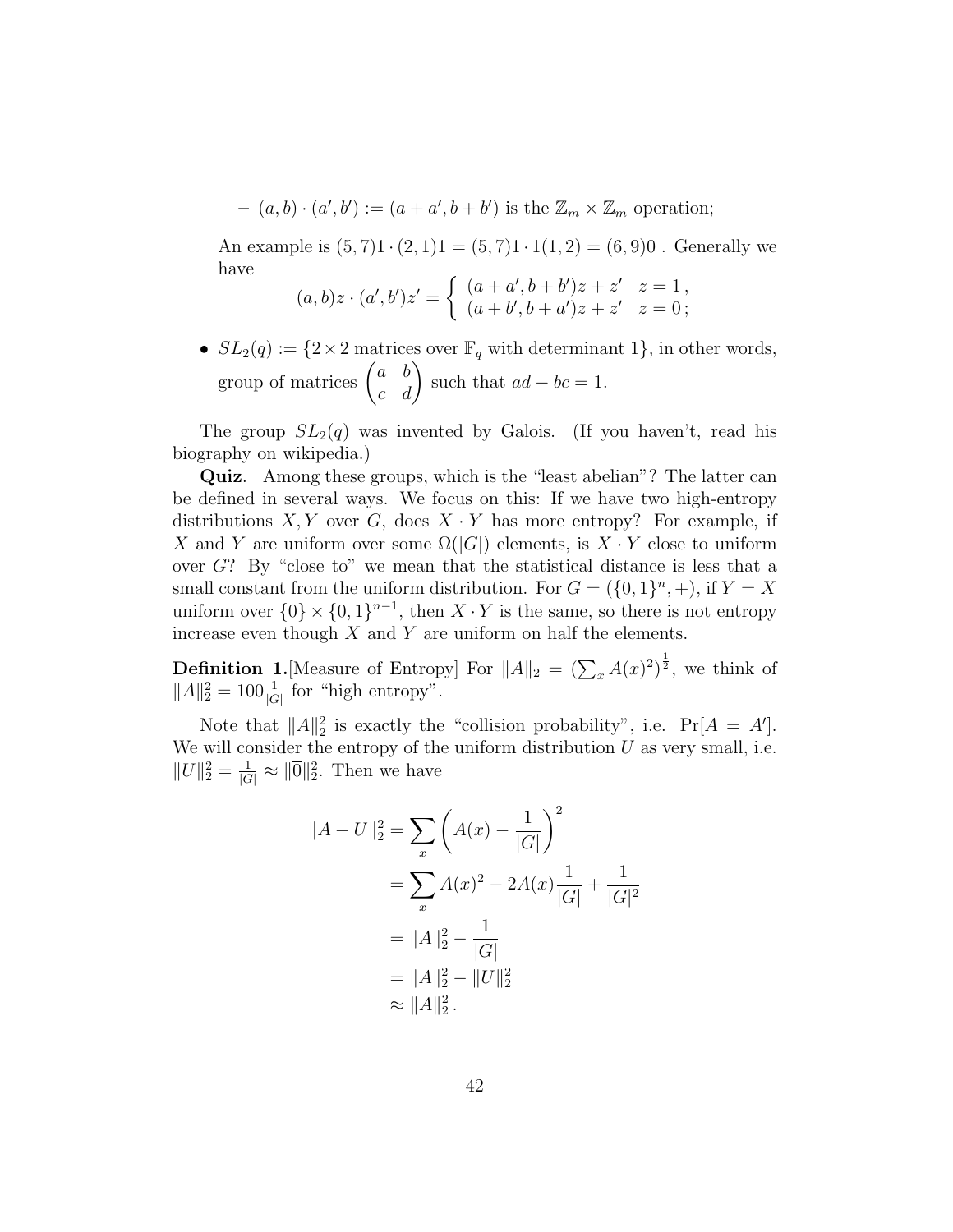- $(a,b)\cdot(a',b') := (a+a', b+b')$ is the $\mathbb{Z}_m \times \mathbb{Z}_m$ operation;

  An example is $(5,7)1 \cdot (2,1)1 = (5,7)1 \cdot 1(1,2) = (6,9)0$ . Generally we have

$$(a,b)z \cdot (a',b')z' = \begin{cases} (a+a', b+b')z + z' & z = 1\,, \\ (a+b', b+a')z + z' & z = 0\,; \end{cases}$$

- $SL_2(q) := \{2\times 2$ matrices over $\mathbb{F}_q$ with determinant $1\}$, in other words, group of matrices $\begin{pmatrix} a & b \\ c & d \end{pmatrix}$ such that $ad - bc = 1$.

The group $SL_2(q)$ was invented by Galois. (If you haven't, read his biography on wikipedia.)

**Quiz**. Among these groups, which is the "least abelian"? The latter can be defined in several ways. We focus on this: If we have two high-entropy distributions $X, Y$ over $G$, does $X \cdot Y$ has more entropy? For example, if $X$ and $Y$ are uniform over some $\Omega(|G|)$ elements, is $X \cdot Y$ close to uniform over $G$? By "close to" we mean that the statistical distance is less that a small constant from the uniform distribution. For $G = (\{0,1\}^n, +)$, if $Y = X$ uniform over $\{0\} \times \{0,1\}^{n-1}$, then $X \cdot Y$ is the same, so there is not entropy increase even though $X$ and $Y$ are uniform on half the elements.

**Definition 1.**[Measure of Entropy] For $\|A\|_2 = (\sum_x A(x)^2)^{\frac{1}{2}}$, we think of $\|A\|_2^2 = 100\frac{1}{|G|}$ for "high entropy".

Note that $\|A\|_2^2$ is exactly the "collision probability", i.e. $\Pr[A = A']$. We will consider the entropy of the uniform distribution $U$ as very small, i.e. $\|U\|_2^2 = \frac{1}{|G|} \approx \|\bar{0}\|_2^2$. Then we have

$$\begin{aligned}
\|A - U\|_2^2 &= \sum_x \left( A(x) - \frac{1}{|G|} \right)^2 \\
&= \sum_x A(x)^2 - 2A(x)\frac{1}{|G|} + \frac{1}{|G|^2} \\
&= \|A\|_2^2 - \frac{1}{|G|} \\
&= \|A\|_2^2 - \|U\|_2^2 \\
&\approx \|A\|_2^2 \,.
\end{aligned}$$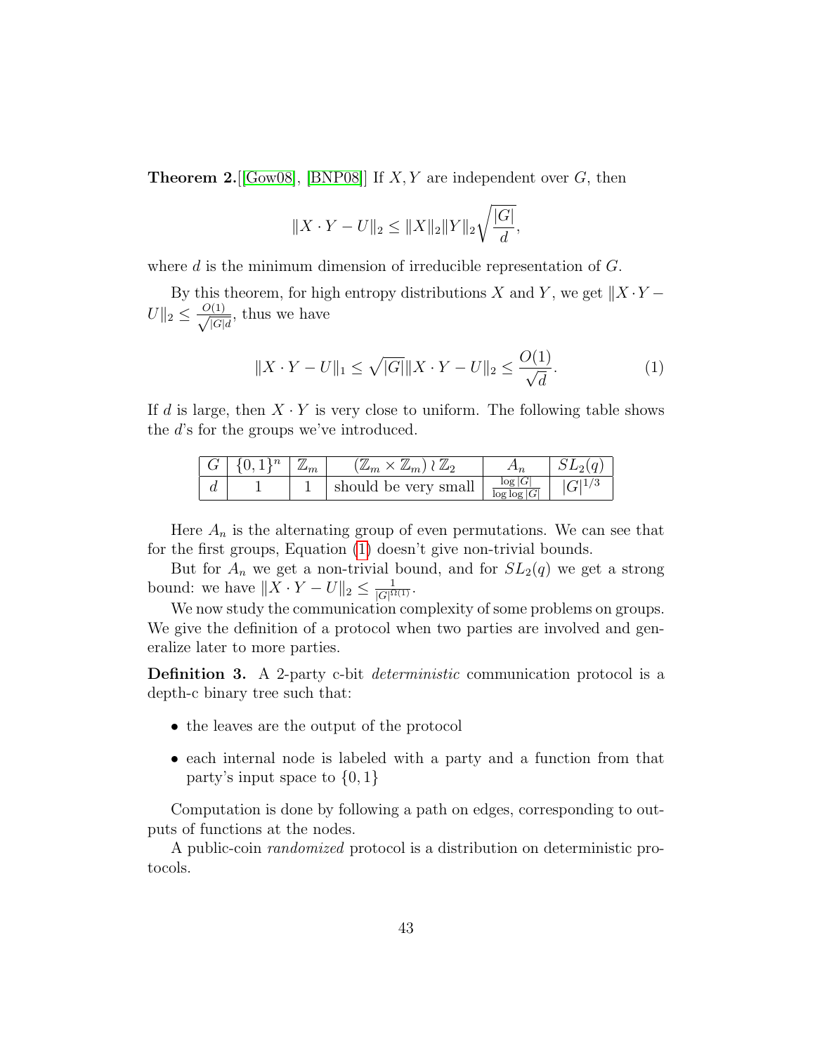**Theorem 2.**[[Gow08], [BNP08]] If $X, Y$ are independent over $G$, then

$$\|X \cdot Y - U\|_2 \leq \|X\|_2 \|Y\|_2 \sqrt{\frac{|G|}{d}},$$

where $d$ is the minimum dimension of irreducible representation of $G$.

By this theorem, for high entropy distributions $X$ and $Y$, we get $\|X \cdot Y - U\|_2 \leq \frac{O(1)}{\sqrt{|G|d}}$, thus we have

$$\|X \cdot Y - U\|_1 \leq \sqrt{|G|} \|X \cdot Y - U\|_2 \leq \frac{O(1)}{\sqrt{d}}. \tag{1}$$

If $d$ is large, then $X \cdot Y$ is very close to uniform. The following table shows the $d$'s for the groups we've introduced.

| $G$ | $\{0,1\}^n$ | $\mathbb{Z}_m$ | $(\mathbb{Z}_m \times \mathbb{Z}_m) \wr \mathbb{Z}_2$ | $A_n$ | $SL_2(q)$ |
|---|---|---|---|---|---|
| $d$ | 1 | 1 | should be very small | $\frac{\log \lvert G \rvert}{\log \log \lvert G \rvert}$ | $\lvert G \rvert^{1/3}$ |

Here $A_n$ is the alternating group of even permutations. We can see that for the first groups, Equation (1) doesn't give non-trivial bounds.

But for $A_n$ we get a non-trivial bound, and for $SL_2(q)$ we get a strong bound: we have $\|X \cdot Y - U\|_2 \leq \frac{1}{|G|^{\Omega(1)}}$.

We now study the communication complexity of some problems on groups. We give the definition of a protocol when two parties are involved and generalize later to more parties.

**Definition 3.** A 2-party c-bit *deterministic* communication protocol is a depth-c binary tree such that:

- the leaves are the output of the protocol
- each internal node is labeled with a party and a function from that party's input space to $\{0, 1\}$

Computation is done by following a path on edges, corresponding to outputs of functions at the nodes.

A public-coin *randomized* protocol is a distribution on deterministic protocols.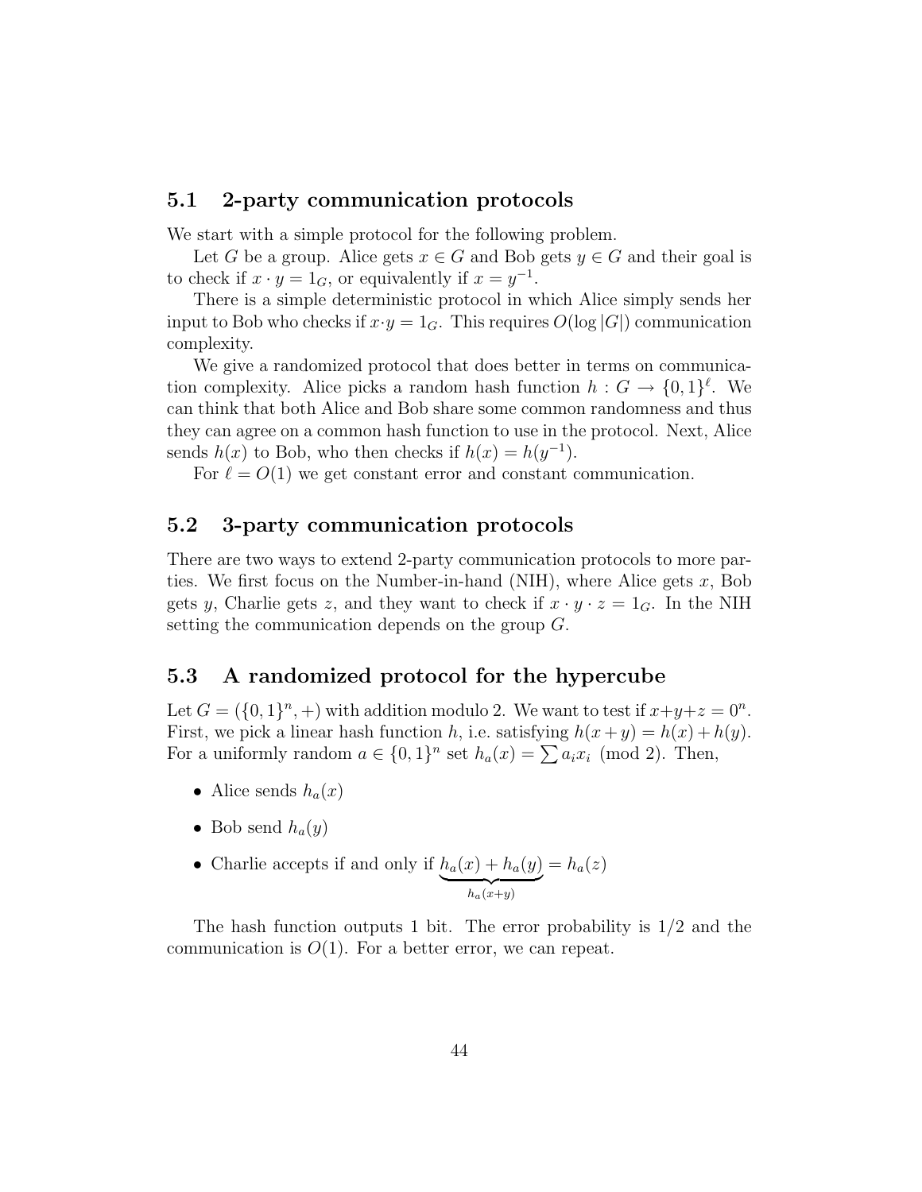## 5.1 2-party communication protocols

We start with a simple protocol for the following problem.

Let $G$ be a group. Alice gets $x \in G$ and Bob gets $y \in G$ and their goal is to check if $x \cdot y = 1_G$, or equivalently if $x = y^{-1}$.

There is a simple deterministic protocol in which Alice simply sends her input to Bob who checks if $x \cdot y = 1_G$. This requires $O(\log |G|)$ communication complexity.

We give a randomized protocol that does better in terms on communication complexity. Alice picks a random hash function $h : G \to \{0,1\}^\ell$. We can think that both Alice and Bob share some common randomness and thus they can agree on a common hash function to use in the protocol. Next, Alice sends $h(x)$ to Bob, who then checks if $h(x) = h(y^{-1})$.

For $\ell = O(1)$ we get constant error and constant communication.

## 5.2 3-party communication protocols

There are two ways to extend 2-party communication protocols to more parties. We first focus on the Number-in-hand (NIH), where Alice gets $x$, Bob gets $y$, Charlie gets $z$, and they want to check if $x \cdot y \cdot z = 1_G$. In the NIH setting the communication depends on the group $G$.

## 5.3 A randomized protocol for the hypercube

Let $G = (\{0,1\}^n, +)$ with addition modulo 2. We want to test if $x+y+z = 0^n$. First, we pick a linear hash function $h$, i.e. satisfying $h(x+y) = h(x) + h(y)$. For a uniformly random $a \in \{0,1\}^n$ set $h_a(x) = \sum a_i x_i \pmod 2$. Then,

- Alice sends $h_a(x)$
- Bob send $h_a(y)$
- Charlie accepts if and only if $\underbrace{h_a(x) + h_a(y)}_{h_a(x+y)} = h_a(z)$

The hash function outputs 1 bit. The error probability is $1/2$ and the communication is $O(1)$. For a better error, we can repeat.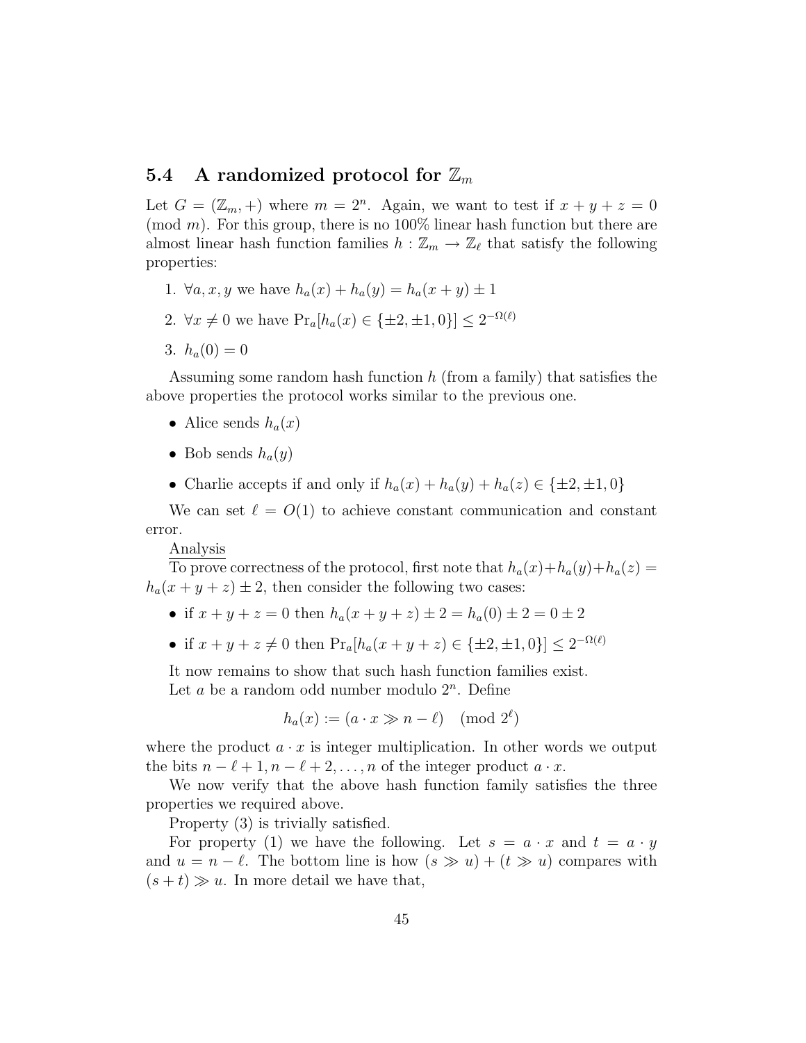## 5.4 A randomized protocol for $\mathbb{Z}_m$

Let $G = (\mathbb{Z}_m, +)$ where $m = 2^n$. Again, we want to test if $x + y + z = 0 \pmod{m}$. For this group, there is no 100% linear hash function but there are almost linear hash function families $h : \mathbb{Z}_m \to \mathbb{Z}_\ell$ that satisfy the following properties:

1. $\forall a, x, y$ we have $h_a(x) + h_a(y) = h_a(x + y) \pm 1$
2. $\forall x \neq 0$ we have $\Pr_a[h_a(x) \in \{\pm 2, \pm 1, 0\}] \leq 2^{-\Omega(\ell)}$
3. $h_a(0) = 0$

Assuming some random hash function $h$ (from a family) that satisfies the above properties the protocol works similar to the previous one.

- Alice sends $h_a(x)$
- Bob sends $h_a(y)$
- Charlie accepts if and only if $h_a(x) + h_a(y) + h_a(z) \in \{\pm 2, \pm 1, 0\}$

We can set $\ell = O(1)$ to achieve constant communication and constant error.

Analysis

To prove correctness of the protocol, first note that $h_a(x)+h_a(y)+h_a(z) = h_a(x + y + z) \pm 2$, then consider the following two cases:

- if $x + y + z = 0$ then $h_a(x + y + z) \pm 2 = h_a(0) \pm 2 = 0 \pm 2$
- if $x + y + z \neq 0$ then $\Pr_a[h_a(x + y + z) \in \{\pm 2, \pm 1, 0\}] \leq 2^{-\Omega(\ell)}$

It now remains to show that such hash function families exist.

Let $a$ be a random odd number modulo $2^n$. Define

$$h_a(x) := (a \cdot x \gg n - \ell) \pmod{2^\ell}$$

where the product $a \cdot x$ is integer multiplication. In other words we output the bits $n - \ell + 1, n - \ell + 2, \ldots, n$ of the integer product $a \cdot x$.

We now verify that the above hash function family satisfies the three properties we required above.

Property (3) is trivially satisfied.

For property (1) we have the following. Let $s = a \cdot x$ and $t = a \cdot y$ and $u = n - \ell$. The bottom line is how $(s \gg u) + (t \gg u)$ compares with $(s + t) \gg u$. In more detail we have that,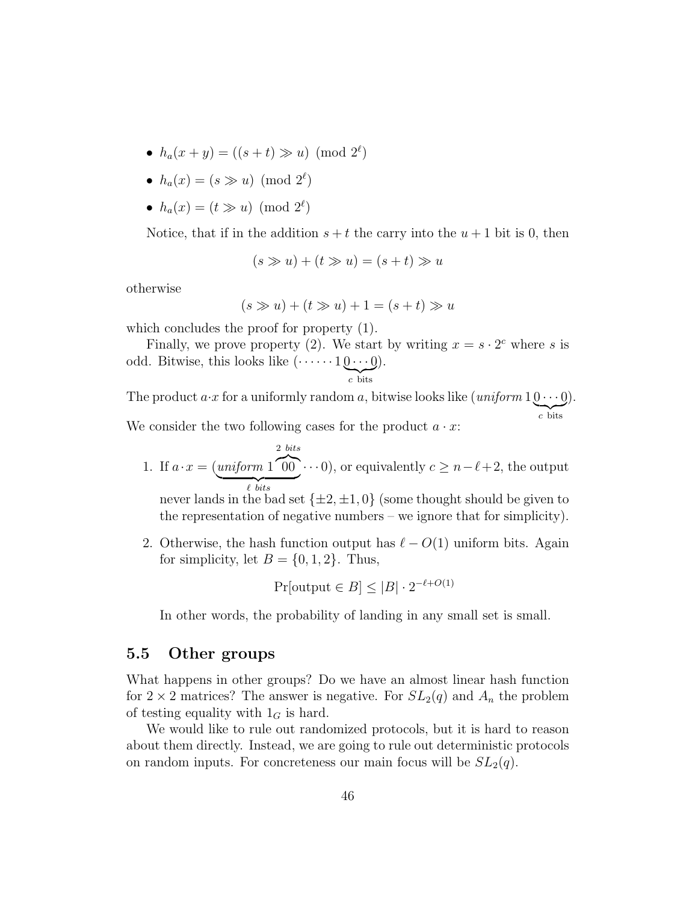- $h_a(x+y) = ((s+t) \gg u) \pmod{2^\ell}$
- $h_a(x) = (s \gg u) \pmod{2^\ell}$
- $h_a(x) = (t \gg u) \pmod{2^\ell}$

Notice, that if in the addition $s+t$ the carry into the $u+1$ bit is 0, then

$$(s \gg u) + (t \gg u) = (s+t) \gg u$$

otherwise

$$(s \gg u) + (t \gg u) + 1 = (s+t) \gg u$$

which concludes the proof for property (1).

Finally, we prove property (2). We start by writing $x = s \cdot 2^c$ where $s$ is odd. Bitwise, this looks like $(\cdots\cdots 1 \underbrace{0\cdots 0}_{c \text{ bits}})$.

The product $a \cdot x$ for a uniformly random $a$, bitwise looks like $(\textit{uniform}\ 1 \underbrace{0\cdots 0}_{c \text{ bits}})$.

We consider the two following cases for the product $a \cdot x$:

1. If $a \cdot x = (\underbrace{\textit{uniform}\ 1 \overbrace{00}^{2\ bits}}_{\ell\ bits} \cdots 0)$, or equivalently $c \geq n - \ell + 2$, the output never lands in the bad set $\{\pm 2, \pm 1, 0\}$ (some thought should be given to the representation of negative numbers – we ignore that for simplicity).

2. Otherwise, the hash function output has $\ell - O(1)$ uniform bits. Again for simplicity, let $B = \{0, 1, 2\}$. Thus,

$$\Pr[\text{output} \in B] \leq |B| \cdot 2^{-\ell + O(1)}$$

In other words, the probability of landing in any small set is small.

## 5.5 Other groups

What happens in other groups? Do we have an almost linear hash function for $2 \times 2$ matrices? The answer is negative. For $SL_2(q)$ and $A_n$ the problem of testing equality with $1_G$ is hard.

We would like to rule out randomized protocols, but it is hard to reason about them directly. Instead, we are going to rule out deterministic protocols on random inputs. For concreteness our main focus will be $SL_2(q)$.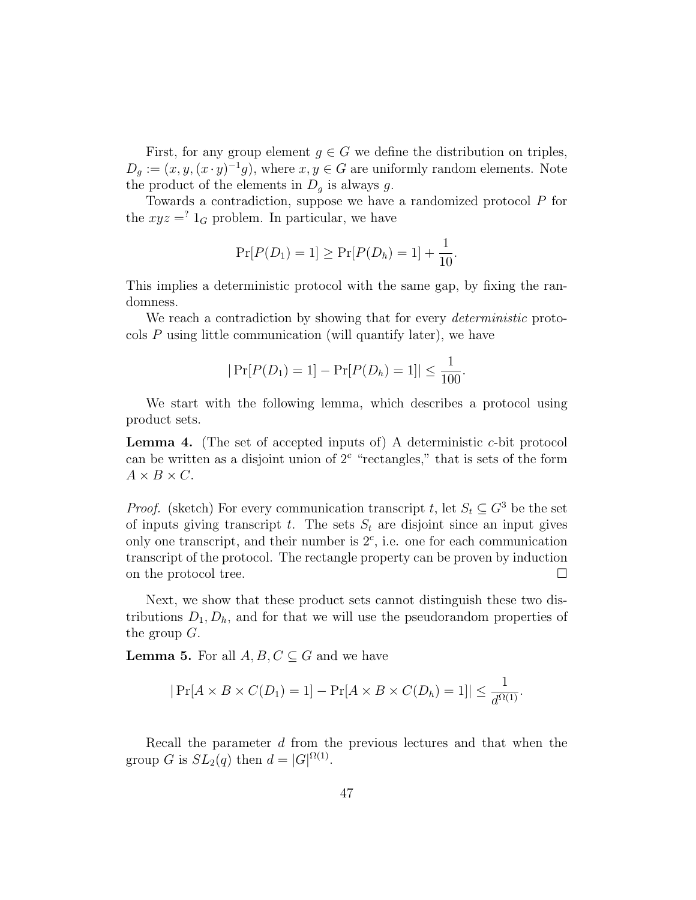First, for any group element $g \in G$ we define the distribution on triples, $D_g := (x, y, (x \cdot y)^{-1} g)$, where $x, y \in G$ are uniformly random elements. Note the product of the elements in $D_g$ is always $g$.

Towards a contradiction, suppose we have a randomized protocol $P$ for the $xyz =^? 1_G$ problem. In particular, we have

$$\Pr[P(D_1) = 1] \geq \Pr[P(D_h) = 1] + \frac{1}{10}.$$

This implies a deterministic protocol with the same gap, by fixing the randomness.

We reach a contradiction by showing that for every *deterministic* protocols $P$ using little communication (will quantify later), we have

$$|\Pr[P(D_1) = 1] - \Pr[P(D_h) = 1]| \leq \frac{1}{100}.$$

We start with the following lemma, which describes a protocol using product sets.

**Lemma 4.** (The set of accepted inputs of) A deterministic $c$-bit protocol can be written as a disjoint union of $2^c$ "rectangles," that is sets of the form $A \times B \times C$.

*Proof.* (sketch) For every communication transcript $t$, let $S_t \subseteq G^3$ be the set of inputs giving transcript $t$. The sets $S_t$ are disjoint since an input gives only one transcript, and their number is $2^c$, i.e. one for each communication transcript of the protocol. The rectangle property can be proven by induction on the protocol tree. □

Next, we show that these product sets cannot distinguish these two distributions $D_1, D_h$, and for that we will use the pseudorandom properties of the group $G$.

**Lemma 5.** For all $A, B, C \subseteq G$ and we have

$$|\Pr[A \times B \times C(D_1) = 1] - \Pr[A \times B \times C(D_h) = 1]| \leq \frac{1}{d^{\Omega(1)}}.$$

Recall the parameter $d$ from the previous lectures and that when the group $G$ is $SL_2(q)$ then $d = |G|^{\Omega(1)}$.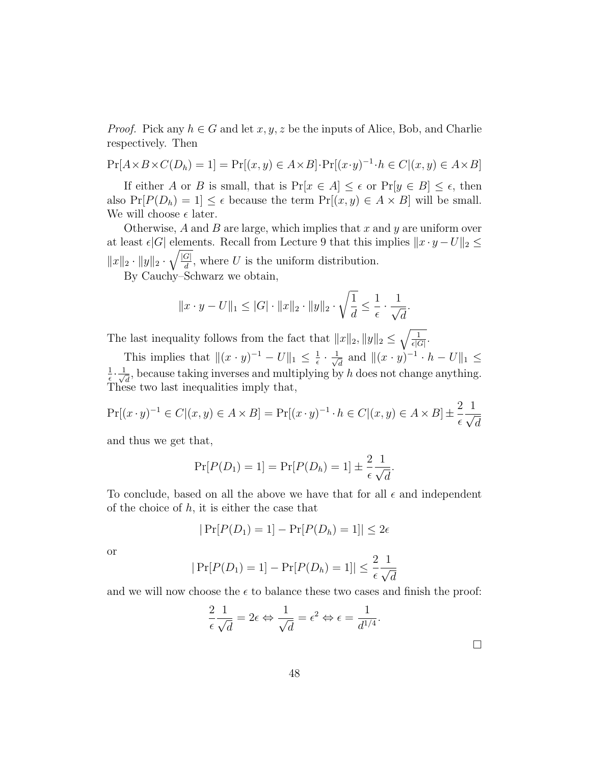*Proof.* Pick any $h \in G$ and let $x, y, z$ be the inputs of Alice, Bob, and Charlie respectively. Then

$$\Pr[A \times B \times C(D_h) = 1] = \Pr[(x, y) \in A \times B] \cdot \Pr[(x \cdot y)^{-1} \cdot h \in C | (x, y) \in A \times B]$$

If either $A$ or $B$ is small, that is $\Pr[x \in A] \leq \epsilon$ or $\Pr[y \in B] \leq \epsilon$, then also $\Pr[P(D_h) = 1] \leq \epsilon$ because the term $\Pr[(x, y) \in A \times B]$ will be small. We will choose $\epsilon$ later.

Otherwise, $A$ and $B$ are large, which implies that $x$ and $y$ are uniform over at least $\epsilon|G|$ elements. Recall from Lecture 9 that this implies $\|x \cdot y - U\|_2 \leq \|x\|_2 \cdot \|y\|_2 \cdot \sqrt{\frac{|G|}{d}}$, where $U$ is the uniform distribution.

By Cauchy–Schwarz we obtain,

$$\|x \cdot y - U\|_1 \leq |G| \cdot \|x\|_2 \cdot \|y\|_2 \cdot \sqrt{\frac{1}{d}} \leq \frac{1}{\epsilon} \cdot \frac{1}{\sqrt{d}}.$$

The last inequality follows from the fact that $\|x\|_2, \|y\|_2 \leq \sqrt{\frac{1}{\epsilon|G|}}$.

This implies that $\|(x \cdot y)^{-1} - U\|_1 \leq \frac{1}{\epsilon} \cdot \frac{1}{\sqrt{d}}$ and $\|(x \cdot y)^{-1} \cdot h - U\|_1 \leq \frac{1}{\epsilon} \cdot \frac{1}{\sqrt{d}}$, because taking inverses and multiplying by $h$ does not change anything. These two last inequalities imply that,

$$\Pr[(x \cdot y)^{-1} \in C | (x, y) \in A \times B] = \Pr[(x \cdot y)^{-1} \cdot h \in C | (x, y) \in A \times B] \pm \frac{2}{\epsilon} \frac{1}{\sqrt{d}}$$

and thus we get that,

$$\Pr[P(D_1) = 1] = \Pr[P(D_h) = 1] \pm \frac{2}{\epsilon} \frac{1}{\sqrt{d}}.$$

To conclude, based on all the above we have that for all $\epsilon$ and independent of the choice of $h$, it is either the case that

$$|\Pr[P(D_1) = 1] - \Pr[P(D_h) = 1]| \leq 2\epsilon$$

or

$$|\Pr[P(D_1) = 1] - \Pr[P(D_h) = 1]| \leq \frac{2}{\epsilon} \frac{1}{\sqrt{d}}$$

and we will now choose the $\epsilon$ to balance these two cases and finish the proof:

$$\frac{2}{\epsilon} \frac{1}{\sqrt{d}} = 2\epsilon \Leftrightarrow \frac{1}{\sqrt{d}} = \epsilon^2 \Leftrightarrow \epsilon = \frac{1}{d^{1/4}}.$$

□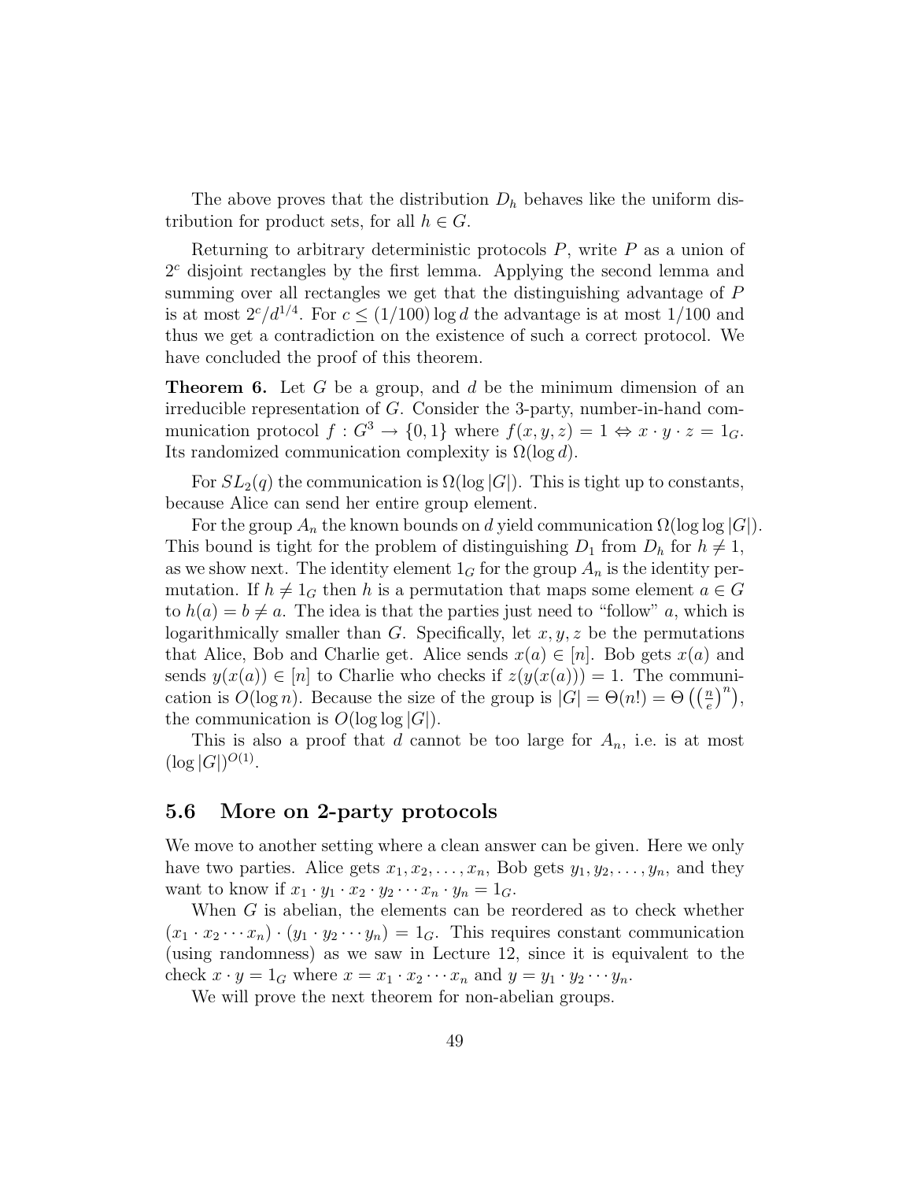The above proves that the distribution $D_h$ behaves like the uniform distribution for product sets, for all $h \in G$.

Returning to arbitrary deterministic protocols $P$, write $P$ as a union of $2^c$ disjoint rectangles by the first lemma. Applying the second lemma and summing over all rectangles we get that the distinguishing advantage of $P$ is at most $2^c/d^{1/4}$. For $c \leq (1/100)\log d$ the advantage is at most $1/100$ and thus we get a contradiction on the existence of such a correct protocol. We have concluded the proof of this theorem.

**Theorem 6.** *Let $G$ be a group, and $d$ be the minimum dimension of an irreducible representation of $G$. Consider the 3-party, number-in-hand communication protocol $f : G^3 \to \{0,1\}$ where $f(x,y,z) = 1 \Leftrightarrow x \cdot y \cdot z = 1_G$. Its randomized communication complexity is $\Omega(\log d)$.*

For $SL_2(q)$ the communication is $\Omega(\log |G|)$. This is tight up to constants, because Alice can send her entire group element.

For the group $A_n$ the known bounds on $d$ yield communication $\Omega(\log \log |G|)$. This bound is tight for the problem of distinguishing $D_1$ from $D_h$ for $h \neq 1$, as we show next. The identity element $1_G$ for the group $A_n$ is the identity permutation. If $h \neq 1_G$ then $h$ is a permutation that maps some element $a \in G$ to $h(a) = b \neq a$. The idea is that the parties just need to "follow" $a$, which is logarithmically smaller than $G$. Specifically, let $x, y, z$ be the permutations that Alice, Bob and Charlie get. Alice sends $x(a) \in [n]$. Bob gets $x(a)$ and sends $y(x(a)) \in [n]$ to Charlie who checks if $z(y(x(a))) = 1$. The communication is $O(\log n)$. Because the size of the group is $|G| = \Theta(n!) = \Theta\left(\left(\frac{n}{e}\right)^n\right)$, the communication is $O(\log \log |G|)$.

This is also a proof that $d$ cannot be too large for $A_n$, i.e. is at most $(\log |G|)^{O(1)}$.

## 5.6 More on 2-party protocols

We move to another setting where a clean answer can be given. Here we only have two parties. Alice gets $x_1, x_2, \ldots, x_n$, Bob gets $y_1, y_2, \ldots, y_n$, and they want to know if $x_1 \cdot y_1 \cdot x_2 \cdot y_2 \cdots x_n \cdot y_n = 1_G$.

When $G$ is abelian, the elements can be reordered as to check whether $(x_1 \cdot x_2 \cdots x_n) \cdot (y_1 \cdot y_2 \cdots y_n) = 1_G$. This requires constant communication (using randomness) as we saw in Lecture 12, since it is equivalent to the check $x \cdot y = 1_G$ where $x = x_1 \cdot x_2 \cdots x_n$ and $y = y_1 \cdot y_2 \cdots y_n$.

We will prove the next theorem for non-abelian groups.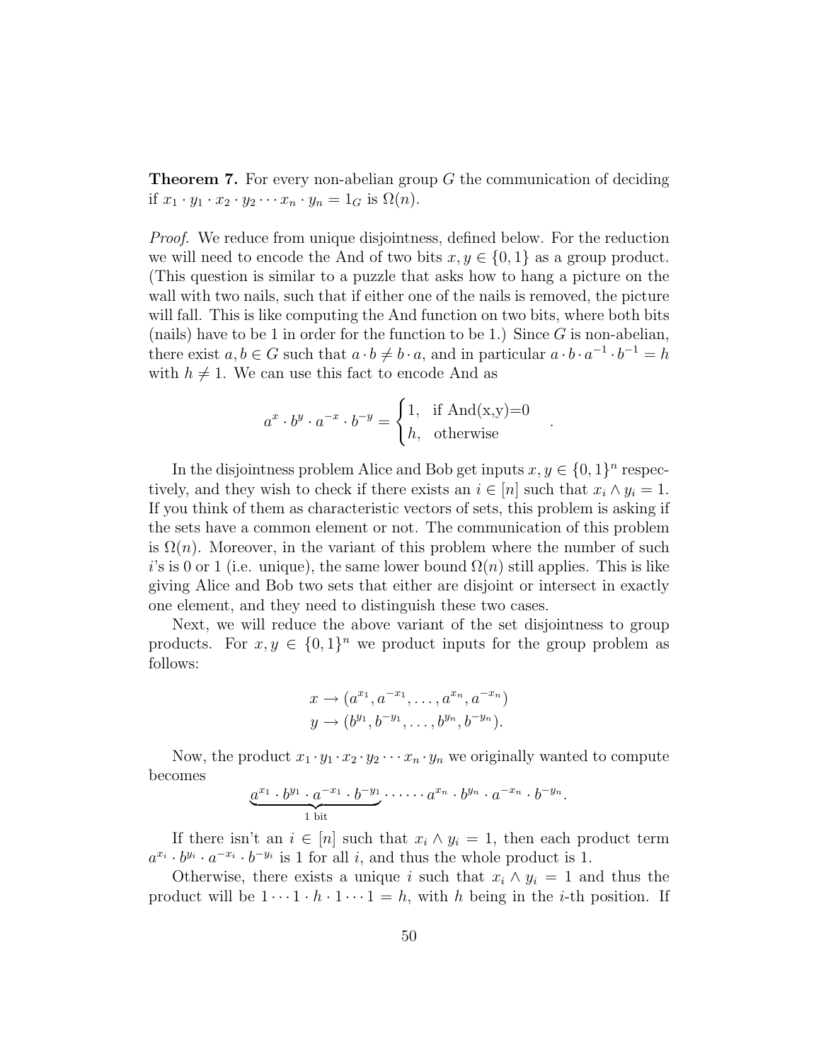**Theorem 7.** For every non-abelian group $G$ the communication of deciding if $x_1 \cdot y_1 \cdot x_2 \cdot y_2 \cdots x_n \cdot y_n = 1_G$ is $\Omega(n)$.

*Proof.* We reduce from unique disjointness, defined below. For the reduction we will need to encode the And of two bits $x, y \in \{0, 1\}$ as a group product. (This question is similar to a puzzle that asks how to hang a picture on the wall with two nails, such that if either one of the nails is removed, the picture will fall. This is like computing the And function on two bits, where both bits (nails) have to be 1 in order for the function to be 1.) Since $G$ is non-abelian, there exist $a, b \in G$ such that $a \cdot b \neq b \cdot a$, and in particular $a \cdot b \cdot a^{-1} \cdot b^{-1} = h$ with $h \neq 1$. We can use this fact to encode And as

$$a^x \cdot b^y \cdot a^{-x} \cdot b^{-y} = \begin{cases} 1, & \text{if And(x,y)=0} \\ h, & \text{otherwise} \end{cases}.$$

In the disjointness problem Alice and Bob get inputs $x, y \in \{0, 1\}^n$ respectively, and they wish to check if there exists an $i \in [n]$ such that $x_i \wedge y_i = 1$. If you think of them as characteristic vectors of sets, this problem is asking if the sets have a common element or not. The communication of this problem is $\Omega(n)$. Moreover, in the variant of this problem where the number of such $i$'s is 0 or 1 (i.e. unique), the same lower bound $\Omega(n)$ still applies. This is like giving Alice and Bob two sets that either are disjoint or intersect in exactly one element, and they need to distinguish these two cases.

Next, we will reduce the above variant of the set disjointness to group products. For $x, y \in \{0, 1\}^n$ we product inputs for the group problem as follows:

$$x \to (a^{x_1}, a^{-x_1}, \ldots, a^{x_n}, a^{-x_n})$$
$$y \to (b^{y_1}, b^{-y_1}, \ldots, b^{y_n}, b^{-y_n}).$$

Now, the product $x_1 \cdot y_1 \cdot x_2 \cdot y_2 \cdots x_n \cdot y_n$ we originally wanted to compute becomes

$$\underbrace{a^{x_1} \cdot b^{y_1} \cdot a^{-x_1} \cdot b^{-y_1}}_{\text{1 bit}} \cdots \cdots a^{x_n} \cdot b^{y_n} \cdot a^{-x_n} \cdot b^{-y_n}.$$

If there isn't an $i \in [n]$ such that $x_i \wedge y_i = 1$, then each product term $a^{x_i} \cdot b^{y_i} \cdot a^{-x_i} \cdot b^{-y_i}$ is 1 for all $i$, and thus the whole product is 1.

Otherwise, there exists a unique $i$ such that $x_i \wedge y_i = 1$ and thus the product will be $1 \cdots 1 \cdot h \cdot 1 \cdots 1 = h$, with $h$ being in the $i$-th position. If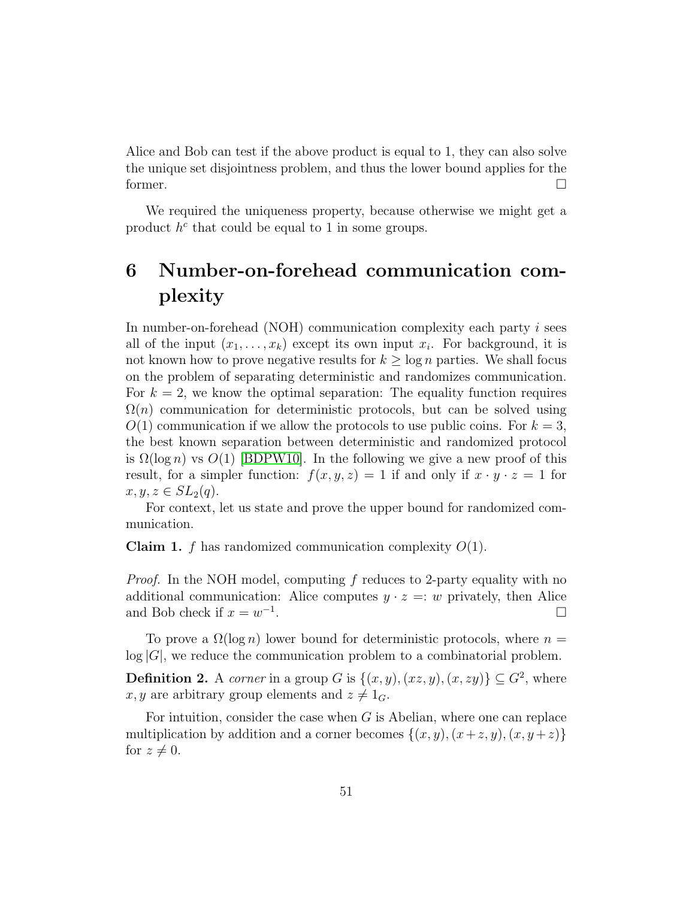Alice and Bob can test if the above product is equal to 1, they can also solve the unique set disjointness problem, and thus the lower bound applies for the former. □

We required the uniqueness property, because otherwise we might get a product $h^c$ that could be equal to 1 in some groups.

# 6 Number-on-forehead communication complexity

In number-on-forehead (NOH) communication complexity each party $i$ sees all of the input $(x_1, \ldots, x_k)$ except its own input $x_i$. For background, it is not known how to prove negative results for $k \geq \log n$ parties. We shall focus on the problem of separating deterministic and randomizes communication. For $k = 2$, we know the optimal separation: The equality function requires $\Omega(n)$ communication for deterministic protocols, but can be solved using $O(1)$ communication if we allow the protocols to use public coins. For $k = 3$, the best known separation between deterministic and randomized protocol is $\Omega(\log n)$ vs $O(1)$ [BDPW10]. In the following we give a new proof of this result, for a simpler function: $f(x, y, z) = 1$ if and only if $x \cdot y \cdot z = 1$ for $x, y, z \in SL_2(q)$.

For context, let us state and prove the upper bound for randomized communication.

**Claim 1.** $f$ has randomized communication complexity $O(1)$.

*Proof.* In the NOH model, computing $f$ reduces to 2-party equality with no additional communication: Alice computes $y \cdot z =: w$ privately, then Alice and Bob check if $x = w^{-1}$. □

To prove a $\Omega(\log n)$ lower bound for deterministic protocols, where $n = \log |G|$, we reduce the communication problem to a combinatorial problem.

**Definition 2.** A *corner* in a group $G$ is $\{(x, y), (xz, y), (x, zy)\} \subseteq G^2$, where $x, y$ are arbitrary group elements and $z \neq 1_G$.

For intuition, consider the case when $G$ is Abelian, where one can replace multiplication by addition and a corner becomes $\{(x, y), (x+z, y), (x, y+z)\}$ for $z \neq 0$.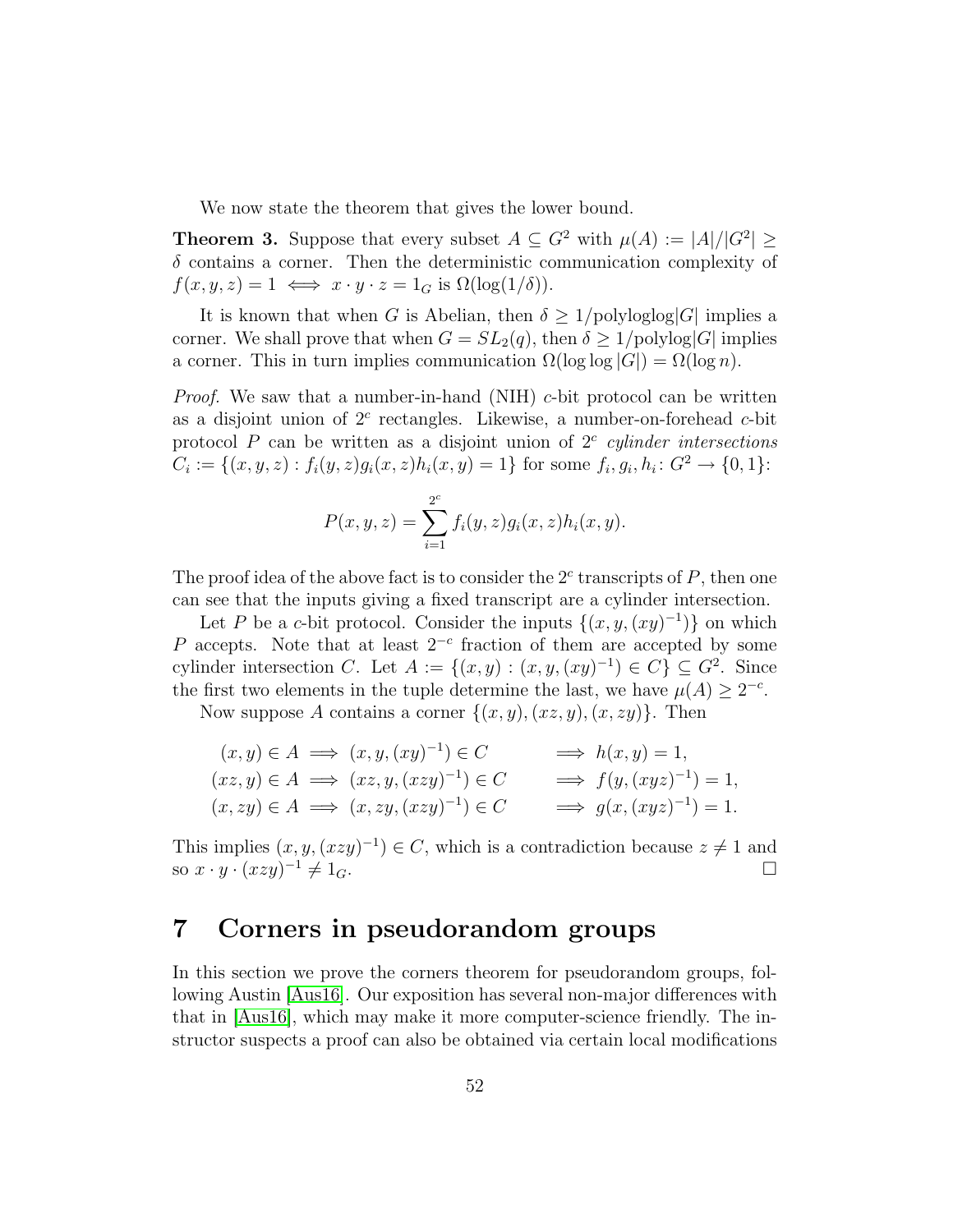We now state the theorem that gives the lower bound.

**Theorem 3.** Suppose that every subset $A \subseteq G^2$ with $\mu(A) := |A|/|G^2| \geq \delta$ contains a corner. Then the deterministic communication complexity of $f(x, y, z) = 1 \iff x \cdot y \cdot z = 1_G$ is $\Omega(\log(1/\delta))$.

It is known that when $G$ is Abelian, then $\delta \geq 1/\text{polyloglog}|G|$ implies a corner. We shall prove that when $G = SL_2(q)$, then $\delta \geq 1/\text{polylog}|G|$ implies a corner. This in turn implies communication $\Omega(\log \log |G|) = \Omega(\log n)$.

*Proof.* We saw that a number-in-hand (NIH) $c$-bit protocol can be written as a disjoint union of $2^c$ rectangles. Likewise, a number-on-forehead $c$-bit protocol $P$ can be written as a disjoint union of $2^c$ *cylinder intersections* $C_i := \{(x, y, z) : f_i(y, z)g_i(x, z)h_i(x, y) = 1\}$ for some $f_i, g_i, h_i \colon G^2 \to \{0, 1\}$:

$$P(x, y, z) = \sum_{i=1}^{2^c} f_i(y, z)g_i(x, z)h_i(x, y).$$

The proof idea of the above fact is to consider the $2^c$ transcripts of $P$, then one can see that the inputs giving a fixed transcript are a cylinder intersection.

Let $P$ be a $c$-bit protocol. Consider the inputs $\{(x, y, (xy)^{-1})\}$ on which $P$ accepts. Note that at least $2^{-c}$ fraction of them are accepted by some cylinder intersection $C$. Let $A := \{(x, y) : (x, y, (xy)^{-1}) \in C\} \subseteq G^2$. Since the first two elements in the tuple determine the last, we have $\mu(A) \geq 2^{-c}$.

Now suppose $A$ contains a corner $\{(x, y), (xz, y), (x, zy)\}$. Then

$$\begin{aligned}
(x, y) \in A &\implies (x, y, (xy)^{-1}) \in C &&\implies h(x, y) = 1, \\
(xz, y) \in A &\implies (xz, y, (xzy)^{-1}) \in C &&\implies f(y, (xyz)^{-1}) = 1, \\
(x, zy) \in A &\implies (x, zy, (xzy)^{-1}) \in C &&\implies g(x, (xyz)^{-1}) = 1.
\end{aligned}$$

This implies $(x, y, (xzy)^{-1}) \in C$, which is a contradiction because $z \neq 1$ and so $x \cdot y \cdot (xzy)^{-1} \neq 1_G$. $\square$

# 7 Corners in pseudorandom groups

In this section we prove the corners theorem for pseudorandom groups, following Austin [Aus16]. Our exposition has several non-major differences with that in [Aus16], which may make it more computer-science friendly. The instructor suspects a proof can also be obtained via certain local modifications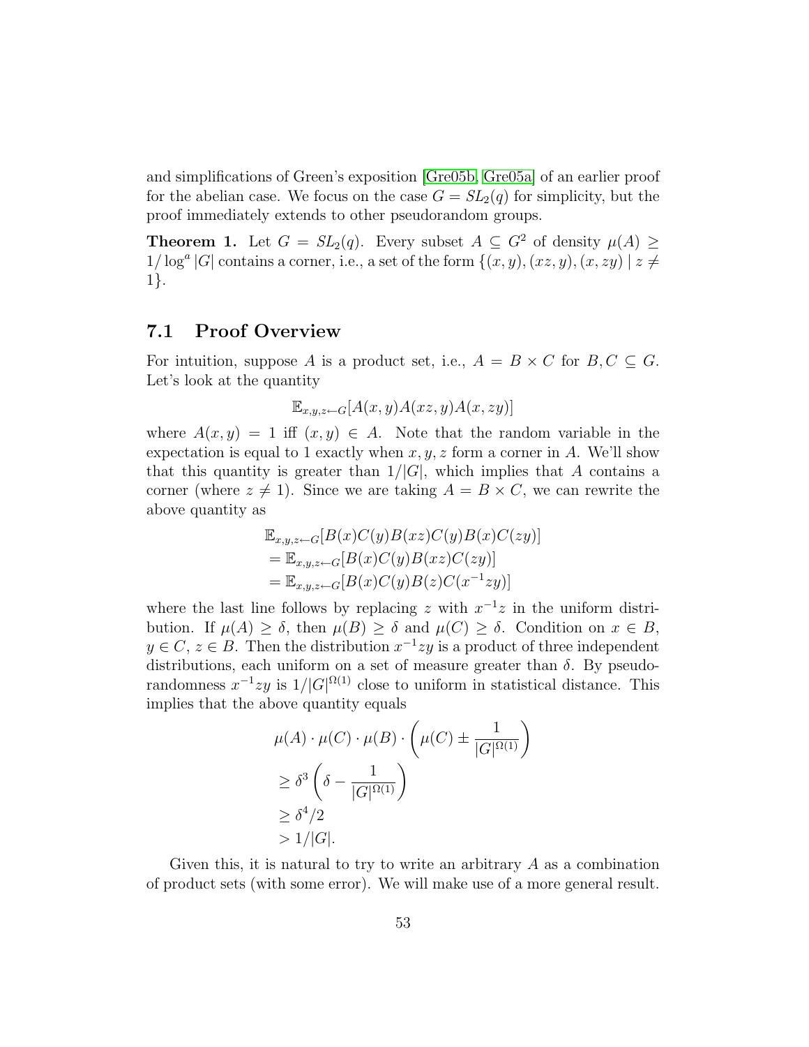and simplifications of Green's exposition [Gre05b, Gre05a] of an earlier proof for the abelian case. We focus on the case $G = SL_2(q)$ for simplicity, but the proof immediately extends to other pseudorandom groups.

**Theorem 1.** Let $G = SL_2(q)$. Every subset $A \subseteq G^2$ of density $\mu(A) \geq 1/\log^a |G|$ contains a corner, i.e., a set of the form $\{(x, y), (xz, y), (x, zy) \mid z \neq 1\}$.

## 7.1 Proof Overview

For intuition, suppose $A$ is a product set, i.e., $A = B \times C$ for $B, C \subseteq G$. Let's look at the quantity

$$\mathbb{E}_{x,y,z \leftarrow G}[A(x, y)A(xz, y)A(x, zy)]$$

where $A(x, y) = 1$ iff $(x, y) \in A$. Note that the random variable in the expectation is equal to 1 exactly when $x, y, z$ form a corner in $A$. We'll show that this quantity is greater than $1/|G|$, which implies that $A$ contains a corner (where $z \neq 1$). Since we are taking $A = B \times C$, we can rewrite the above quantity as

$$\begin{aligned}
&\mathbb{E}_{x,y,z \leftarrow G}[B(x)C(y)B(xz)C(y)B(x)C(zy)] \\
&= \mathbb{E}_{x,y,z \leftarrow G}[B(x)C(y)B(xz)C(zy)] \\
&= \mathbb{E}_{x,y,z \leftarrow G}[B(x)C(y)B(z)C(x^{-1}zy)]
\end{aligned}$$

where the last line follows by replacing $z$ with $x^{-1}z$ in the uniform distribution. If $\mu(A) \geq \delta$, then $\mu(B) \geq \delta$ and $\mu(C) \geq \delta$. Condition on $x \in B$, $y \in C$, $z \in B$. Then the distribution $x^{-1}zy$ is a product of three independent distributions, each uniform on a set of measure greater than $\delta$. By pseudorandomness $x^{-1}zy$ is $1/|G|^{\Omega(1)}$ close to uniform in statistical distance. This implies that the above quantity equals

$$\begin{aligned}
&\mu(A) \cdot \mu(C) \cdot \mu(B) \cdot \left(\mu(C) \pm \frac{1}{|G|^{\Omega(1)}}\right) \\
&\geq \delta^3 \left(\delta - \frac{1}{|G|^{\Omega(1)}}\right) \\
&\geq \delta^4/2 \\
&> 1/|G|.
\end{aligned}$$

Given this, it is natural to try to write an arbitrary $A$ as a combination of product sets (with some error). We will make use of a more general result.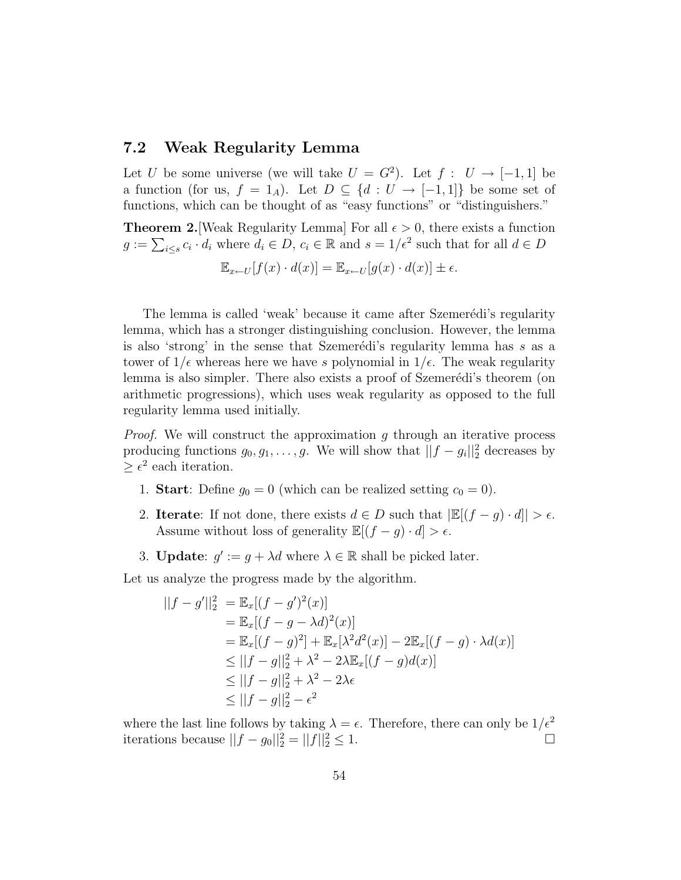## 7.2 Weak Regularity Lemma

Let $U$ be some universe (we will take $U = G^2$). Let $f : U \to [-1, 1]$ be a function (for us, $f = 1_A$). Let $D \subseteq \{d : U \to [-1, 1]\}$ be some set of functions, which can be thought of as "easy functions" or "distinguishers."

**Theorem 2.**[Weak Regularity Lemma] For all $\epsilon > 0$, there exists a function $g := \sum_{i \leq s} c_i \cdot d_i$ where $d_i \in D$, $c_i \in \mathbb{R}$ and $s = 1/\epsilon^2$ such that for all $d \in D$

$$\mathbb{E}_{x \leftarrow U}[f(x) \cdot d(x)] = \mathbb{E}_{x \leftarrow U}[g(x) \cdot d(x)] \pm \epsilon.$$

The lemma is called 'weak' because it came after Szemerédi's regularity lemma, which has a stronger distinguishing conclusion. However, the lemma is also 'strong' in the sense that Szemerédi's regularity lemma has $s$ as a tower of $1/\epsilon$ whereas here we have $s$ polynomial in $1/\epsilon$. The weak regularity lemma is also simpler. There also exists a proof of Szemerédi's theorem (on arithmetic progressions), which uses weak regularity as opposed to the full regularity lemma used initially.

*Proof.* We will construct the approximation $g$ through an iterative process producing functions $g_0, g_1, \ldots, g$. We will show that $||f - g_i||_2^2$ decreases by $\geq \epsilon^2$ each iteration.

1. **Start**: Define $g_0 = 0$ (which can be realized setting $c_0 = 0$).
2. **Iterate**: If not done, there exists $d \in D$ such that $|\mathbb{E}[(f - g) \cdot d]| > \epsilon$. Assume without loss of generality $\mathbb{E}[(f - g) \cdot d] > \epsilon$.
3. **Update**: $g' := g + \lambda d$ where $\lambda \in \mathbb{R}$ shall be picked later.

Let us analyze the progress made by the algorithm.

$$\begin{aligned}
||f - g'||_2^2 &= \mathbb{E}_x[(f - g')^2(x)] \\
&= \mathbb{E}_x[(f - g - \lambda d)^2(x)] \\
&= \mathbb{E}_x[(f - g)^2] + \mathbb{E}_x[\lambda^2 d^2(x)] - 2\mathbb{E}_x[(f - g) \cdot \lambda d(x)] \\
&\leq ||f - g||_2^2 + \lambda^2 - 2\lambda \mathbb{E}_x[(f - g)d(x)] \\
&\leq ||f - g||_2^2 + \lambda^2 - 2\lambda\epsilon \\
&\leq ||f - g||_2^2 - \epsilon^2
\end{aligned}$$

where the last line follows by taking $\lambda = \epsilon$. Therefore, there can only be $1/\epsilon^2$ iterations because $||f - g_0||_2^2 = ||f||_2^2 \leq 1$. $\square$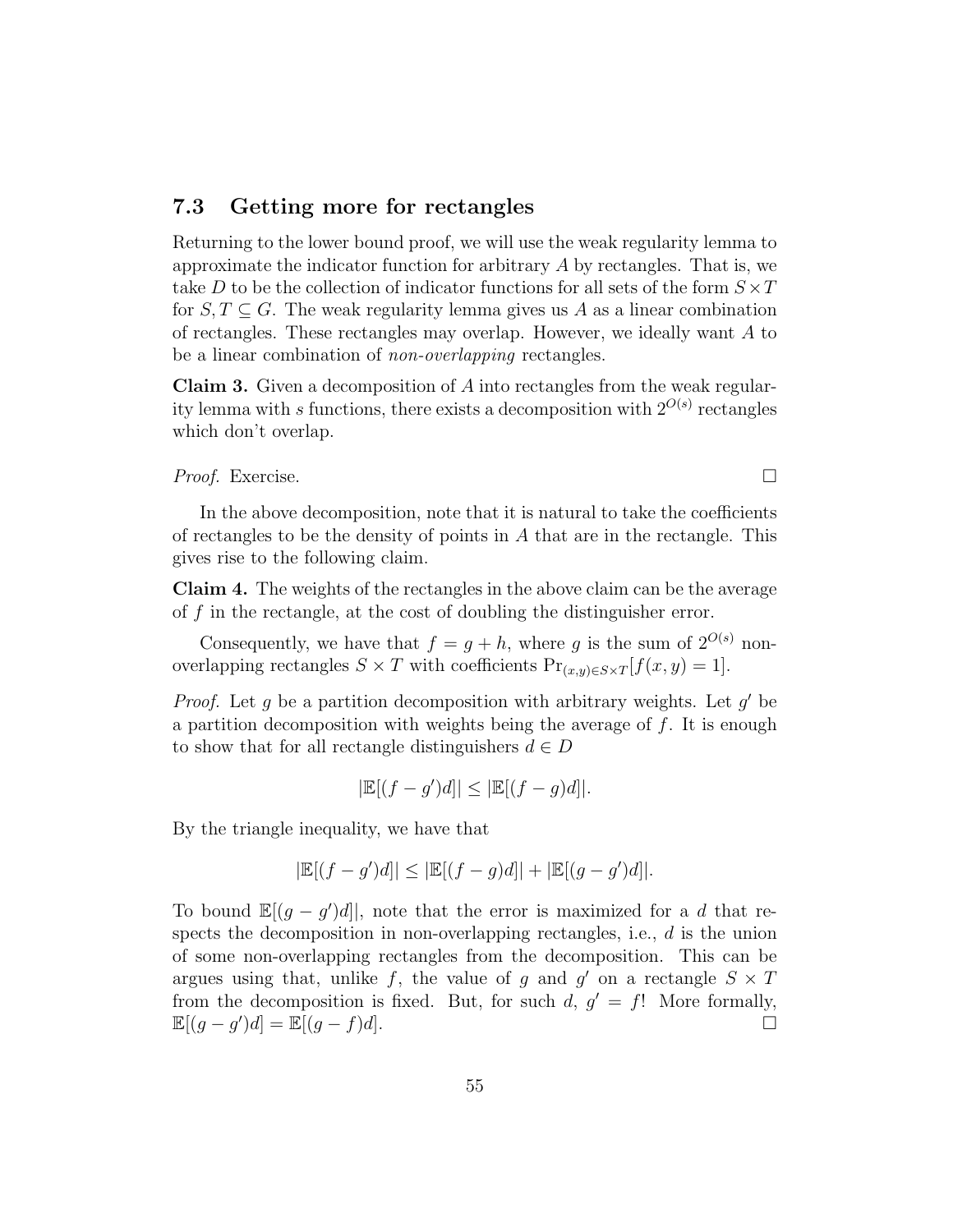## 7.3 Getting more for rectangles

Returning to the lower bound proof, we will use the weak regularity lemma to approximate the indicator function for arbitrary $A$ by rectangles. That is, we take $D$ to be the collection of indicator functions for all sets of the form $S \times T$ for $S, T \subseteq G$. The weak regularity lemma gives us $A$ as a linear combination of rectangles. These rectangles may overlap. However, we ideally want $A$ to be a linear combination of *non-overlapping* rectangles.

**Claim 3.** Given a decomposition of $A$ into rectangles from the weak regularity lemma with $s$ functions, there exists a decomposition with $2^{O(s)}$ rectangles which don't overlap.

*Proof.* Exercise. $\square$

In the above decomposition, note that it is natural to take the coefficients of rectangles to be the density of points in $A$ that are in the rectangle. This gives rise to the following claim.

**Claim 4.** The weights of the rectangles in the above claim can be the average of $f$ in the rectangle, at the cost of doubling the distinguisher error.

Consequently, we have that $f = g + h$, where $g$ is the sum of $2^{O(s)}$ non-overlapping rectangles $S \times T$ with coefficients $\Pr_{(x,y) \in S \times T}[f(x, y) = 1]$.

*Proof.* Let $g$ be a partition decomposition with arbitrary weights. Let $g'$ be a partition decomposition with weights being the average of $f$. It is enough to show that for all rectangle distinguishers $d \in D$

$$|\mathbb{E}[(f - g')d]| \leq |\mathbb{E}[(f - g)d]|.$$

By the triangle inequality, we have that

$$|\mathbb{E}[(f - g')d]| \leq |\mathbb{E}[(f - g)d]| + |\mathbb{E}[(g - g')d]|.$$

To bound $\mathbb{E}[(g - g')d]|$, note that the error is maximized for a $d$ that respects the decomposition in non-overlapping rectangles, i.e., $d$ is the union of some non-overlapping rectangles from the decomposition. This can be argues using that, unlike $f$, the value of $g$ and $g'$ on a rectangle $S \times T$ from the decomposition is fixed. But, for such $d$, $g' = f$! More formally, $\mathbb{E}[(g - g')d] = \mathbb{E}[(g - f)d]$. $\square$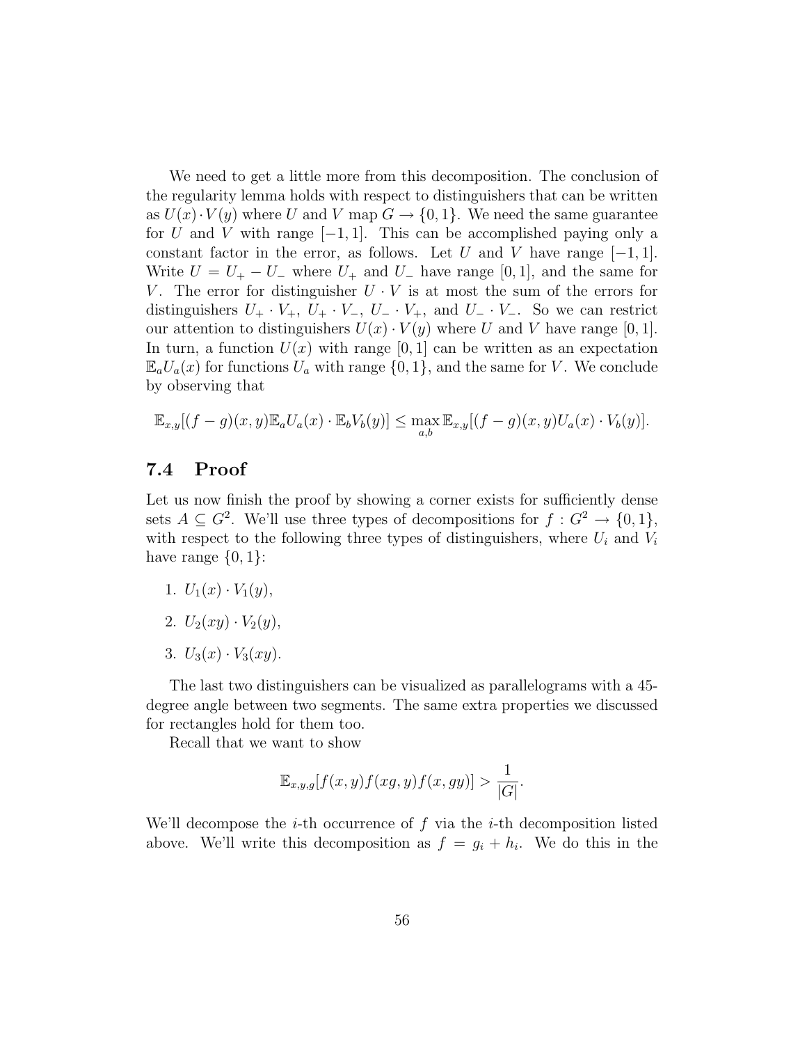We need to get a little more from this decomposition. The conclusion of the regularity lemma holds with respect to distinguishers that can be written as $U(x) \cdot V(y)$ where $U$ and $V$ map $G \to \{0,1\}$. We need the same guarantee for $U$ and $V$ with range $[-1,1]$. This can be accomplished paying only a constant factor in the error, as follows. Let $U$ and $V$ have range $[-1,1]$. Write $U = U_+ - U_-$ where $U_+$ and $U_-$ have range $[0,1]$, and the same for $V$. The error for distinguisher $U \cdot V$ is at most the sum of the errors for distinguishers $U_+ \cdot V_+$, $U_+ \cdot V_-$, $U_- \cdot V_+$, and $U_- \cdot V_-$. So we can restrict our attention to distinguishers $U(x) \cdot V(y)$ where $U$ and $V$ have range $[0,1]$. In turn, a function $U(x)$ with range $[0,1]$ can be written as an expectation $\mathbb{E}_a U_a(x)$ for functions $U_a$ with range $\{0,1\}$, and the same for $V$. We conclude by observing that

$$\mathbb{E}_{x,y}[(f-g)(x,y)\mathbb{E}_a U_a(x) \cdot \mathbb{E}_b V_b(y)] \leq \max_{a,b} \mathbb{E}_{x,y}[(f-g)(x,y) U_a(x) \cdot V_b(y)].$$

## 7.4 Proof

Let us now finish the proof by showing a corner exists for sufficiently dense sets $A \subseteq G^2$. We'll use three types of decompositions for $f : G^2 \to \{0,1\}$, with respect to the following three types of distinguishers, where $U_i$ and $V_i$ have range $\{0,1\}$:

1. $U_1(x) \cdot V_1(y)$,
2. $U_2(xy) \cdot V_2(y)$,
3. $U_3(x) \cdot V_3(xy)$.

The last two distinguishers can be visualized as parallelograms with a 45-degree angle between two segments. The same extra properties we discussed for rectangles hold for them too.

Recall that we want to show

$$\mathbb{E}_{x,y,g}[f(x,y)f(xg,y)f(x,gy)] > \frac{1}{|G|}.$$

We'll decompose the $i$-th occurrence of $f$ via the $i$-th decomposition listed above. We'll write this decomposition as $f = g_i + h_i$. We do this in the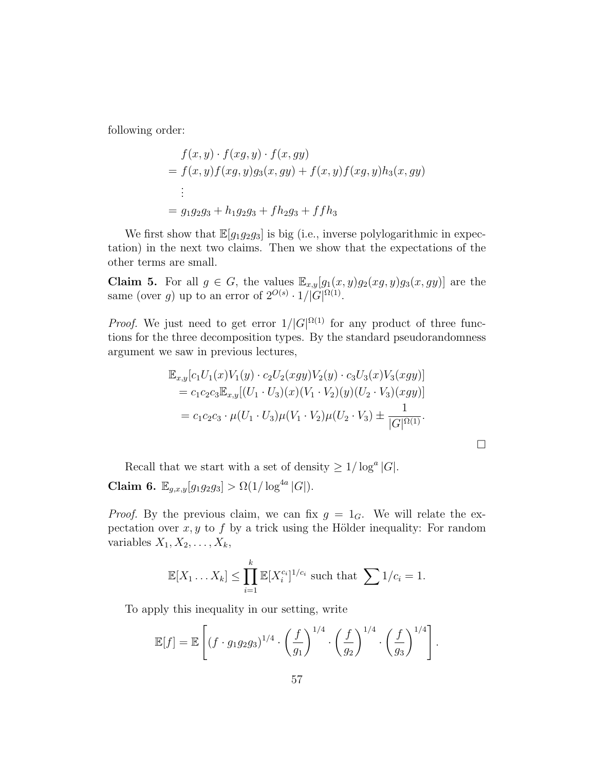following order:

$$
\begin{aligned}
&f(x,y) \cdot f(xg,y) \cdot f(x,gy) \\
&= f(x,y)f(xg,y)g_3(x,gy) + f(x,y)f(xg,y)h_3(x,gy) \\
&\;\;\vdots \\
&= g_1g_2g_3 + h_1g_2g_3 + fh_2g_3 + ffh_3
\end{aligned}
$$

We first show that $\mathbb{E}[g_1g_2g_3]$ is big (i.e., inverse polylogarithmic in expectation) in the next two claims. Then we show that the expectations of the other terms are small.

**Claim 5.** For all $g \in G$, the values $\mathbb{E}_{x,y}[g_1(x,y)g_2(xg,y)g_3(x,gy)]$ are the same (over $g$) up to an error of $2^{O(s)} \cdot 1/|G|^{\Omega(1)}$.

*Proof.* We just need to get error $1/|G|^{\Omega(1)}$ for any product of three functions for the three decomposition types. By the standard pseudorandomness argument we saw in previous lectures,

$$
\begin{aligned}
&\mathbb{E}_{x,y}[c_1U_1(x)V_1(y) \cdot c_2U_2(xgy)V_2(y) \cdot c_3U_3(x)V_3(xgy)] \\
&\quad= c_1c_2c_3\mathbb{E}_{x,y}[(U_1 \cdot U_3)(x)(V_1 \cdot V_2)(y)(U_2 \cdot V_3)(xgy)] \\
&\quad= c_1c_2c_3 \cdot \mu(U_1 \cdot U_3)\mu(V_1 \cdot V_2)\mu(U_2 \cdot V_3) \pm \frac{1}{|G|^{\Omega(1)}}.
\end{aligned}
$$

□

Recall that we start with a set of density $\geq 1/\log^a |G|$.

**Claim 6.** $\mathbb{E}_{g,x,y}[g_1g_2g_3] > \Omega(1/\log^{4a}|G|)$.

*Proof.* By the previous claim, we can fix $g = 1_G$. We will relate the expectation over $x, y$ to $f$ by a trick using the Hölder inequality: For random variables $X_1, X_2, \ldots, X_k$,

$$
\mathbb{E}[X_1 \ldots X_k] \leq \prod_{i=1}^{k} \mathbb{E}[X_i^{c_i}]^{1/c_i} \text{ such that } \sum 1/c_i = 1.
$$

To apply this inequality in our setting, write

$$
\mathbb{E}[f] = \mathbb{E}\left[(f \cdot g_1g_2g_3)^{1/4} \cdot \left(\frac{f}{g_1}\right)^{1/4} \cdot \left(\frac{f}{g_2}\right)^{1/4} \cdot \left(\frac{f}{g_3}\right)^{1/4}\right].
$$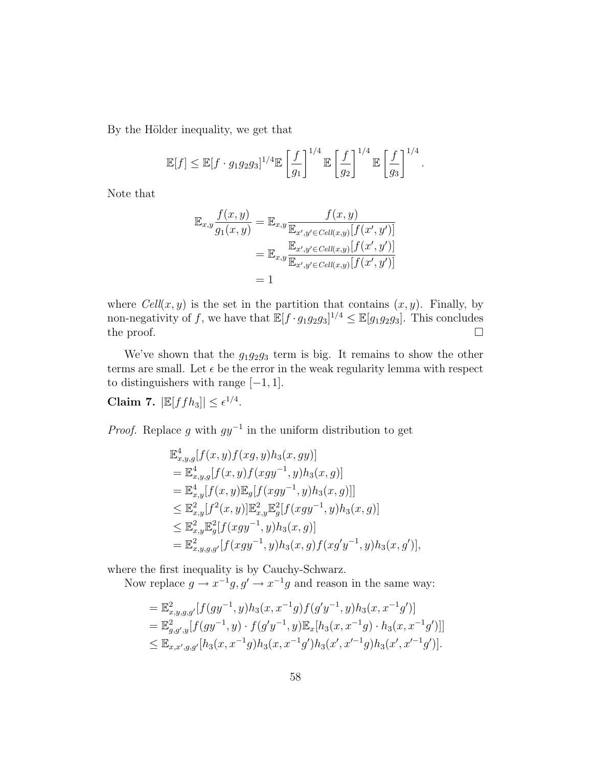By the Hölder inequality, we get that

$$\mathbb{E}[f] \leq \mathbb{E}[f \cdot g_1 g_2 g_3]^{1/4} \mathbb{E}\left[\frac{f}{g_1}\right]^{1/4} \mathbb{E}\left[\frac{f}{g_2}\right]^{1/4} \mathbb{E}\left[\frac{f}{g_3}\right]^{1/4}.$$

Note that

$$\begin{aligned}
\mathbb{E}_{x,y} \frac{f(x,y)}{g_1(x,y)} &= \mathbb{E}_{x,y} \frac{f(x,y)}{\mathbb{E}_{x',y' \in Cell(x,y)}[f(x',y')]} \\
&= \mathbb{E}_{x,y} \frac{\mathbb{E}_{x',y' \in Cell(x,y)}[f(x',y')]}{\mathbb{E}_{x',y' \in Cell(x,y)}[f(x',y')]} \\
&= 1
\end{aligned}$$

where $Cell(x, y)$ is the set in the partition that contains $(x, y)$. Finally, by non-negativity of $f$, we have that $\mathbb{E}[f \cdot g_1 g_2 g_3]^{1/4} \leq \mathbb{E}[g_1 g_2 g_3]$. This concludes the proof. $\square$

We've shown that the $g_1 g_2 g_3$ term is big. It remains to show the other terms are small. Let $\epsilon$ be the error in the weak regularity lemma with respect to distinguishers with range $[-1, 1]$.

**Claim 7.** $|\mathbb{E}[f f h_3]| \leq \epsilon^{1/4}$.

*Proof.* Replace $g$ with $gy^{-1}$ in the uniform distribution to get

$$\begin{aligned}
&\mathbb{E}^4_{x,y,g}[f(x,y) f(xg,y) h_3(x,gy)] \\
&= \mathbb{E}^4_{x,y,g}[f(x,y) f(xgy^{-1},y) h_3(x,g)] \\
&= \mathbb{E}^4_{x,y}[f(x,y) \mathbb{E}_g[f(xgy^{-1},y) h_3(x,g)]] \\
&\leq \mathbb{E}^2_{x,y}[f^2(x,y)] \mathbb{E}^2_{x,y} \mathbb{E}^2_g [f(xgy^{-1},y) h_3(x,g)] \\
&\leq \mathbb{E}^2_{x,y} \mathbb{E}^2_g [f(xgy^{-1},y) h_3(x,g)] \\
&= \mathbb{E}^2_{x,y,g,g'}[f(xgy^{-1},y) h_3(x,g) f(xg'y^{-1},y) h_3(x,g')],
\end{aligned}$$

where the first inequality is by Cauchy-Schwarz.

Now replace $g \to x^{-1}g, g' \to x^{-1}g$ and reason in the same way:

$$\begin{aligned}
&= \mathbb{E}^2_{x,y,g,g'}[f(gy^{-1},y) h_3(x,x^{-1}g) f(g'y^{-1},y) h_3(x,x^{-1}g')] \\
&= \mathbb{E}^2_{g,g',y}[f(gy^{-1},y) \cdot f(g'y^{-1},y) \mathbb{E}_x[h_3(x,x^{-1}g) \cdot h_3(x,x^{-1}g')]] \\
&\leq \mathbb{E}_{x,x',g,g'}[h_3(x,x^{-1}g) h_3(x,x^{-1}g') h_3(x',x'^{-1}g) h_3(x',x'^{-1}g')].
\end{aligned}$$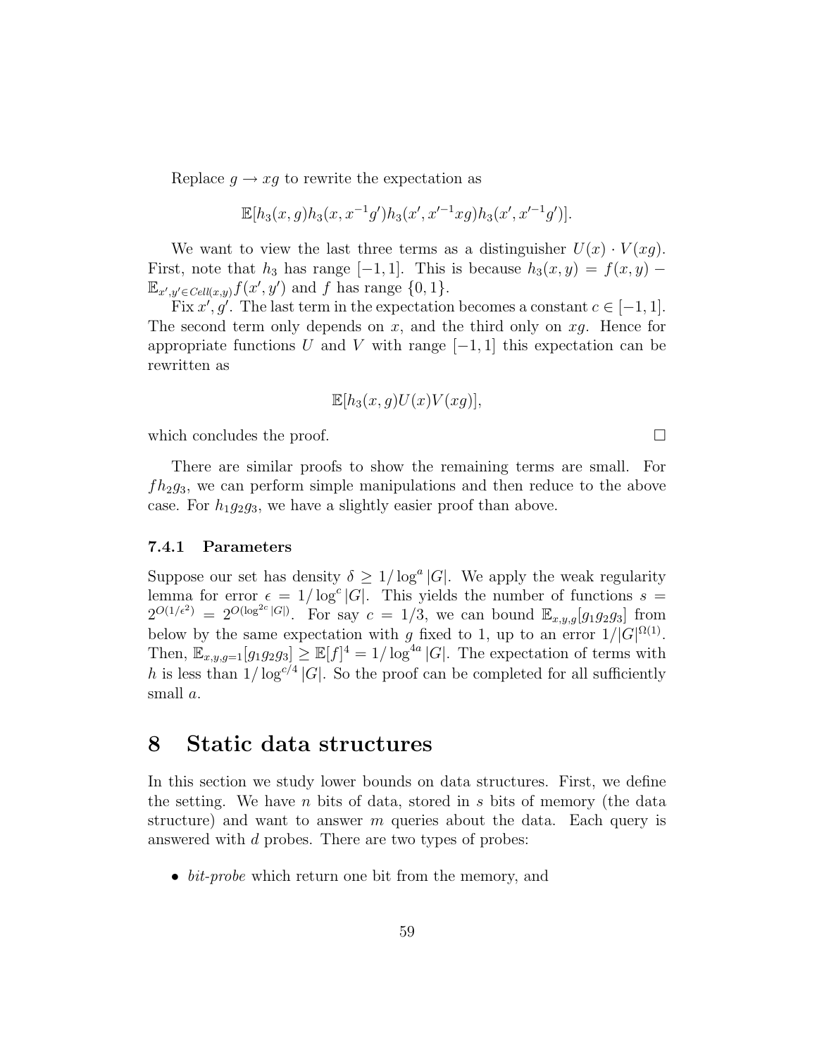Replace $g \to xg$ to rewrite the expectation as

$$\mathbb{E}[h_3(x,g)h_3(x,x^{-1}g')h_3(x',x'^{-1}xg)h_3(x',x'^{-1}g')].$$

We want to view the last three terms as a distinguisher $U(x) \cdot V(xg)$. First, note that $h_3$ has range $[-1,1]$. This is because $h_3(x,y) = f(x,y) - \mathbb{E}_{x',y' \in Cell(x,y)} f(x',y')$ and $f$ has range $\{0,1\}$.

Fix $x', g'$. The last term in the expectation becomes a constant $c \in [-1,1]$. The second term only depends on $x$, and the third only on $xg$. Hence for appropriate functions $U$ and $V$ with range $[-1,1]$ this expectation can be rewritten as

$$\mathbb{E}[h_3(x,g)U(x)V(xg)],$$

which concludes the proof. □

There are similar proofs to show the remaining terms are small. For $fh_2g_3$, we can perform simple manipulations and then reduce to the above case. For $h_1g_2g_3$, we have a slightly easier proof than above.

### 7.4.1 Parameters

Suppose our set has density $\delta \geq 1/\log^a |G|$. We apply the weak regularity lemma for error $\epsilon = 1/\log^c |G|$. This yields the number of functions $s = 2^{O(1/\epsilon^2)} = 2^{O(\log^{2c}|G|)}$. For say $c = 1/3$, we can bound $\mathbb{E}_{x,y,g}[g_1g_2g_3]$ from below by the same expectation with $g$ fixed to 1, up to an error $1/|G|^{\Omega(1)}$. Then, $\mathbb{E}_{x,y,g=1}[g_1g_2g_3] \geq \mathbb{E}[f]^4 = 1/\log^{4a}|G|$. The expectation of terms with $h$ is less than $1/\log^{c/4}|G|$. So the proof can be completed for all sufficiently small $a$.

# 8 Static data structures

In this section we study lower bounds on data structures. First, we define the setting. We have $n$ bits of data, stored in $s$ bits of memory (the data structure) and want to answer $m$ queries about the data. Each query is answered with $d$ probes. There are two types of probes:

- *bit-probe* which return one bit from the memory, and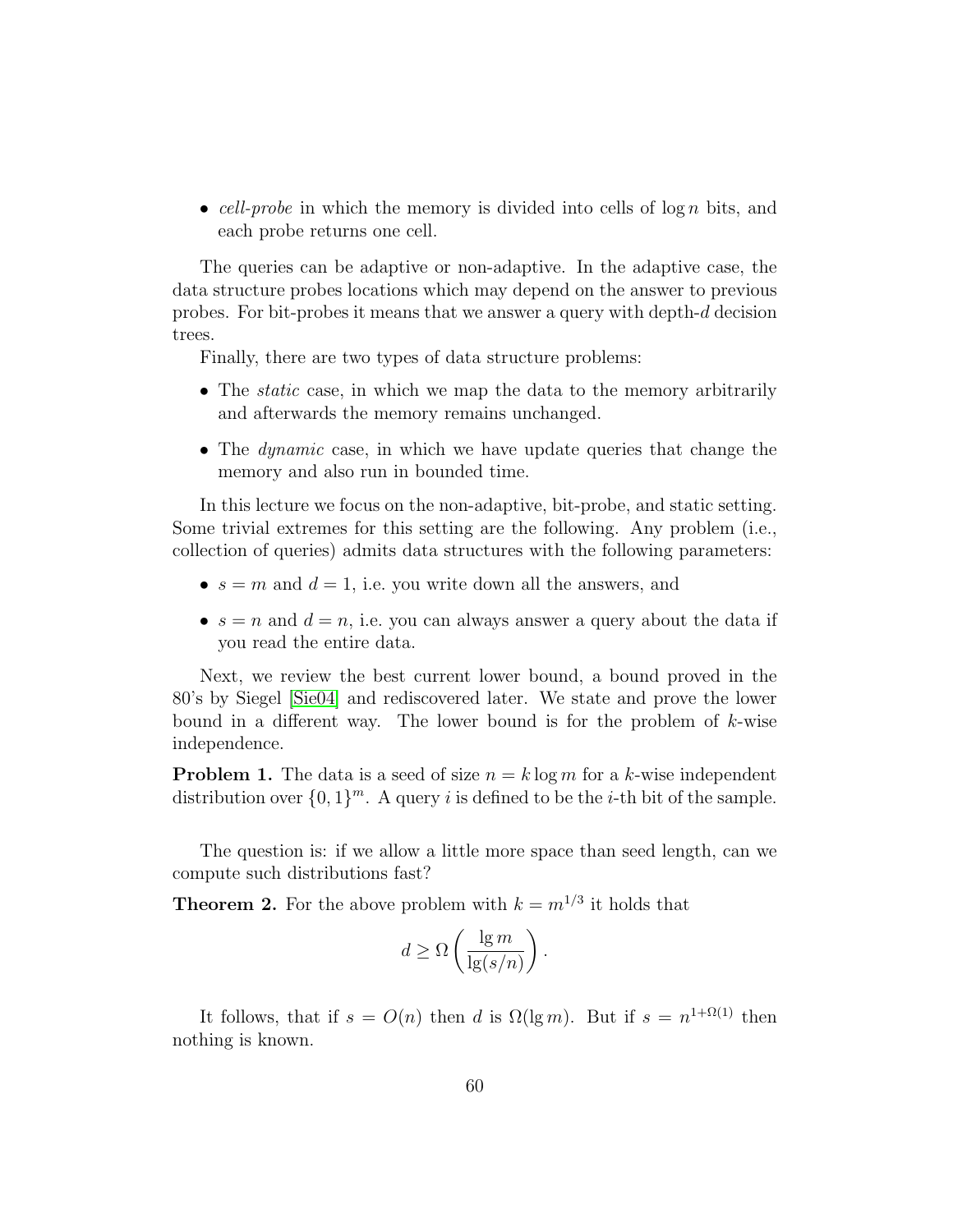- *cell-probe* in which the memory is divided into cells of $\log n$ bits, and each probe returns one cell.

The queries can be adaptive or non-adaptive. In the adaptive case, the data structure probes locations which may depend on the answer to previous probes. For bit-probes it means that we answer a query with depth-$d$ decision trees.

Finally, there are two types of data structure problems:

- The *static* case, in which we map the data to the memory arbitrarily and afterwards the memory remains unchanged.
- The *dynamic* case, in which we have update queries that change the memory and also run in bounded time.

In this lecture we focus on the non-adaptive, bit-probe, and static setting. Some trivial extremes for this setting are the following. Any problem (i.e., collection of queries) admits data structures with the following parameters:

- $s = m$ and $d = 1$, i.e. you write down all the answers, and
- $s = n$ and $d = n$, i.e. you can always answer a query about the data if you read the entire data.

Next, we review the best current lower bound, a bound proved in the 80's by Siegel [Sie04] and rediscovered later. We state and prove the lower bound in a different way. The lower bound is for the problem of $k$-wise independence.

**Problem 1.** The data is a seed of size $n = k \log m$ for a $k$-wise independent distribution over $\{0,1\}^m$. A query $i$ is defined to be the $i$-th bit of the sample.

The question is: if we allow a little more space than seed length, can we compute such distributions fast?

**Theorem 2.** For the above problem with $k = m^{1/3}$ it holds that

$$d \geq \Omega\left(\frac{\lg m}{\lg(s/n)}\right).$$

It follows, that if $s = O(n)$ then $d$ is $\Omega(\lg m)$. But if $s = n^{1+\Omega(1)}$ then nothing is known.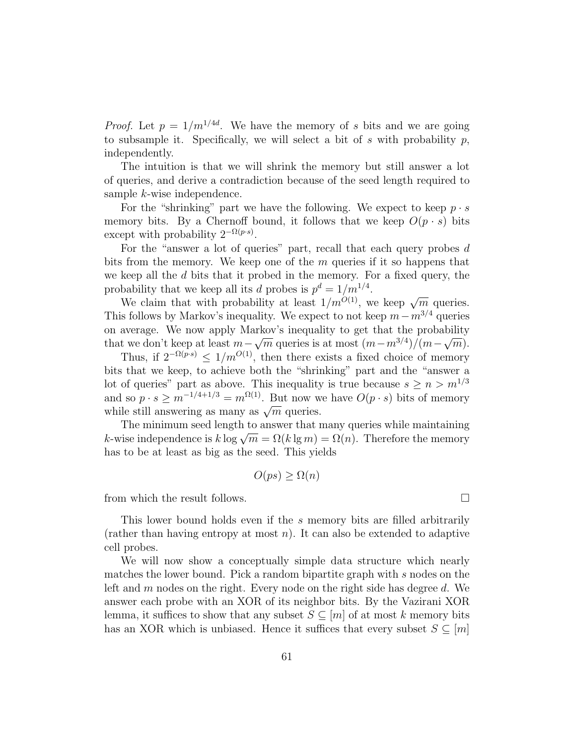*Proof.* Let $p = 1/m^{1/4d}$. We have the memory of $s$ bits and we are going to subsample it. Specifically, we will select a bit of $s$ with probability $p$, independently.

The intuition is that we will shrink the memory but still answer a lot of queries, and derive a contradiction because of the seed length required to sample $k$-wise independence.

For the "shrinking" part we have the following. We expect to keep $p \cdot s$ memory bits. By a Chernoff bound, it follows that we keep $O(p \cdot s)$ bits except with probability $2^{-\Omega(p \cdot s)}$.

For the "answer a lot of queries" part, recall that each query probes $d$ bits from the memory. We keep one of the $m$ queries if it so happens that we keep all the $d$ bits that it probed in the memory. For a fixed query, the probability that we keep all its $d$ probes is $p^d = 1/m^{1/4}$.

We claim that with probability at least $1/m^{O(1)}$, we keep $\sqrt{m}$ queries. This follows by Markov's inequality. We expect to not keep $m - m^{3/4}$ queries on average. We now apply Markov's inequality to get that the probability that we don't keep at least $m - \sqrt{m}$ queries is at most $(m - m^{3/4})/(m - \sqrt{m})$.

Thus, if $2^{-\Omega(p \cdot s)} \leq 1/m^{O(1)}$, then there exists a fixed choice of memory bits that we keep, to achieve both the "shrinking" part and the "answer a lot of queries" part as above. This inequality is true because $s \geq n > m^{1/3}$ and so $p \cdot s \geq m^{-1/4+1/3} = m^{\Omega(1)}$. But now we have $O(p \cdot s)$ bits of memory while still answering as many as $\sqrt{m}$ queries.

The minimum seed length to answer that many queries while maintaining $k$-wise independence is $k \log \sqrt{m} = \Omega(k \lg m) = \Omega(n)$. Therefore the memory has to be at least as big as the seed. This yields

$$O(ps) \geq \Omega(n)$$

from which the result follows. □

This lower bound holds even if the $s$ memory bits are filled arbitrarily (rather than having entropy at most $n$). It can also be extended to adaptive cell probes.

We will now show a conceptually simple data structure which nearly matches the lower bound. Pick a random bipartite graph with $s$ nodes on the left and $m$ nodes on the right. Every node on the right side has degree $d$. We answer each probe with an XOR of its neighbor bits. By the Vazirani XOR lemma, it suffices to show that any subset $S \subseteq [m]$ of at most $k$ memory bits has an XOR which is unbiased. Hence it suffices that every subset $S \subseteq [m]$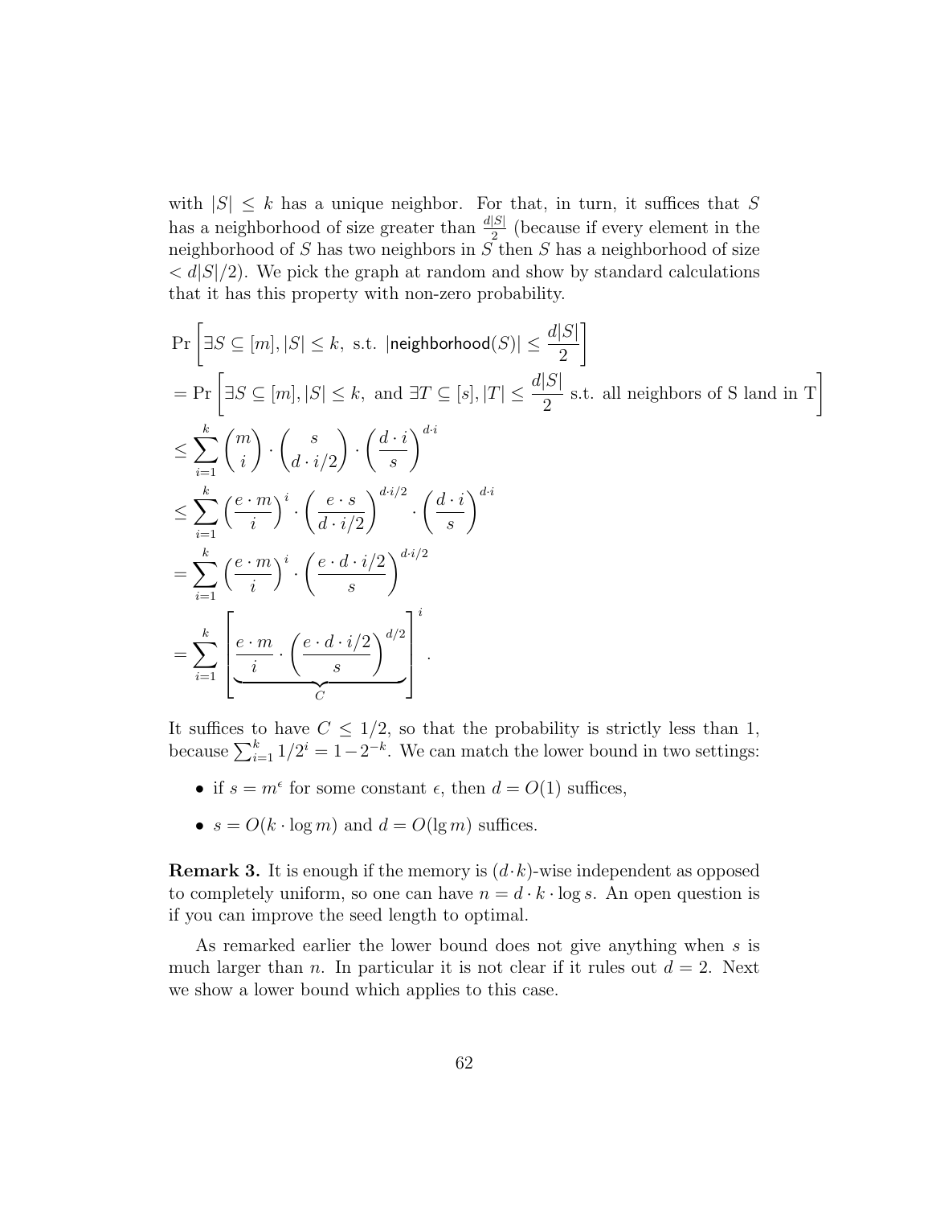with $|S| \leq k$ has a unique neighbor. For that, in turn, it suffices that $S$ has a neighborhood of size greater than $\frac{d|S|}{2}$ (because if every element in the neighborhood of $S$ has two neighbors in $S$ then $S$ has a neighborhood of size $< d|S|/2$). We pick the graph at random and show by standard calculations that it has this property with non-zero probability.

$$
\begin{aligned}
&\Pr\left[\exists S \subseteq [m], |S| \leq k, \text{ s.t. } |\mathsf{neighborhood}(S)| \leq \frac{d|S|}{2}\right] \\
&= \Pr\left[\exists S \subseteq [m], |S| \leq k, \text{ and } \exists T \subseteq [s], |T| \leq \frac{d|S|}{2} \text{ s.t. all neighbors of S land in T}\right] \\
&\leq \sum_{i=1}^{k} \binom{m}{i} \cdot \binom{s}{d \cdot i/2} \cdot \left(\frac{d \cdot i}{s}\right)^{d \cdot i} \\
&\leq \sum_{i=1}^{k} \left(\frac{e \cdot m}{i}\right)^{i} \cdot \left(\frac{e \cdot s}{d \cdot i/2}\right)^{d \cdot i/2} \cdot \left(\frac{d \cdot i}{s}\right)^{d \cdot i} \\
&= \sum_{i=1}^{k} \left(\frac{e \cdot m}{i}\right)^{i} \cdot \left(\frac{e \cdot d \cdot i/2}{s}\right)^{d \cdot i/2} \\
&= \sum_{i=1}^{k} \Bigg[\underbrace{\frac{e \cdot m}{i} \cdot \left(\frac{e \cdot d \cdot i/2}{s}\right)^{d/2}}_{C}\Bigg]^{i}.
\end{aligned}
$$

It suffices to have $C \leq 1/2$, so that the probability is strictly less than 1, because $\sum_{i=1}^{k} 1/2^i = 1 - 2^{-k}$. We can match the lower bound in two settings:

- if $s = m^{\epsilon}$ for some constant $\epsilon$, then $d = O(1)$ suffices,
- $s = O(k \cdot \log m)$ and $d = O(\lg m)$ suffices.

**Remark 3.** It is enough if the memory is $(d \cdot k)$-wise independent as opposed to completely uniform, so one can have $n = d \cdot k \cdot \log s$. An open question is if you can improve the seed length to optimal.

As remarked earlier the lower bound does not give anything when $s$ is much larger than $n$. In particular it is not clear if it rules out $d = 2$. Next we show a lower bound which applies to this case.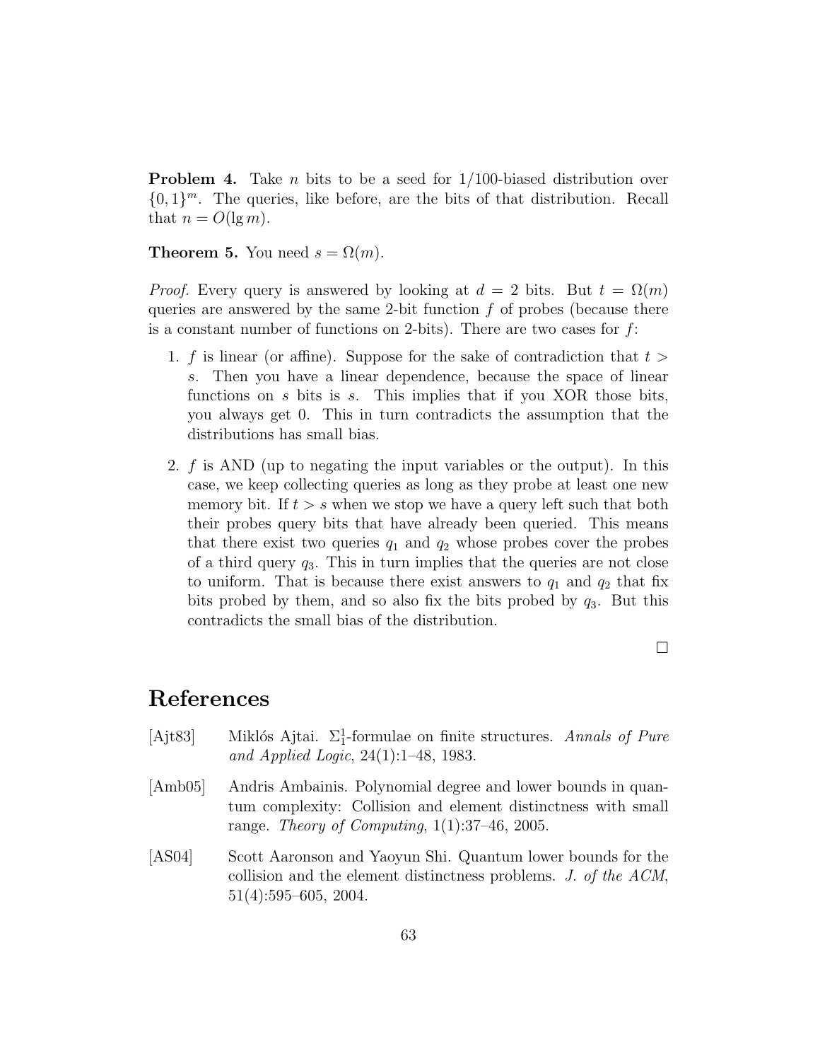**Problem 4.** Take $n$ bits to be a seed for 1/100-biased distribution over $\{0,1\}^m$. The queries, like before, are the bits of that distribution. Recall that $n = O(\lg m)$.

**Theorem 5.** You need $s = \Omega(m)$.

*Proof.* Every query is answered by looking at $d = 2$ bits. But $t = \Omega(m)$ queries are answered by the same 2-bit function $f$ of probes (because there is a constant number of functions on 2-bits). There are two cases for $f$:

1. $f$ is linear (or affine). Suppose for the sake of contradiction that $t > s$. Then you have a linear dependence, because the space of linear functions on $s$ bits is $s$. This implies that if you XOR those bits, you always get 0. This in turn contradicts the assumption that the distributions has small bias.

2. $f$ is AND (up to negating the input variables or the output). In this case, we keep collecting queries as long as they probe at least one new memory bit. If $t > s$ when we stop we have a query left such that both their probes query bits that have already been queried. This means that there exist two queries $q_1$ and $q_2$ whose probes cover the probes of a third query $q_3$. This in turn implies that the queries are not close to uniform. That is because there exist answers to $q_1$ and $q_2$ that fix bits probed by them, and so also fix the bits probed by $q_3$. But this contradicts the small bias of the distribution.

□

# References

[Ajt83] Miklós Ajtai. $\Sigma_1^1$-formulae on finite structures. *Annals of Pure and Applied Logic*, 24(1):1–48, 1983.

[Amb05] Andris Ambainis. Polynomial degree and lower bounds in quantum complexity: Collision and element distinctness with small range. *Theory of Computing*, 1(1):37–46, 2005.

[AS04] Scott Aaronson and Yaoyun Shi. Quantum lower bounds for the collision and the element distinctness problems. *J. of the ACM*, 51(4):595–605, 2004.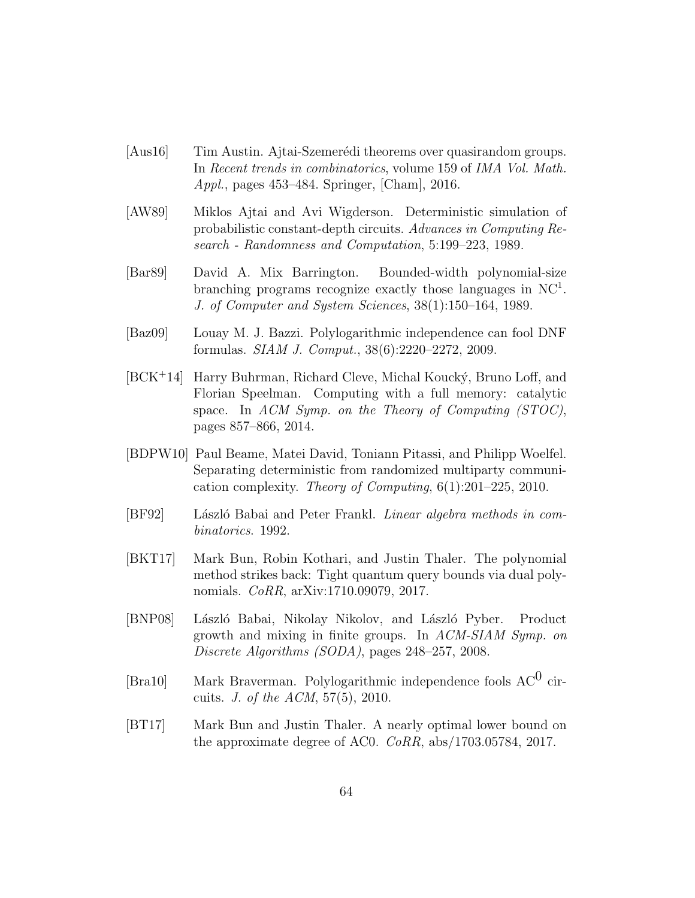- [Aus16] Tim Austin. Ajtai-Szemerédi theorems over quasirandom groups. In *Recent trends in combinatorics*, volume 159 of *IMA Vol. Math. Appl.*, pages 453–484. Springer, [Cham], 2016.

- [AW89] Miklos Ajtai and Avi Wigderson. Deterministic simulation of probabilistic constant-depth circuits. *Advances in Computing Research - Randomness and Computation*, 5:199–223, 1989.

- [Bar89] David A. Mix Barrington. Bounded-width polynomial-size branching programs recognize exactly those languages in $\mathrm{NC}^1$. *J. of Computer and System Sciences*, 38(1):150–164, 1989.

- [Baz09] Louay M. J. Bazzi. Polylogarithmic independence can fool DNF formulas. *SIAM J. Comput.*, 38(6):2220–2272, 2009.

- [BCK+14] Harry Buhrman, Richard Cleve, Michal Koucký, Bruno Loff, and Florian Speelman. Computing with a full memory: catalytic space. In *ACM Symp. on the Theory of Computing (STOC)*, pages 857–866, 2014.

- [BDPW10] Paul Beame, Matei David, Toniann Pitassi, and Philipp Woelfel. Separating deterministic from randomized multiparty communication complexity. *Theory of Computing*, 6(1):201–225, 2010.

- [BF92] László Babai and Peter Frankl. *Linear algebra methods in combinatorics*. 1992.

- [BKT17] Mark Bun, Robin Kothari, and Justin Thaler. The polynomial method strikes back: Tight quantum query bounds via dual polynomials. *CoRR*, arXiv:1710.09079, 2017.

- [BNP08] László Babai, Nikolay Nikolov, and László Pyber. Product growth and mixing in finite groups. In *ACM-SIAM Symp. on Discrete Algorithms (SODA)*, pages 248–257, 2008.

- [Bra10] Mark Braverman. Polylogarithmic independence fools $\mathrm{AC}^0$ circuits. *J. of the ACM*, 57(5), 2010.

- [BT17] Mark Bun and Justin Thaler. A nearly optimal lower bound on the approximate degree of AC0. *CoRR*, abs/1703.05784, 2017.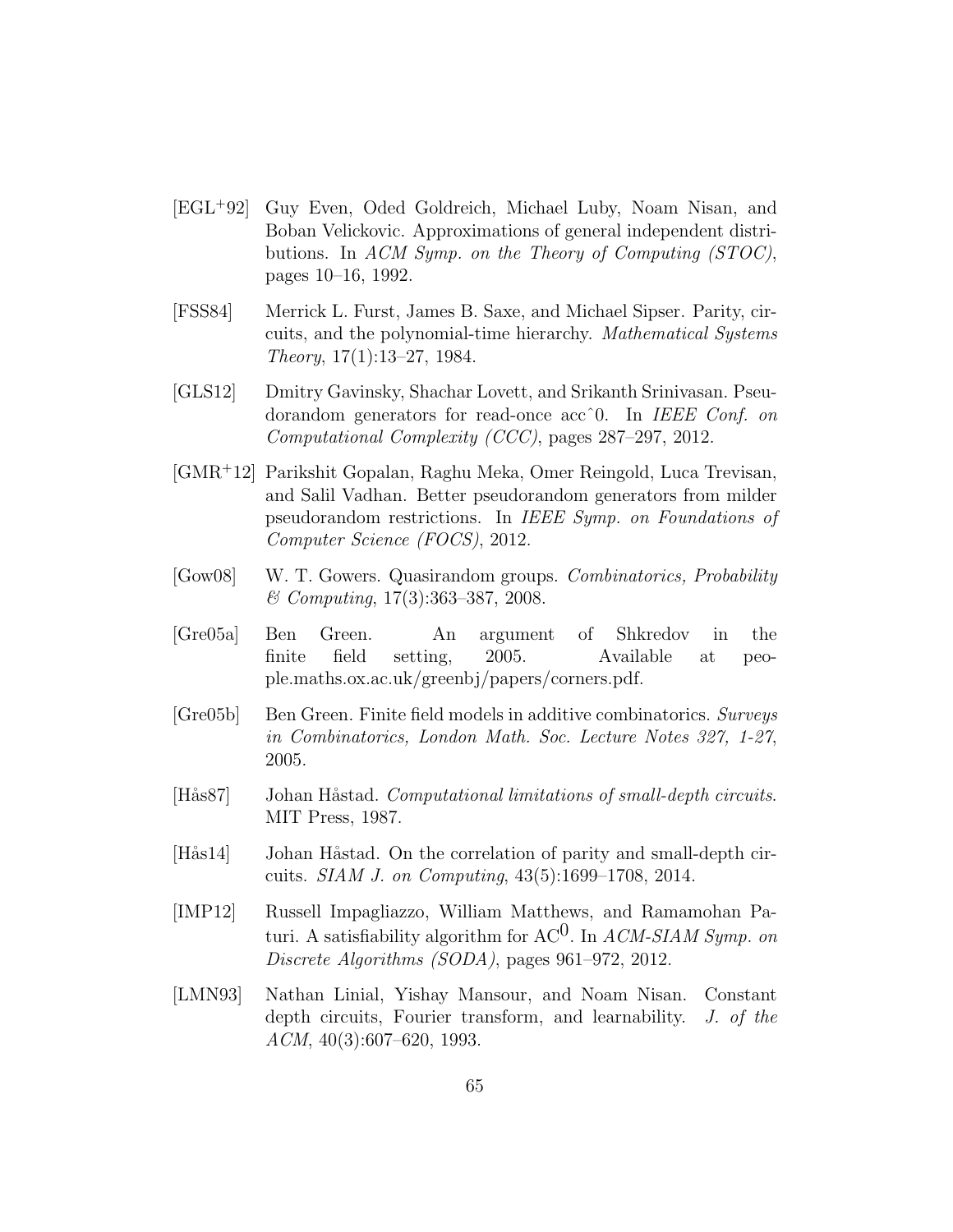- [EGL+92] Guy Even, Oded Goldreich, Michael Luby, Noam Nisan, and Boban Velickovic. Approximations of general independent distributions. In *ACM Symp. on the Theory of Computing (STOC)*, pages 10–16, 1992.

- [FSS84] Merrick L. Furst, James B. Saxe, and Michael Sipser. Parity, circuits, and the polynomial-time hierarchy. *Mathematical Systems Theory*, 17(1):13–27, 1984.

- [GLS12] Dmitry Gavinsky, Shachar Lovett, and Srikanth Srinivasan. Pseudorandom generators for read-once accˆ0. In *IEEE Conf. on Computational Complexity (CCC)*, pages 287–297, 2012.

- [GMR+12] Parikshit Gopalan, Raghu Meka, Omer Reingold, Luca Trevisan, and Salil Vadhan. Better pseudorandom generators from milder pseudorandom restrictions. In *IEEE Symp. on Foundations of Computer Science (FOCS)*, 2012.

- [Gow08] W. T. Gowers. Quasirandom groups. *Combinatorics, Probability & Computing*, 17(3):363–387, 2008.

- [Gre05a] Ben Green. An argument of Shkredov in the finite field setting, 2005. Available at people.maths.ox.ac.uk/greenbj/papers/corners.pdf.

- [Gre05b] Ben Green. Finite field models in additive combinatorics. *Surveys in Combinatorics, London Math. Soc. Lecture Notes 327, 1-27*, 2005.

- [Hås87] Johan Håstad. *Computational limitations of small-depth circuits*. MIT Press, 1987.

- [Hås14] Johan Håstad. On the correlation of parity and small-depth circuits. *SIAM J. on Computing*, 43(5):1699–1708, 2014.

- [IMP12] Russell Impagliazzo, William Matthews, and Ramamohan Paturi. A satisfiability algorithm for $\mathrm{AC}^0$. In *ACM-SIAM Symp. on Discrete Algorithms (SODA)*, pages 961–972, 2012.

- [LMN93] Nathan Linial, Yishay Mansour, and Noam Nisan. Constant depth circuits, Fourier transform, and learnability. *J. of the ACM*, 40(3):607–620, 1993.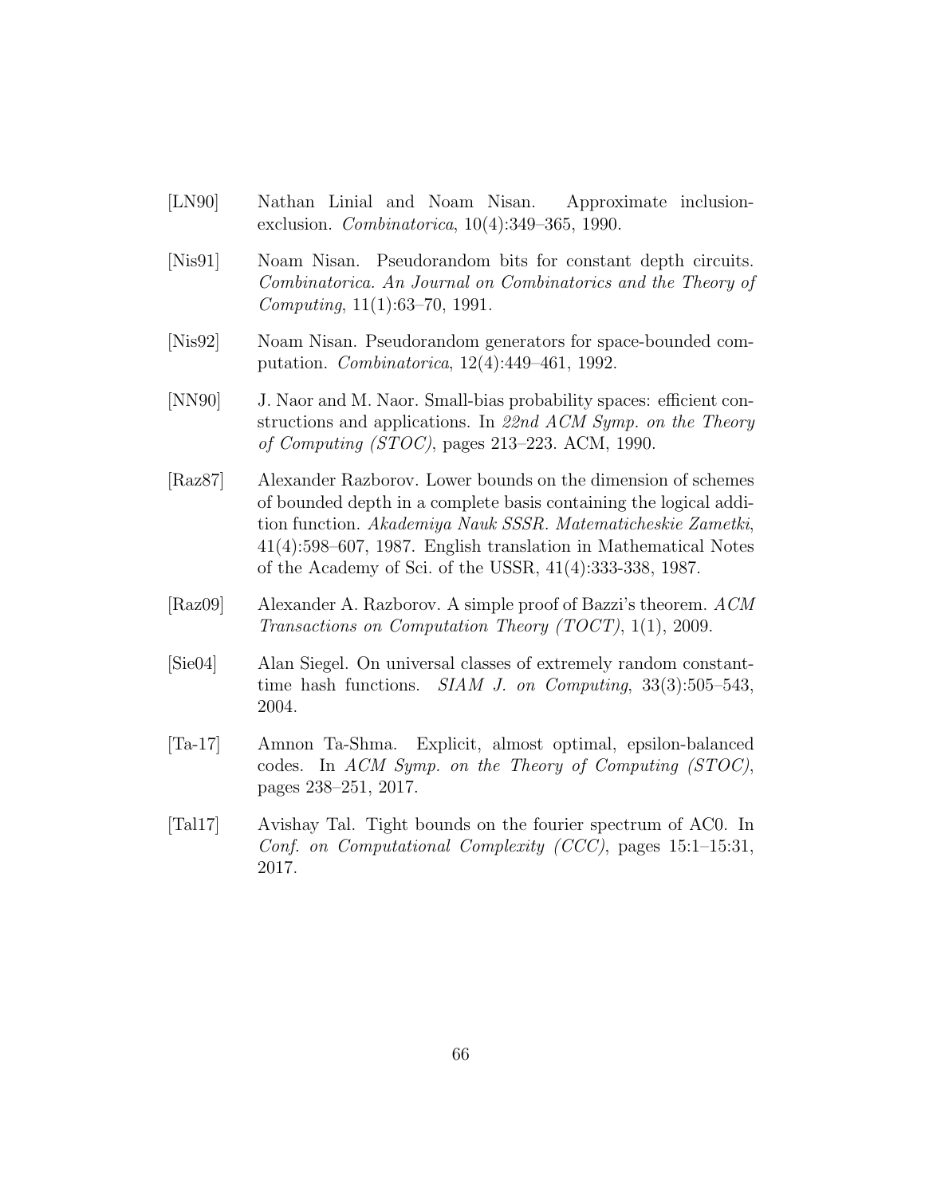[LN90] Nathan Linial and Noam Nisan. Approximate inclusion-exclusion. *Combinatorica*, 10(4):349–365, 1990.

[Nis91] Noam Nisan. Pseudorandom bits for constant depth circuits. *Combinatorica. An Journal on Combinatorics and the Theory of Computing*, 11(1):63–70, 1991.

[Nis92] Noam Nisan. Pseudorandom generators for space-bounded computation. *Combinatorica*, 12(4):449–461, 1992.

[NN90] J. Naor and M. Naor. Small-bias probability spaces: efficient constructions and applications. In *22nd ACM Symp. on the Theory of Computing (STOC)*, pages 213–223. ACM, 1990.

[Raz87] Alexander Razborov. Lower bounds on the dimension of schemes of bounded depth in a complete basis containing the logical addition function. *Akademiya Nauk SSSR. Matematicheskie Zametki*, 41(4):598–607, 1987. English translation in Mathematical Notes of the Academy of Sci. of the USSR, 41(4):333-338, 1987.

[Raz09] Alexander A. Razborov. A simple proof of Bazzi's theorem. *ACM Transactions on Computation Theory (TOCT)*, 1(1), 2009.

[Sie04] Alan Siegel. On universal classes of extremely random constant-time hash functions. *SIAM J. on Computing*, 33(3):505–543, 2004.

[Ta-17] Amnon Ta-Shma. Explicit, almost optimal, epsilon-balanced codes. In *ACM Symp. on the Theory of Computing (STOC)*, pages 238–251, 2017.

[Tal17] Avishay Tal. Tight bounds on the fourier spectrum of AC0. In *Conf. on Computational Complexity (CCC)*, pages 15:1–15:31, 2017.